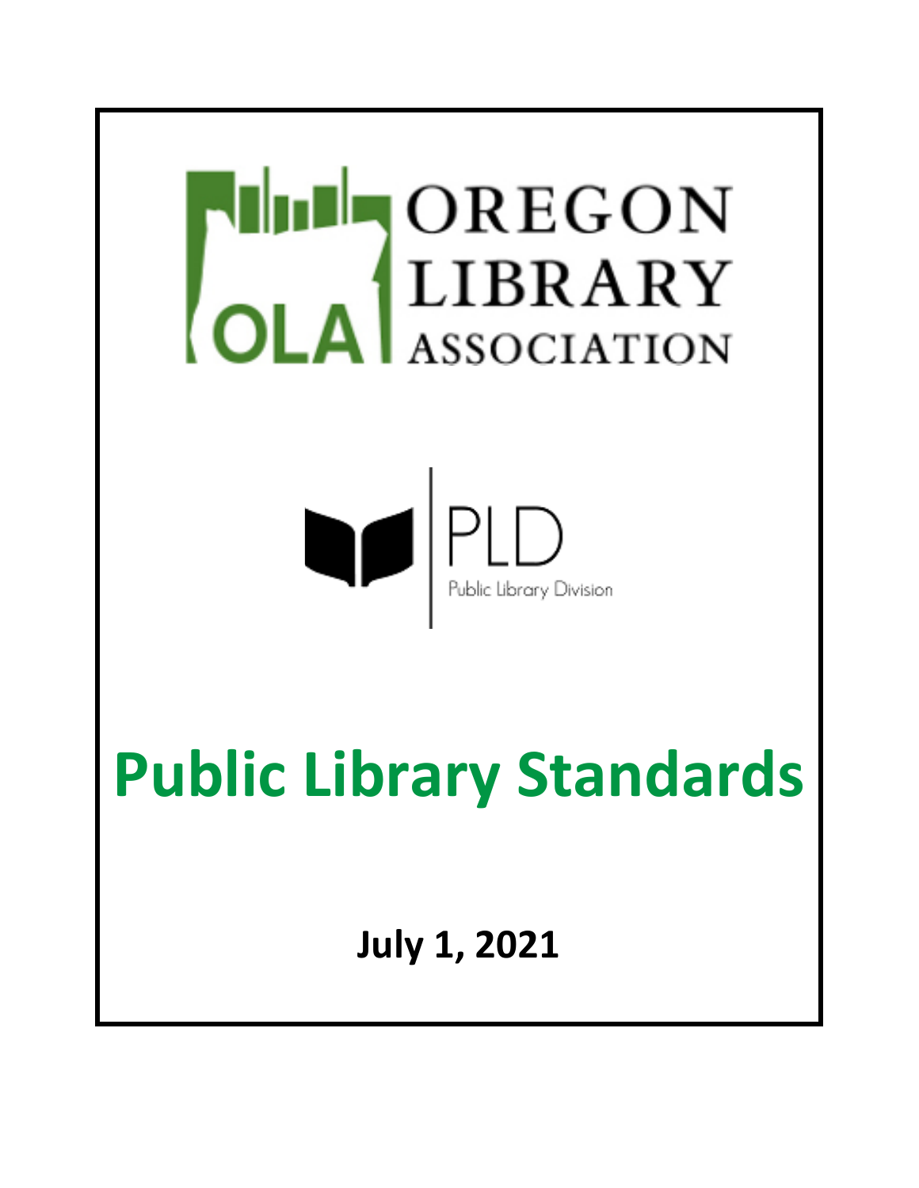OREGON LIBRARY ASSOCIATION

PLD

Public Library Division

# Public Library Standards

**July 1, 2021**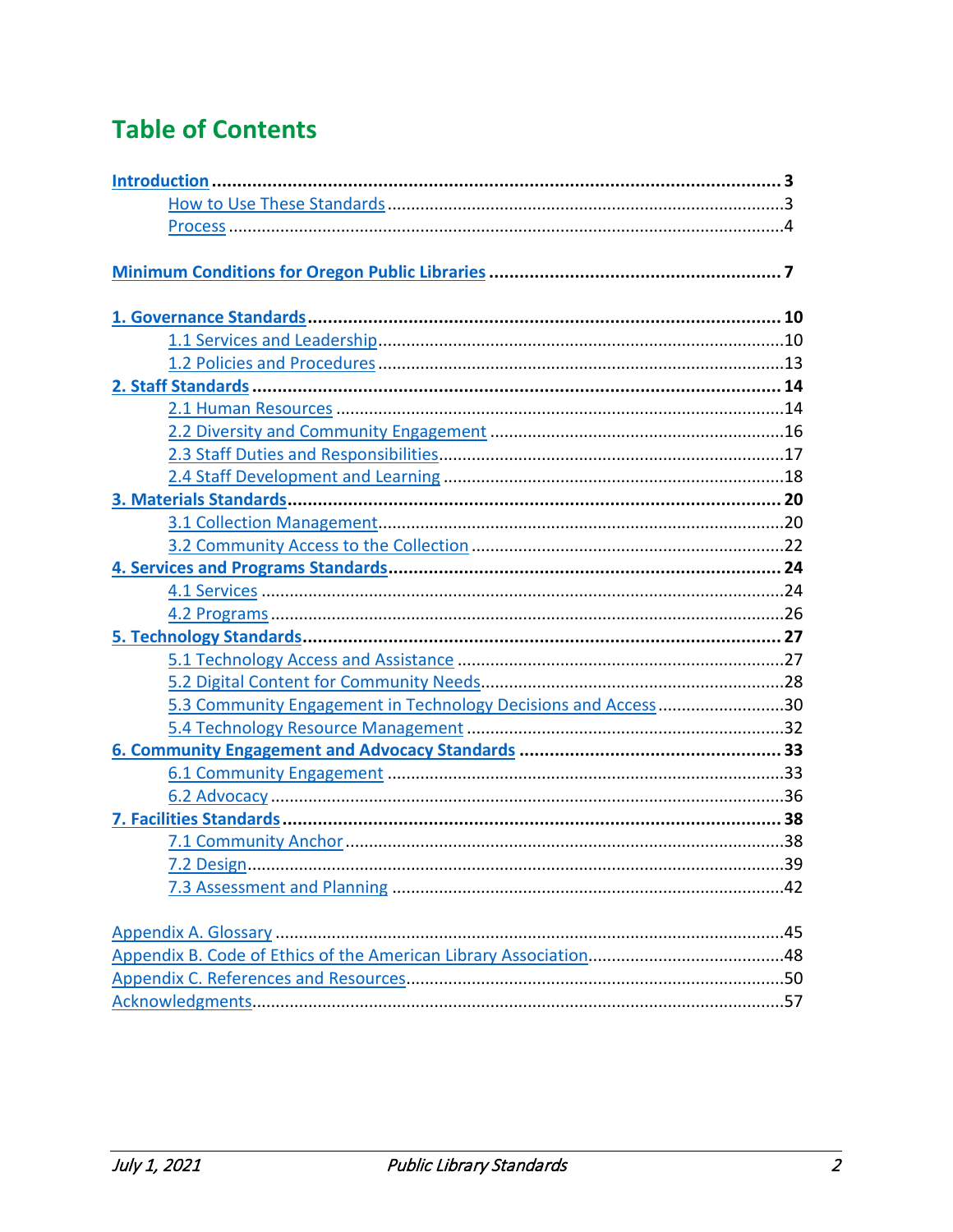# Table of Contents

**Introduction** .... **3**
- How to Use These Standards .... 3
- Process .... 4

**Minimum Conditions for Oregon Public Libraries** .... **7**

**1. Governance Standards** .... **10**
- 1.1 Services and Leadership .... 10
- 1.2 Policies and Procedures .... 13

**2. Staff Standards** .... **14**
- 2.1 Human Resources .... 14
- 2.2 Diversity and Community Engagement .... 16
- 2.3 Staff Duties and Responsibilities .... 17
- 2.4 Staff Development and Learning .... 18

**3. Materials Standards** .... **20**
- 3.1 Collection Management .... 20
- 3.2 Community Access to the Collection .... 22

**4. Services and Programs Standards** .... **24**
- 4.1 Services .... 24
- 4.2 Programs .... 26

**5. Technology Standards** .... **27**
- 5.1 Technology Access and Assistance .... 27
- 5.2 Digital Content for Community Needs .... 28
- 5.3 Community Engagement in Technology Decisions and Access .... 30
- 5.4 Technology Resource Management .... 32

**6. Community Engagement and Advocacy Standards** .... **33**
- 6.1 Community Engagement .... 33
- 6.2 Advocacy .... 36

**7. Facilities Standards** .... **38**
- 7.1 Community Anchor .... 38
- 7.2 Design .... 39
- 7.3 Assessment and Planning .... 42

Appendix A. Glossary .... 45

Appendix B. Code of Ethics of the American Library Association .... 48

Appendix C. References and Resources .... 50

Acknowledgments .... 57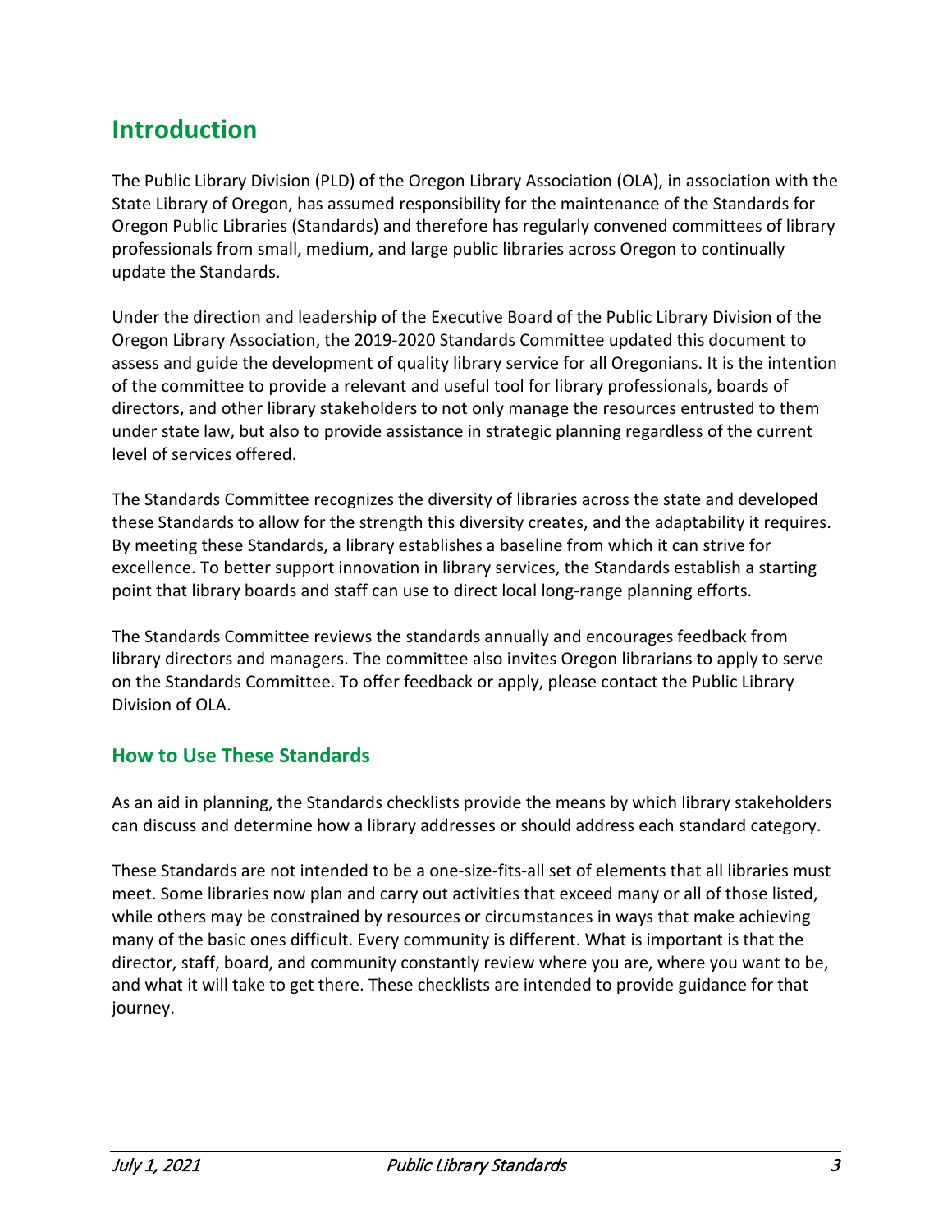# Introduction

The Public Library Division (PLD) of the Oregon Library Association (OLA), in association with the State Library of Oregon, has assumed responsibility for the maintenance of the Standards for Oregon Public Libraries (Standards) and therefore has regularly convened committees of library professionals from small, medium, and large public libraries across Oregon to continually update the Standards.

Under the direction and leadership of the Executive Board of the Public Library Division of the Oregon Library Association, the 2019-2020 Standards Committee updated this document to assess and guide the development of quality library service for all Oregonians. It is the intention of the committee to provide a relevant and useful tool for library professionals, boards of directors, and other library stakeholders to not only manage the resources entrusted to them under state law, but also to provide assistance in strategic planning regardless of the current level of services offered.

The Standards Committee recognizes the diversity of libraries across the state and developed these Standards to allow for the strength this diversity creates, and the adaptability it requires. By meeting these Standards, a library establishes a baseline from which it can strive for excellence. To better support innovation in library services, the Standards establish a starting point that library boards and staff can use to direct local long-range planning efforts.

The Standards Committee reviews the standards annually and encourages feedback from library directors and managers. The committee also invites Oregon librarians to apply to serve on the Standards Committee. To offer feedback or apply, please contact the Public Library Division of OLA.

## How to Use These Standards

As an aid in planning, the Standards checklists provide the means by which library stakeholders can discuss and determine how a library addresses or should address each standard category.

These Standards are not intended to be a one-size-fits-all set of elements that all libraries must meet. Some libraries now plan and carry out activities that exceed many or all of those listed, while others may be constrained by resources or circumstances in ways that make achieving many of the basic ones difficult. Every community is different. What is important is that the director, staff, board, and community constantly review where you are, where you want to be, and what it will take to get there. These checklists are intended to provide guidance for that journey.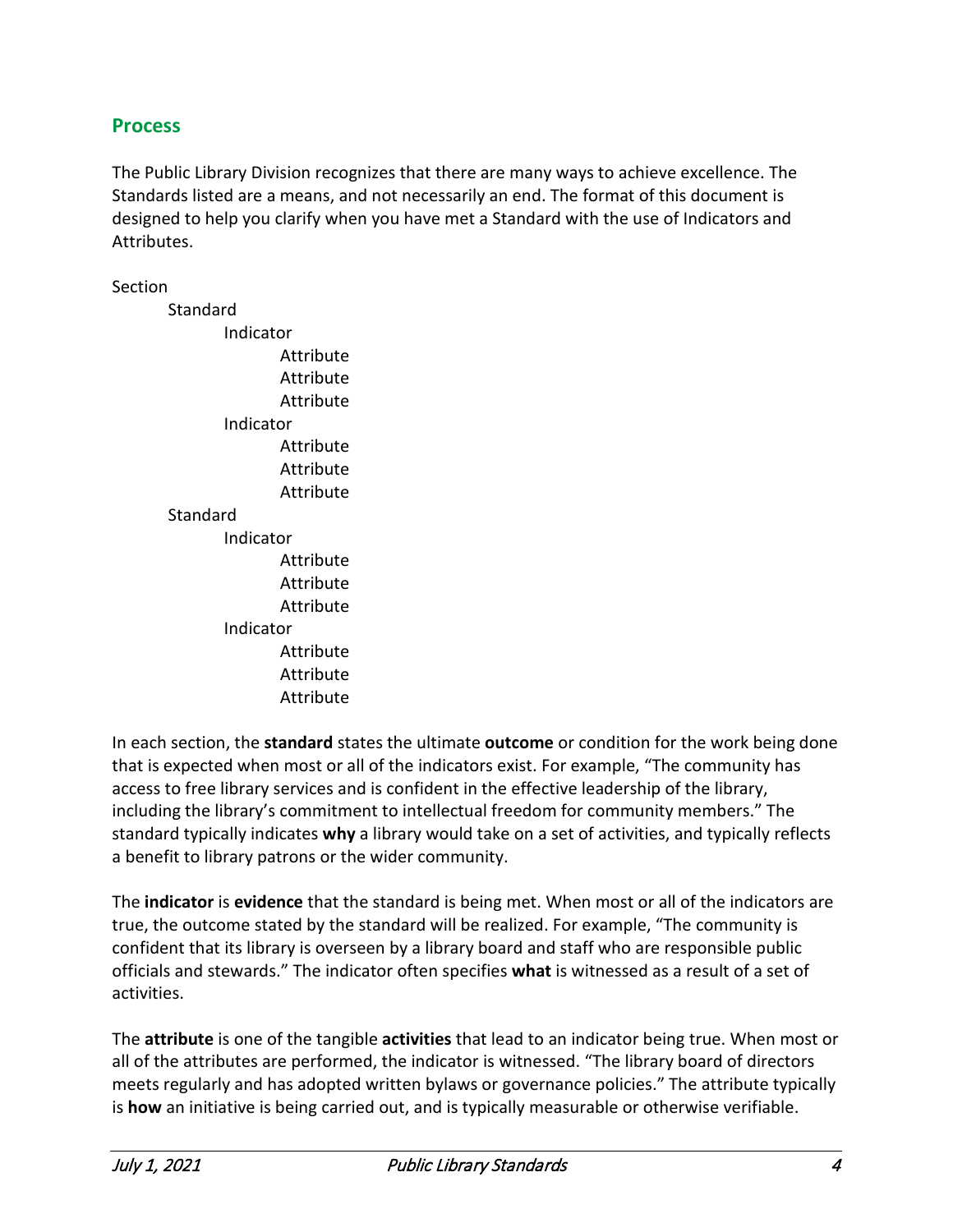## Process

The Public Library Division recognizes that there are many ways to achieve excellence. The Standards listed are a means, and not necessarily an end. The format of this document is designed to help you clarify when you have met a Standard with the use of Indicators and Attributes.

- Section
  - Standard
    - Indicator
      - Attribute
      - Attribute
      - Attribute
    - Indicator
      - Attribute
      - Attribute
      - Attribute
  - Standard
    - Indicator
      - Attribute
      - Attribute
      - Attribute
    - Indicator
      - Attribute
      - Attribute
      - Attribute

In each section, the **standard** states the ultimate **outcome** or condition for the work being done that is expected when most or all of the indicators exist. For example, "The community has access to free library services and is confident in the effective leadership of the library, including the library's commitment to intellectual freedom for community members." The standard typically indicates **why** a library would take on a set of activities, and typically reflects a benefit to library patrons or the wider community.

The **indicator** is **evidence** that the standard is being met. When most or all of the indicators are true, the outcome stated by the standard will be realized. For example, "The community is confident that its library is overseen by a library board and staff who are responsible public officials and stewards." The indicator often specifies **what** is witnessed as a result of a set of activities.

The **attribute** is one of the tangible **activities** that lead to an indicator being true. When most or all of the attributes are performed, the indicator is witnessed. "The library board of directors meets regularly and has adopted written bylaws or governance policies." The attribute typically is **how** an initiative is being carried out, and is typically measurable or otherwise verifiable.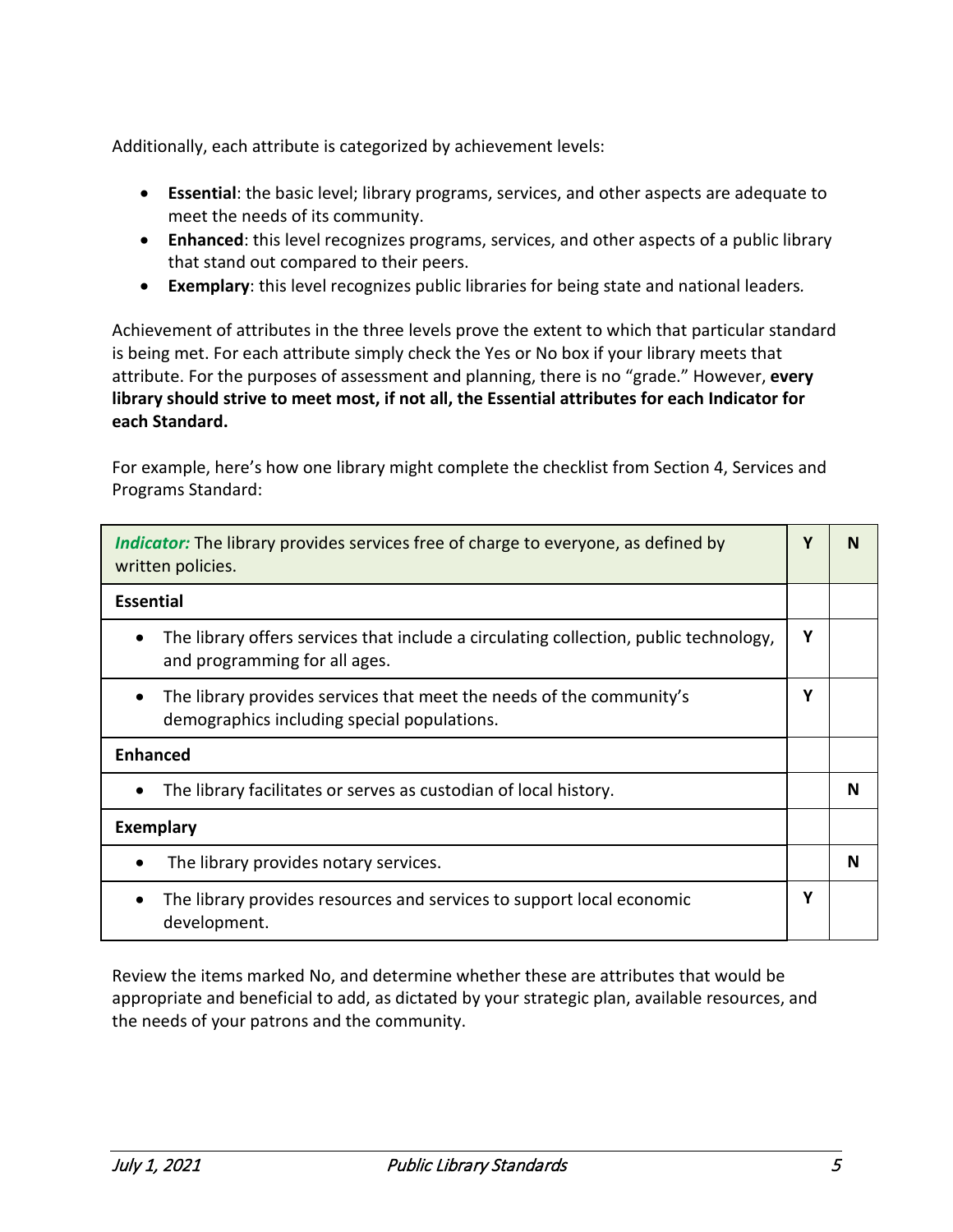Additionally, each attribute is categorized by achievement levels:

- **Essential**: the basic level; library programs, services, and other aspects are adequate to meet the needs of its community.
- **Enhanced**: this level recognizes programs, services, and other aspects of a public library that stand out compared to their peers.
- **Exemplary**: this level recognizes public libraries for being state and national leaders.

Achievement of attributes in the three levels prove the extent to which that particular standard is being met. For each attribute simply check the Yes or No box if your library meets that attribute. For the purposes of assessment and planning, there is no "grade." However, **every library should strive to meet most, if not all, the Essential attributes for each Indicator for each Standard.**

For example, here's how one library might complete the checklist from Section 4, Services and Programs Standard:

| *Indicator:* The library provides services free of charge to everyone, as defined by written policies. | Y | N |
|---|---|---|
| **Essential** | | |
| • The library offers services that include a circulating collection, public technology, and programming for all ages. | Y | |
| • The library provides services that meet the needs of the community's demographics including special populations. | Y | |
| **Enhanced** | | |
| • The library facilitates or serves as custodian of local history. | | N |
| **Exemplary** | | |
| • The library provides notary services. | | N |
| • The library provides resources and services to support local economic development. | Y | |

Review the items marked No, and determine whether these are attributes that would be appropriate and beneficial to add, as dictated by your strategic plan, available resources, and the needs of your patrons and the community.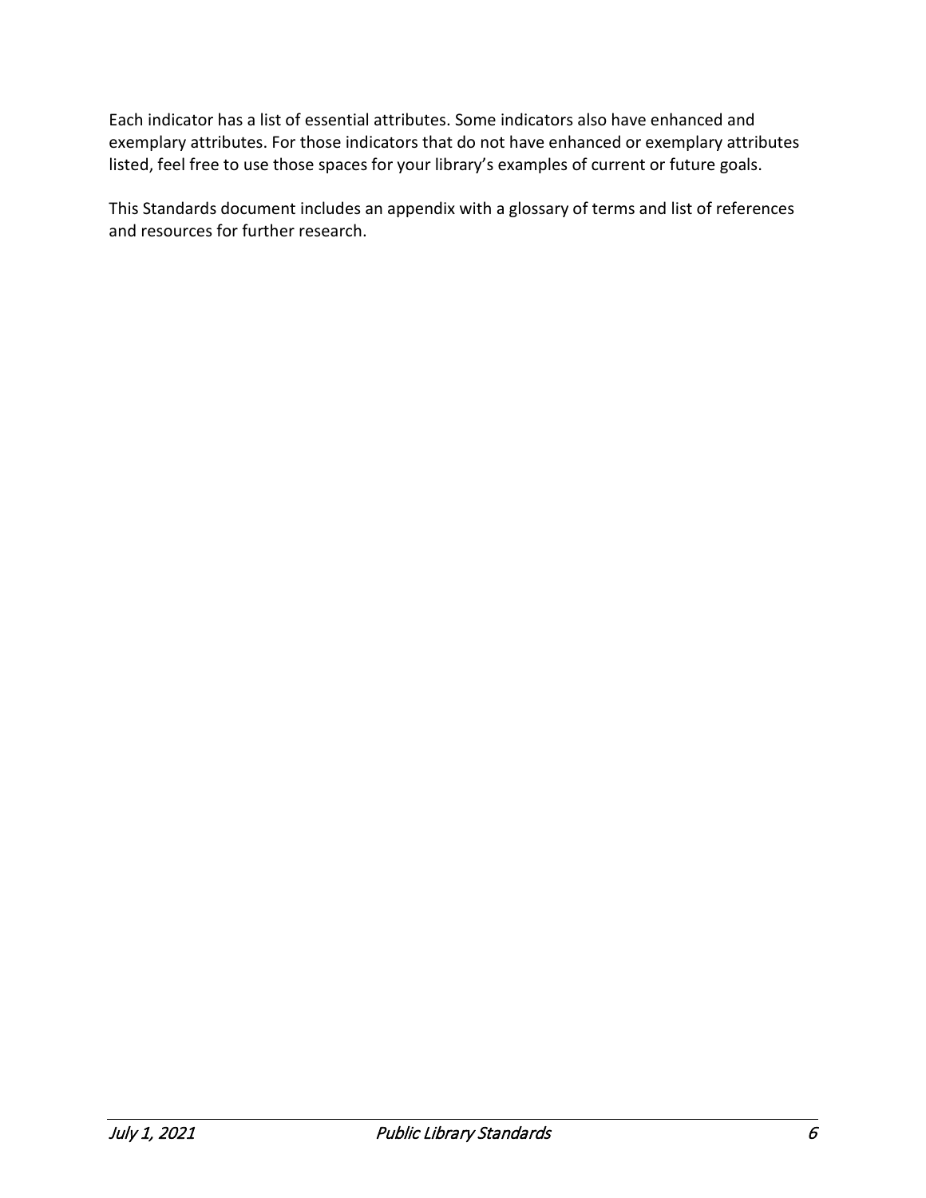Each indicator has a list of essential attributes. Some indicators also have enhanced and exemplary attributes. For those indicators that do not have enhanced or exemplary attributes listed, feel free to use those spaces for your library's examples of current or future goals.

This Standards document includes an appendix with a glossary of terms and list of references and resources for further research.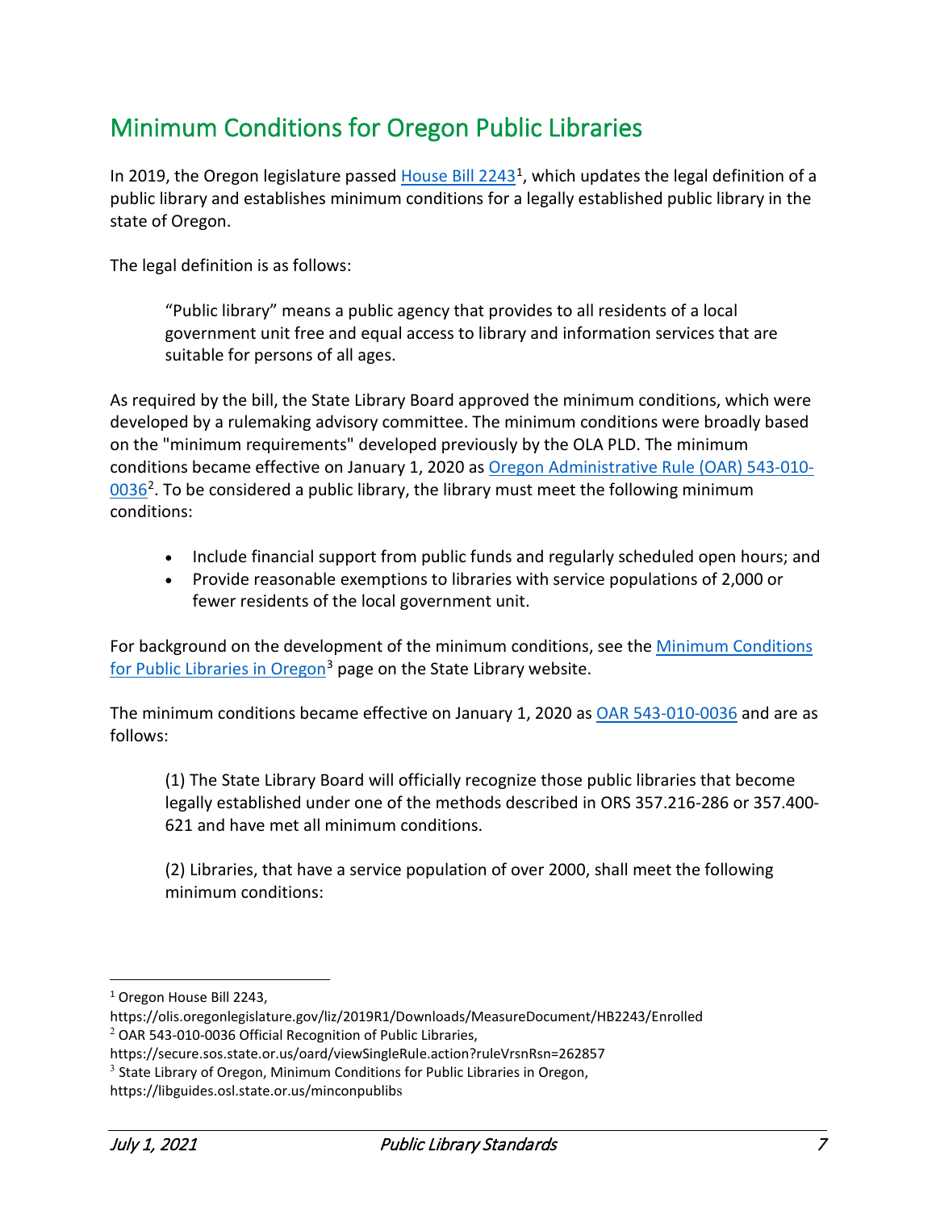# Minimum Conditions for Oregon Public Libraries

In 2019, the Oregon legislature passed House Bill 2243[1], which updates the legal definition of a public library and establishes minimum conditions for a legally established public library in the state of Oregon.

The legal definition is as follows:

> "Public library" means a public agency that provides to all residents of a local government unit free and equal access to library and information services that are suitable for persons of all ages.

As required by the bill, the State Library Board approved the minimum conditions, which were developed by a rulemaking advisory committee. The minimum conditions were broadly based on the "minimum requirements" developed previously by the OLA PLD. The minimum conditions became effective on January 1, 2020 as Oregon Administrative Rule (OAR) 543-010-0036[2]. To be considered a public library, the library must meet the following minimum conditions:

- Include financial support from public funds and regularly scheduled open hours; and
- Provide reasonable exemptions to libraries with service populations of 2,000 or fewer residents of the local government unit.

For background on the development of the minimum conditions, see the Minimum Conditions for Public Libraries in Oregon[3] page on the State Library website.

The minimum conditions became effective on January 1, 2020 as OAR 543-010-0036 and are as follows:

> (1) The State Library Board will officially recognize those public libraries that become legally established under one of the methods described in ORS 357.216-286 or 357.400-621 and have met all minimum conditions.
>
> (2) Libraries, that have a service population of over 2000, shall meet the following minimum conditions:

---

[1] Oregon House Bill 2243, https://olis.oregonlegislature.gov/liz/2019R1/Downloads/MeasureDocument/HB2243/Enrolled

[2] OAR 543-010-0036 Official Recognition of Public Libraries, https://secure.sos.state.or.us/oard/viewSingleRule.action?ruleVrsnRsn=262857

[3] State Library of Oregon, Minimum Conditions for Public Libraries in Oregon, https://libguides.osl.state.or.us/minconpublibs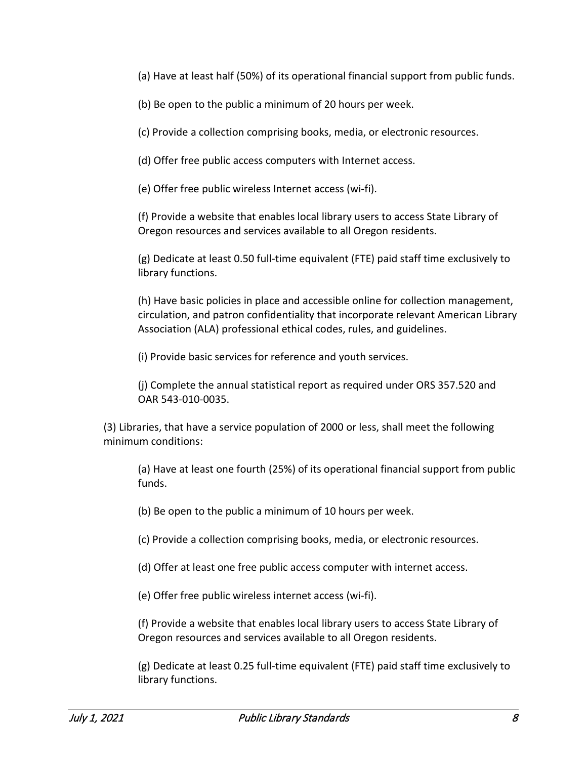(a) Have at least half (50%) of its operational financial support from public funds.

(b) Be open to the public a minimum of 20 hours per week.

(c) Provide a collection comprising books, media, or electronic resources.

(d) Offer free public access computers with Internet access.

(e) Offer free public wireless Internet access (wi-fi).

(f) Provide a website that enables local library users to access State Library of Oregon resources and services available to all Oregon residents.

(g) Dedicate at least 0.50 full-time equivalent (FTE) paid staff time exclusively to library functions.

(h) Have basic policies in place and accessible online for collection management, circulation, and patron confidentiality that incorporate relevant American Library Association (ALA) professional ethical codes, rules, and guidelines.

(i) Provide basic services for reference and youth services.

(j) Complete the annual statistical report as required under ORS 357.520 and OAR 543-010-0035.

(3) Libraries, that have a service population of 2000 or less, shall meet the following minimum conditions:

(a) Have at least one fourth (25%) of its operational financial support from public funds.

(b) Be open to the public a minimum of 10 hours per week.

(c) Provide a collection comprising books, media, or electronic resources.

(d) Offer at least one free public access computer with internet access.

(e) Offer free public wireless internet access (wi-fi).

(f) Provide a website that enables local library users to access State Library of Oregon resources and services available to all Oregon residents.

(g) Dedicate at least 0.25 full-time equivalent (FTE) paid staff time exclusively to library functions.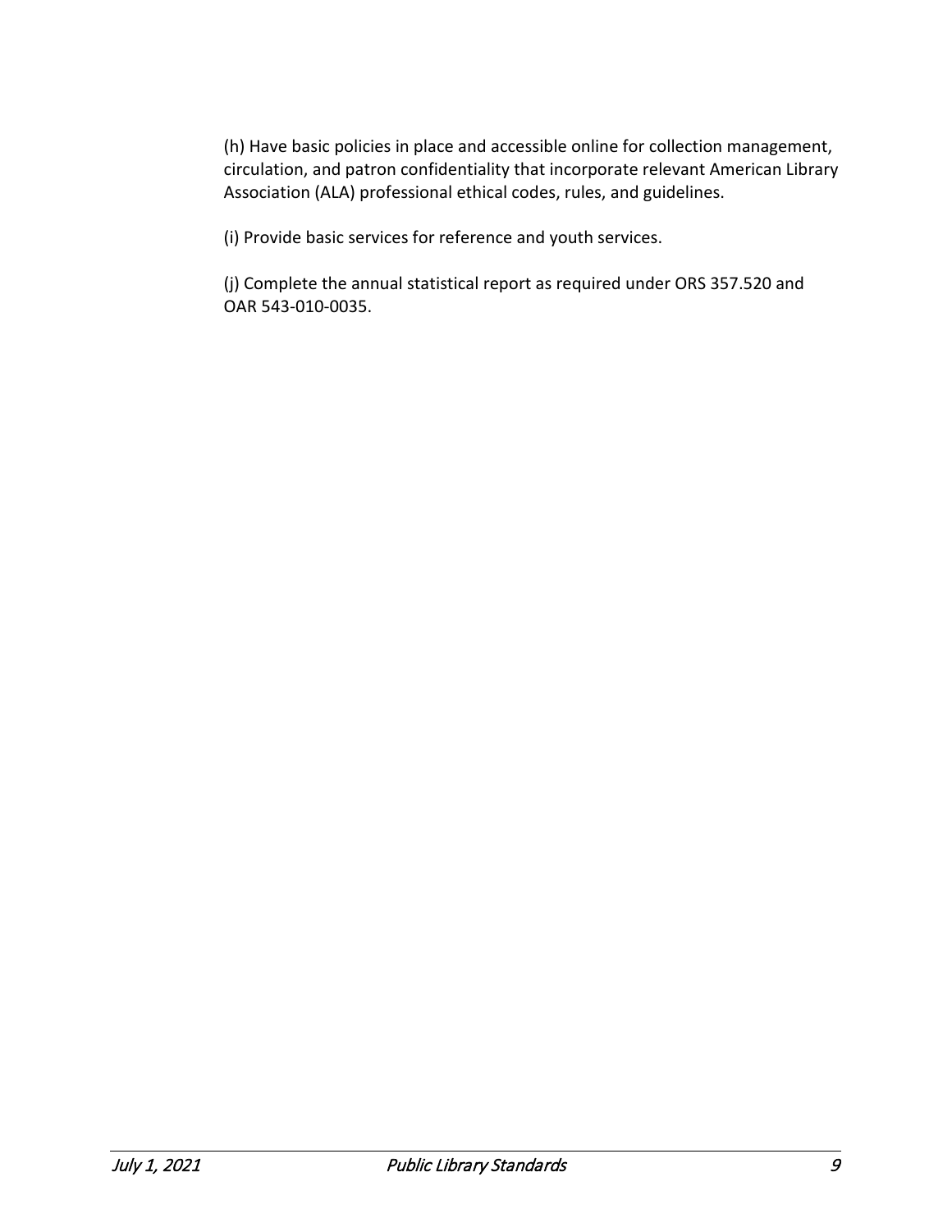(h) Have basic policies in place and accessible online for collection management, circulation, and patron confidentiality that incorporate relevant American Library Association (ALA) professional ethical codes, rules, and guidelines.

(i) Provide basic services for reference and youth services.

(j) Complete the annual statistical report as required under ORS 357.520 and OAR 543-010-0035.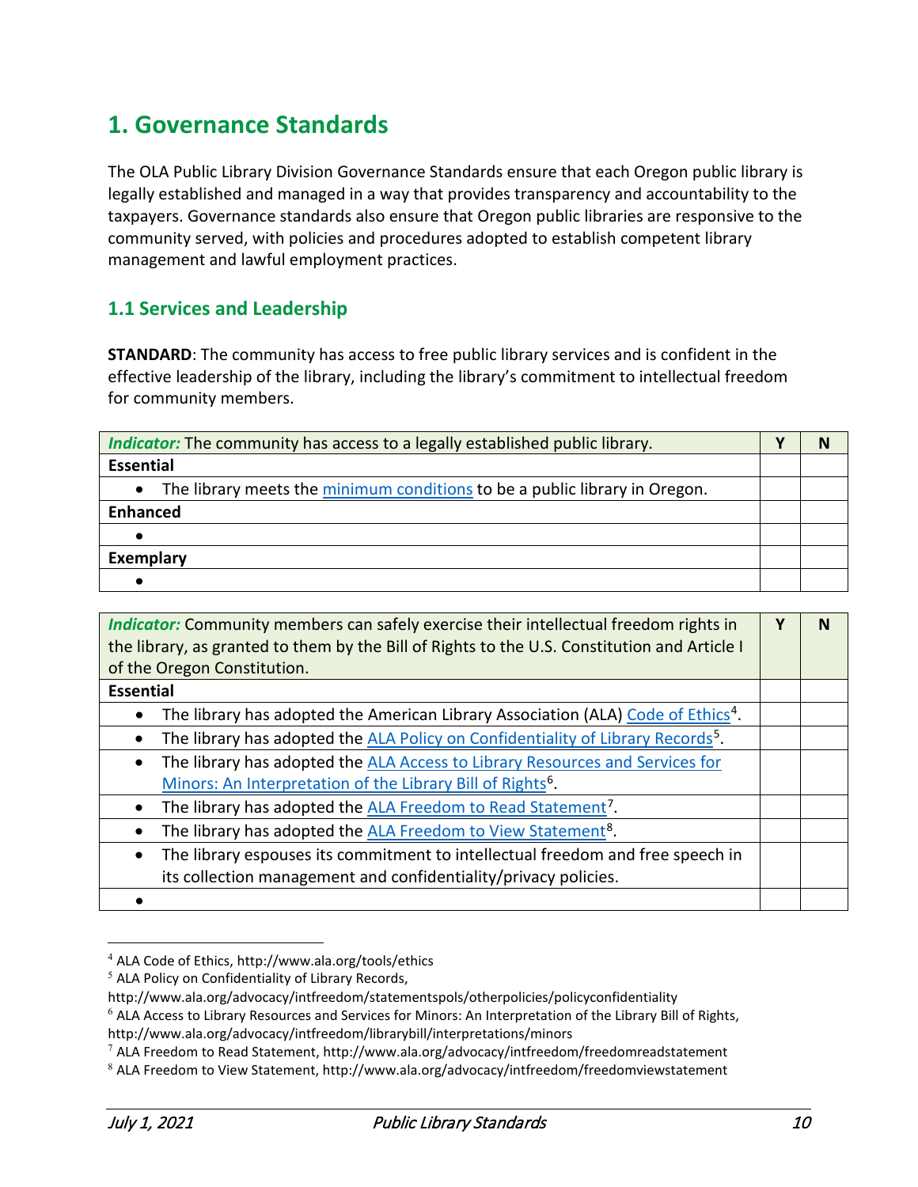# 1. Governance Standards

The OLA Public Library Division Governance Standards ensure that each Oregon public library is legally established and managed in a way that provides transparency and accountability to the taxpayers. Governance standards also ensure that Oregon public libraries are responsive to the community served, with policies and procedures adopted to establish competent library management and lawful employment practices.

## 1.1 Services and Leadership

**STANDARD**: The community has access to free public library services and is confident in the effective leadership of the library, including the library's commitment to intellectual freedom for community members.

| ***Indicator:*** The community has access to a legally established public library. | Y | N |
|---|---|---|
| **Essential** | | |
| • The library meets the minimum conditions to be a public library in Oregon. | | |
| **Enhanced** | | |
| • | | |
| **Exemplary** | | |
| • | | |

| ***Indicator:*** Community members can safely exercise their intellectual freedom rights in the library, as granted to them by the Bill of Rights to the U.S. Constitution and Article I of the Oregon Constitution. | Y | N |
|---|---|---|
| **Essential** | | |
| • The library has adopted the American Library Association (ALA) Code of Ethics[4]. | | |
| • The library has adopted the ALA Policy on Confidentiality of Library Records[5]. | | |
| • The library has adopted the ALA Access to Library Resources and Services for Minors: An Interpretation of the Library Bill of Rights[6]. | | |
| • The library has adopted the ALA Freedom to Read Statement[7]. | | |
| • The library has adopted the ALA Freedom to View Statement[8]. | | |
| • The library espouses its commitment to intellectual freedom and free speech in its collection management and confidentiality/privacy policies. | | |
| • | | |

[4] ALA Code of Ethics, http://www.ala.org/tools/ethics

[5] ALA Policy on Confidentiality of Library Records, http://www.ala.org/advocacy/intfreedom/statementspols/otherpolicies/policyconfidentiality

[6] ALA Access to Library Resources and Services for Minors: An Interpretation of the Library Bill of Rights, http://www.ala.org/advocacy/intfreedom/librarybill/interpretations/minors

[7] ALA Freedom to Read Statement, http://www.ala.org/advocacy/intfreedom/freedomreadstatement

[8] ALA Freedom to View Statement, http://www.ala.org/advocacy/intfreedom/freedomviewstatement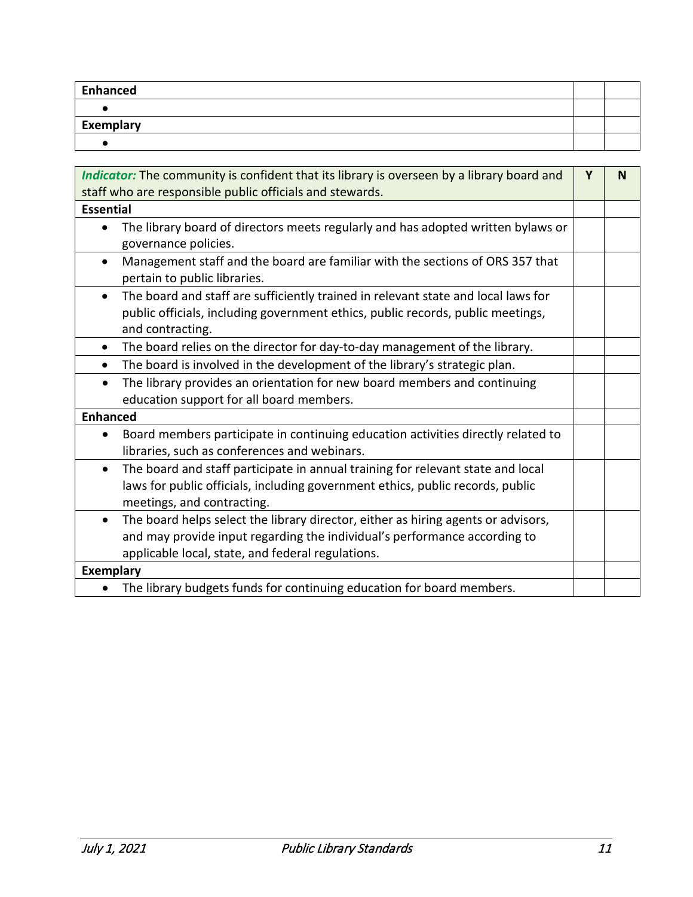| | | |
|---|---|---|
| **Enhanced** | | |
| • | | |
| **Exemplary** | | |
| • | | |

| ***Indicator:*** The community is confident that its library is overseen by a library board and staff who are responsible public officials and stewards. | **Y** | **N** |
|---|---|---|
| **Essential** | | |
| • The library board of directors meets regularly and has adopted written bylaws or governance policies. | | |
| • Management staff and the board are familiar with the sections of ORS 357 that pertain to public libraries. | | |
| • The board and staff are sufficiently trained in relevant state and local laws for public officials, including government ethics, public records, public meetings, and contracting. | | |
| • The board relies on the director for day-to-day management of the library. | | |
| • The board is involved in the development of the library's strategic plan. | | |
| • The library provides an orientation for new board members and continuing education support for all board members. | | |
| **Enhanced** | | |
| • Board members participate in continuing education activities directly related to libraries, such as conferences and webinars. | | |
| • The board and staff participate in annual training for relevant state and local laws for public officials, including government ethics, public records, public meetings, and contracting. | | |
| • The board helps select the library director, either as hiring agents or advisors, and may provide input regarding the individual's performance according to applicable local, state, and federal regulations. | | |
| **Exemplary** | | |
| • The library budgets funds for continuing education for board members. | | |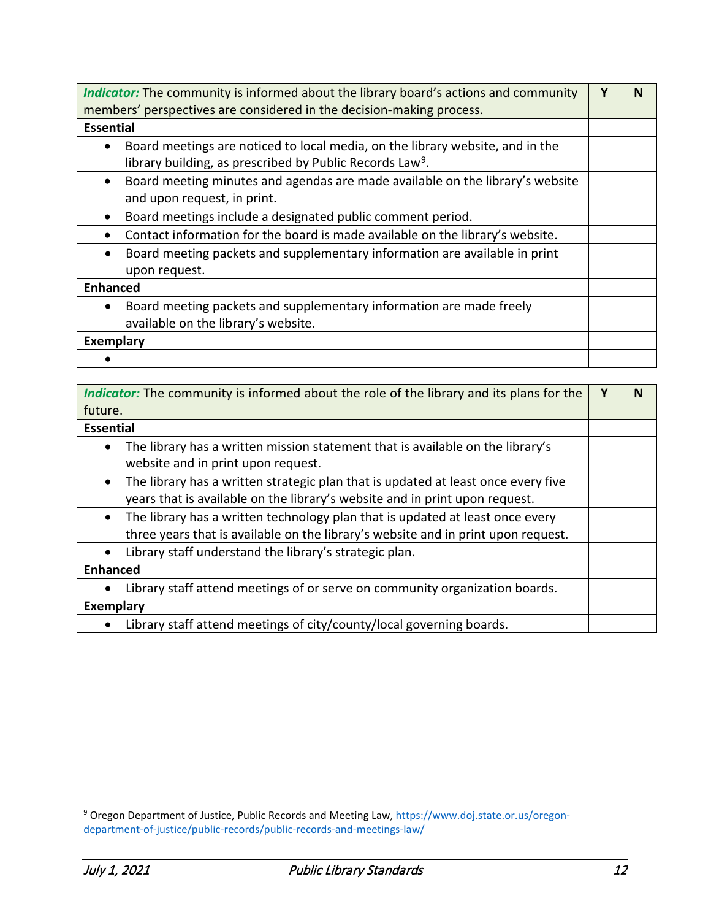| ***Indicator:*** The community is informed about the library board's actions and community members' perspectives are considered in the decision-making process. | Y | N |
|---|---|---|
| **Essential** | | |
| • Board meetings are noticed to local media, on the library website, and in the library building, as prescribed by Public Records Law[9]. | | |
| • Board meeting minutes and agendas are made available on the library's website and upon request, in print. | | |
| • Board meetings include a designated public comment period. | | |
| • Contact information for the board is made available on the library's website. | | |
| • Board meeting packets and supplementary information are available in print upon request. | | |
| **Enhanced** | | |
| • Board meeting packets and supplementary information are made freely available on the library's website. | | |
| **Exemplary** | | |
| • | | |

| ***Indicator:*** The community is informed about the role of the library and its plans for the future. | Y | N |
|---|---|---|
| **Essential** | | |
| • The library has a written mission statement that is available on the library's website and in print upon request. | | |
| • The library has a written strategic plan that is updated at least once every five years that is available on the library's website and in print upon request. | | |
| • The library has a written technology plan that is updated at least once every three years that is available on the library's website and in print upon request. | | |
| • Library staff understand the library's strategic plan. | | |
| **Enhanced** | | |
| • Library staff attend meetings of or serve on community organization boards. | | |
| **Exemplary** | | |
| • Library staff attend meetings of city/county/local governing boards. | | |

[9] Oregon Department of Justice, Public Records and Meeting Law, https://www.doj.state.or.us/oregon-department-of-justice/public-records/public-records-and-meetings-law/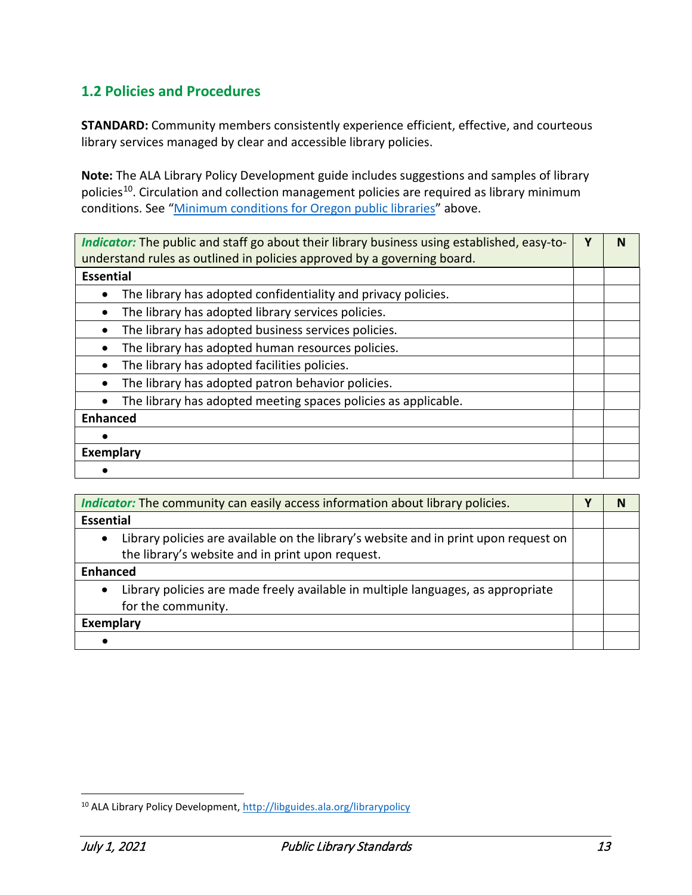## 1.2 Policies and Procedures

**STANDARD:** Community members consistently experience efficient, effective, and courteous library services managed by clear and accessible library policies.

**Note:** The ALA Library Policy Development guide includes suggestions and samples of library policies[10]. Circulation and collection management policies are required as library minimum conditions. See "Minimum conditions for Oregon public libraries" above.

| ***Indicator:*** The public and staff go about their library business using established, easy-to-understand rules as outlined in policies approved by a governing board. | Y | N |
|---|---|---|
| **Essential** | | |
| • The library has adopted confidentiality and privacy policies. | | |
| • The library has adopted library services policies. | | |
| • The library has adopted business services policies. | | |
| • The library has adopted human resources policies. | | |
| • The library has adopted facilities policies. | | |
| • The library has adopted patron behavior policies. | | |
| • The library has adopted meeting spaces policies as applicable. | | |
| **Enhanced** | | |
| • | | |
| **Exemplary** | | |
| • | | |

| ***Indicator:*** The community can easily access information about library policies. | Y | N |
|---|---|---|
| **Essential** | | |
| • Library policies are available on the library's website and in print upon request on the library's website and in print upon request. | | |
| **Enhanced** | | |
| • Library policies are made freely available in multiple languages, as appropriate for the community. | | |
| **Exemplary** | | |
| • | | |

[10] ALA Library Policy Development, http://libguides.ala.org/librarypolicy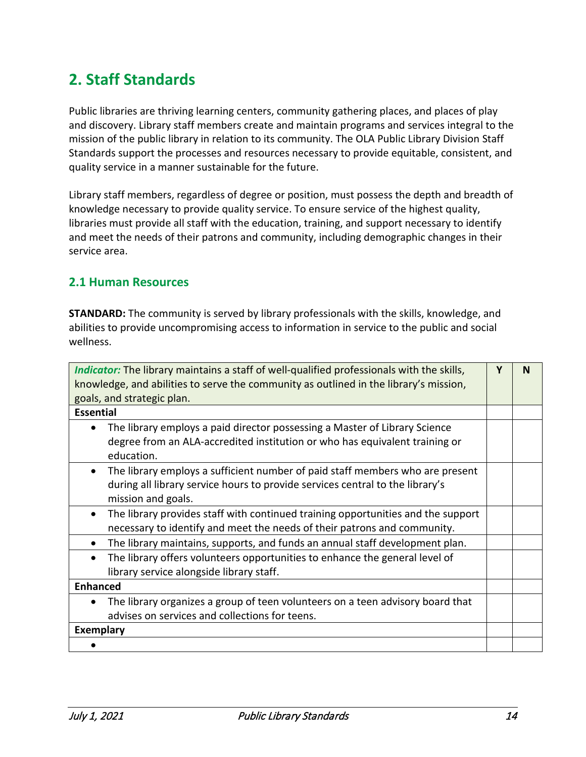## 2. Staff Standards

Public libraries are thriving learning centers, community gathering places, and places of play and discovery. Library staff members create and maintain programs and services integral to the mission of the public library in relation to its community. The OLA Public Library Division Staff Standards support the processes and resources necessary to provide equitable, consistent, and quality service in a manner sustainable for the future.

Library staff members, regardless of degree or position, must possess the depth and breadth of knowledge necessary to provide quality service. To ensure service of the highest quality, libraries must provide all staff with the education, training, and support necessary to identify and meet the needs of their patrons and community, including demographic changes in their service area.

### 2.1 Human Resources

**STANDARD:** The community is served by library professionals with the skills, knowledge, and abilities to provide uncompromising access to information in service to the public and social wellness.

| ***Indicator:*** The library maintains a staff of well-qualified professionals with the skills, knowledge, and abilities to serve the community as outlined in the library's mission, goals, and strategic plan. | Y | N |
| --- | --- | --- |
| **Essential** | | |
| • The library employs a paid director possessing a Master of Library Science degree from an ALA-accredited institution or who has equivalent training or education. | | |
| • The library employs a sufficient number of paid staff members who are present during all library service hours to provide services central to the library's mission and goals. | | |
| • The library provides staff with continued training opportunities and the support necessary to identify and meet the needs of their patrons and community. | | |
| • The library maintains, supports, and funds an annual staff development plan. | | |
| • The library offers volunteers opportunities to enhance the general level of library service alongside library staff. | | |
| **Enhanced** | | |
| • The library organizes a group of teen volunteers on a teen advisory board that advises on services and collections for teens. | | |
| **Exemplary** | | |
| • | | |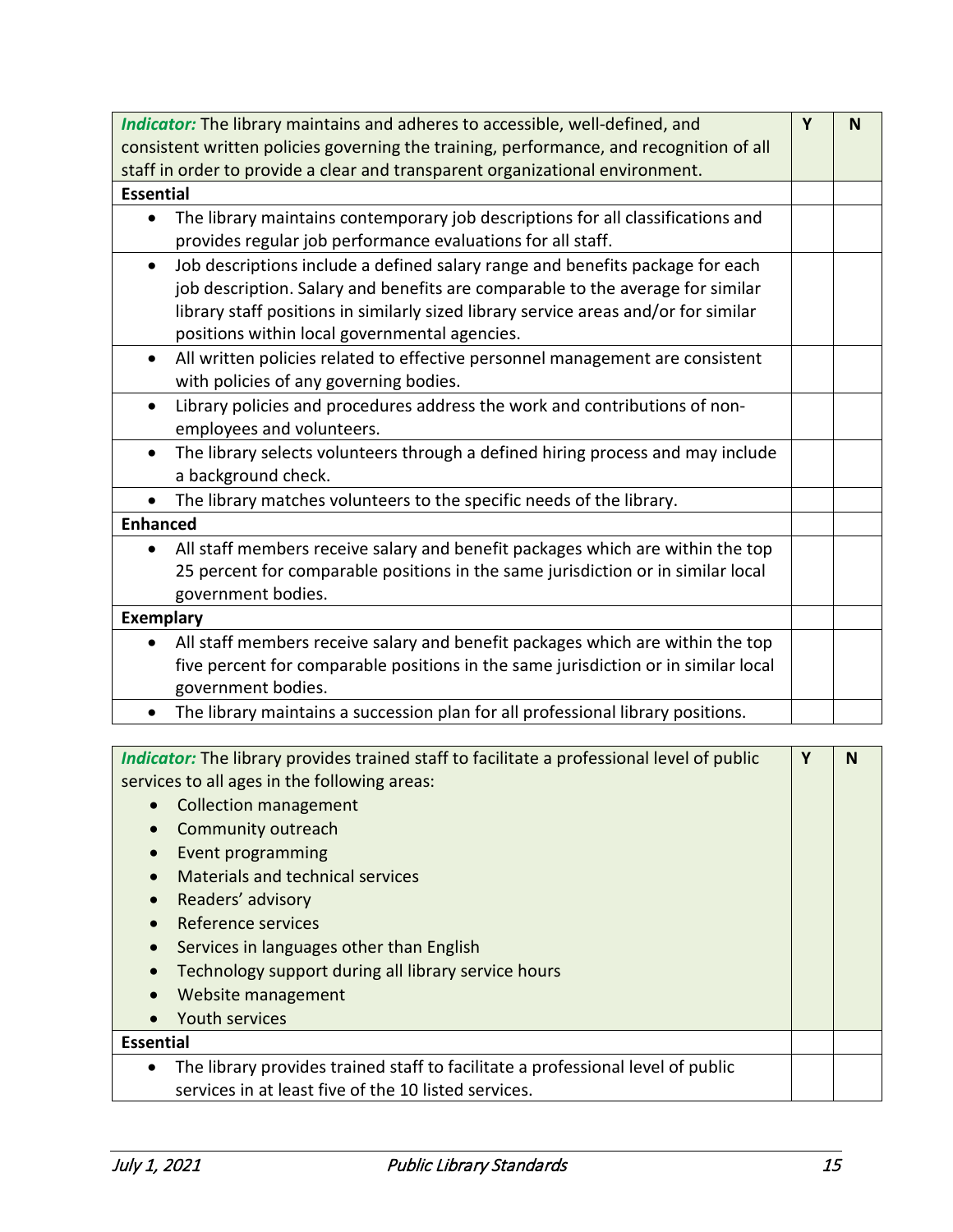| *Indicator:* The library maintains and adheres to accessible, well-defined, and consistent written policies governing the training, performance, and recognition of all staff in order to provide a clear and transparent organizational environment. | Y | N |
|---|---|---|
| **Essential** | | |
| • The library maintains contemporary job descriptions for all classifications and provides regular job performance evaluations for all staff. | | |
| • Job descriptions include a defined salary range and benefits package for each job description. Salary and benefits are comparable to the average for similar library staff positions in similarly sized library service areas and/or for similar positions within local governmental agencies. | | |
| • All written policies related to effective personnel management are consistent with policies of any governing bodies. | | |
| • Library policies and procedures address the work and contributions of non-employees and volunteers. | | |
| • The library selects volunteers through a defined hiring process and may include a background check. | | |
| • The library matches volunteers to the specific needs of the library. | | |
| **Enhanced** | | |
| • All staff members receive salary and benefit packages which are within the top 25 percent for comparable positions in the same jurisdiction or in similar local government bodies. | | |
| **Exemplary** | | |
| • All staff members receive salary and benefit packages which are within the top five percent for comparable positions in the same jurisdiction or in similar local government bodies. | | |
| • The library maintains a succession plan for all professional library positions. | | |

| *Indicator:* The library provides trained staff to facilitate a professional level of public services to all ages in the following areas: <br>• Collection management <br>• Community outreach <br>• Event programming <br>• Materials and technical services <br>• Readers' advisory <br>• Reference services <br>• Services in languages other than English <br>• Technology support during all library service hours <br>• Website management <br>• Youth services | Y | N |
|---|---|---|
| **Essential** | | |
| • The library provides trained staff to facilitate a professional level of public services in at least five of the 10 listed services. | | |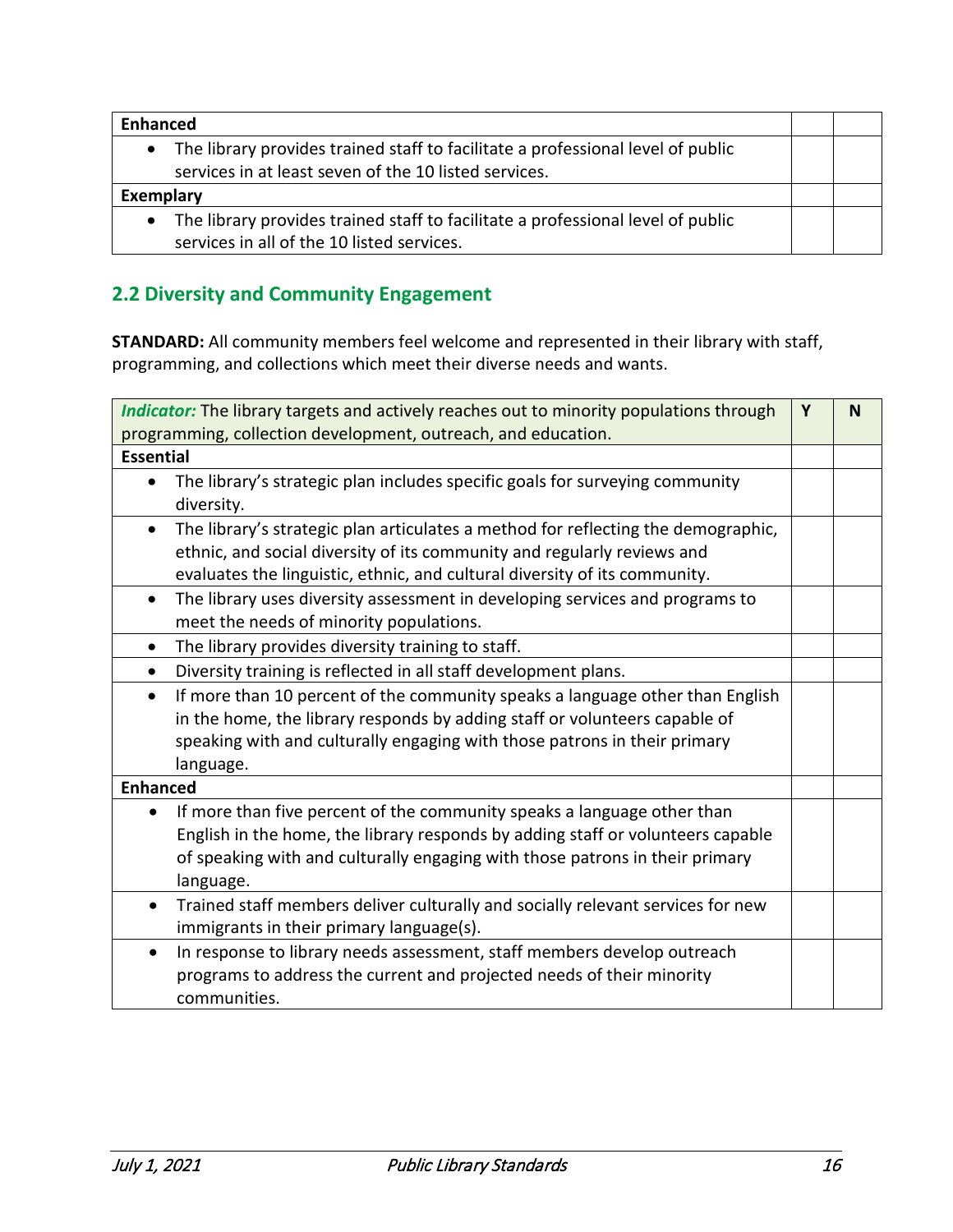| | | |
|---|---|---|
| **Enhanced** | | |
| • The library provides trained staff to facilitate a professional level of public services in at least seven of the 10 listed services. | | |
| **Exemplary** | | |
| • The library provides trained staff to facilitate a professional level of public services in all of the 10 listed services. | | |

## 2.2 Diversity and Community Engagement

**STANDARD:** All community members feel welcome and represented in their library with staff, programming, and collections which meet their diverse needs and wants.

| ***Indicator:*** The library targets and actively reaches out to minority populations through programming, collection development, outreach, and education. | **Y** | **N** |
|---|---|---|
| **Essential** | | |
| • The library's strategic plan includes specific goals for surveying community diversity. | | |
| • The library's strategic plan articulates a method for reflecting the demographic, ethnic, and social diversity of its community and regularly reviews and evaluates the linguistic, ethnic, and cultural diversity of its community. | | |
| • The library uses diversity assessment in developing services and programs to meet the needs of minority populations. | | |
| • The library provides diversity training to staff. | | |
| • Diversity training is reflected in all staff development plans. | | |
| • If more than 10 percent of the community speaks a language other than English in the home, the library responds by adding staff or volunteers capable of speaking with and culturally engaging with those patrons in their primary language. | | |
| **Enhanced** | | |
| • If more than five percent of the community speaks a language other than English in the home, the library responds by adding staff or volunteers capable of speaking with and culturally engaging with those patrons in their primary language. | | |
| • Trained staff members deliver culturally and socially relevant services for new immigrants in their primary language(s). | | |
| • In response to library needs assessment, staff members develop outreach programs to address the current and projected needs of their minority communities. | | |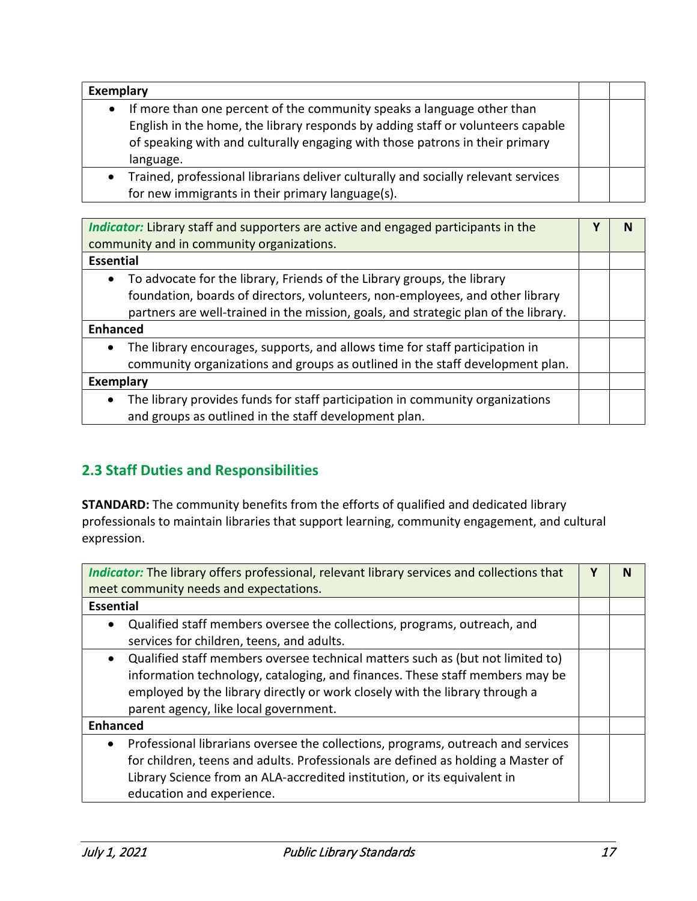| | | |
|---|---|---|
| **Exemplary** | | |
| • If more than one percent of the community speaks a language other than English in the home, the library responds by adding staff or volunteers capable of speaking with and culturally engaging with those patrons in their primary language. | | |
| • Trained, professional librarians deliver culturally and socially relevant services for new immigrants in their primary language(s). | | |

| *Indicator:* Library staff and supporters are active and engaged participants in the community and in community organizations. | Y | N |
|---|---|---|
| **Essential** | | |
| • To advocate for the library, Friends of the Library groups, the library foundation, boards of directors, volunteers, non-employees, and other library partners are well-trained in the mission, goals, and strategic plan of the library. | | |
| **Enhanced** | | |
| • The library encourages, supports, and allows time for staff participation in community organizations and groups as outlined in the staff development plan. | | |
| **Exemplary** | | |
| • The library provides funds for staff participation in community organizations and groups as outlined in the staff development plan. | | |

## 2.3 Staff Duties and Responsibilities

**STANDARD:** The community benefits from the efforts of qualified and dedicated library professionals to maintain libraries that support learning, community engagement, and cultural expression.

| *Indicator:* The library offers professional, relevant library services and collections that meet community needs and expectations. | Y | N |
|---|---|---|
| **Essential** | | |
| • Qualified staff members oversee the collections, programs, outreach, and services for children, teens, and adults. | | |
| • Qualified staff members oversee technical matters such as (but not limited to) information technology, cataloging, and finances. These staff members may be employed by the library directly or work closely with the library through a parent agency, like local government. | | |
| **Enhanced** | | |
| • Professional librarians oversee the collections, programs, outreach and services for children, teens and adults. Professionals are defined as holding a Master of Library Science from an ALA-accredited institution, or its equivalent in education and experience. | | |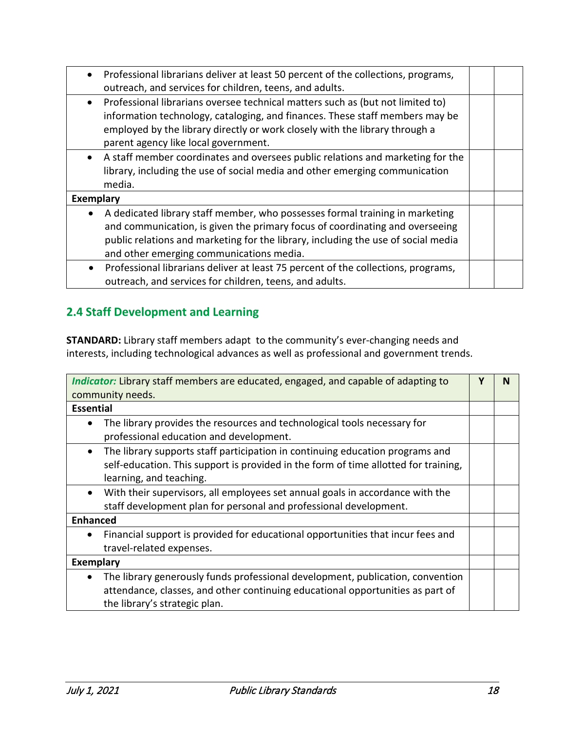| | | |
|---|---|---|
| • Professional librarians deliver at least 50 percent of the collections, programs, outreach, and services for children, teens, and adults. | | |
| • Professional librarians oversee technical matters such as (but not limited to) information technology, cataloging, and finances. These staff members may be employed by the library directly or work closely with the library through a parent agency like local government. | | |
| • A staff member coordinates and oversees public relations and marketing for the library, including the use of social media and other emerging communication media. | | |
| **Exemplary** | | |
| • A dedicated library staff member, who possesses formal training in marketing and communication, is given the primary focus of coordinating and overseeing public relations and marketing for the library, including the use of social media and other emerging communications media. | | |
| • Professional librarians deliver at least 75 percent of the collections, programs, outreach, and services for children, teens, and adults. | | |

## 2.4 Staff Development and Learning

**STANDARD:** Library staff members adapt to the community's ever-changing needs and interests, including technological advances as well as professional and government trends.

| ***Indicator:*** Library staff members are educated, engaged, and capable of adapting to community needs. | Y | N |
|---|---|---|
| **Essential** | | |
| • The library provides the resources and technological tools necessary for professional education and development. | | |
| • The library supports staff participation in continuing education programs and self-education. This support is provided in the form of time allotted for training, learning, and teaching. | | |
| • With their supervisors, all employees set annual goals in accordance with the staff development plan for personal and professional development. | | |
| **Enhanced** | | |
| • Financial support is provided for educational opportunities that incur fees and travel-related expenses. | | |
| **Exemplary** | | |
| • The library generously funds professional development, publication, convention attendance, classes, and other continuing educational opportunities as part of the library's strategic plan. | | |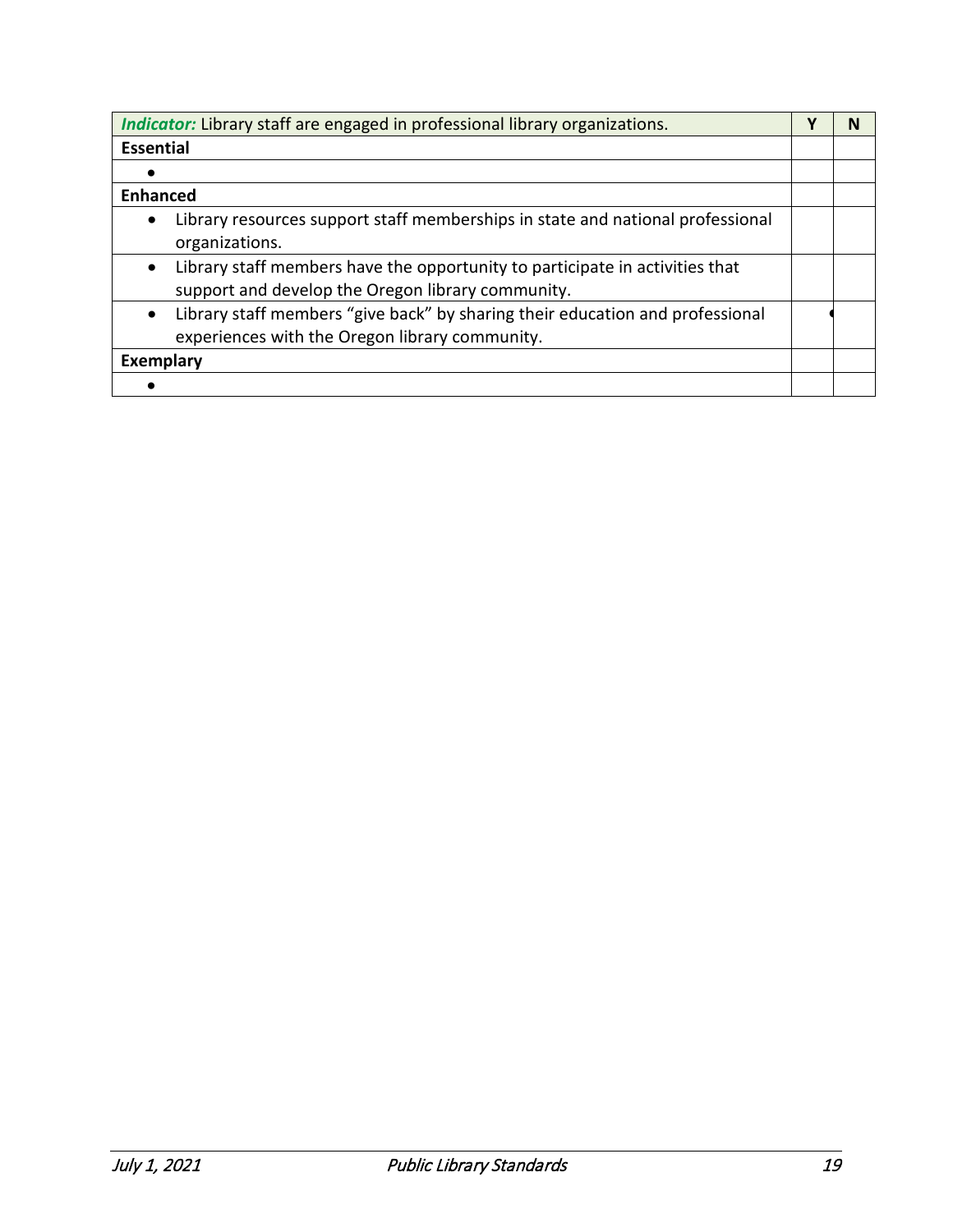| *Indicator:* Library staff are engaged in professional library organizations. | Y | N |
|---|---|---|
| **Essential** | | |
| • | | |
| **Enhanced** | | |
| • Library resources support staff memberships in state and national professional organizations. | | |
| • Library staff members have the opportunity to participate in activities that support and develop the Oregon library community. | | |
| • Library staff members "give back" by sharing their education and professional experiences with the Oregon library community. | | |
| **Exemplary** | | |
| • | | |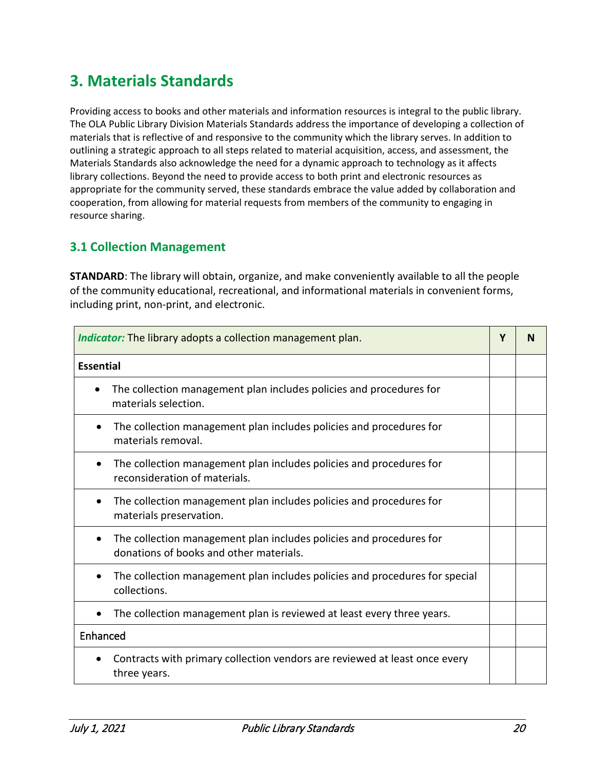## 3. Materials Standards

Providing access to books and other materials and information resources is integral to the public library. The OLA Public Library Division Materials Standards address the importance of developing a collection of materials that is reflective of and responsive to the community which the library serves. In addition to outlining a strategic approach to all steps related to material acquisition, access, and assessment, the Materials Standards also acknowledge the need for a dynamic approach to technology as it affects library collections. Beyond the need to provide access to both print and electronic resources as appropriate for the community served, these standards embrace the value added by collaboration and cooperation, from allowing for material requests from members of the community to engaging in resource sharing.

### 3.1 Collection Management

**STANDARD**: The library will obtain, organize, and make conveniently available to all the people of the community educational, recreational, and informational materials in convenient forms, including print, non-print, and electronic.

| ***Indicator:*** The library adopts a collection management plan. | Y | N |
|---|---|---|
| **Essential** | | |
| • The collection management plan includes policies and procedures for materials selection. | | |
| • The collection management plan includes policies and procedures for materials removal. | | |
| • The collection management plan includes policies and procedures for reconsideration of materials. | | |
| • The collection management plan includes policies and procedures for materials preservation. | | |
| • The collection management plan includes policies and procedures for donations of books and other materials. | | |
| • The collection management plan includes policies and procedures for special collections. | | |
| • The collection management plan is reviewed at least every three years. | | |
| Enhanced | | |
| • Contracts with primary collection vendors are reviewed at least once every three years. | | |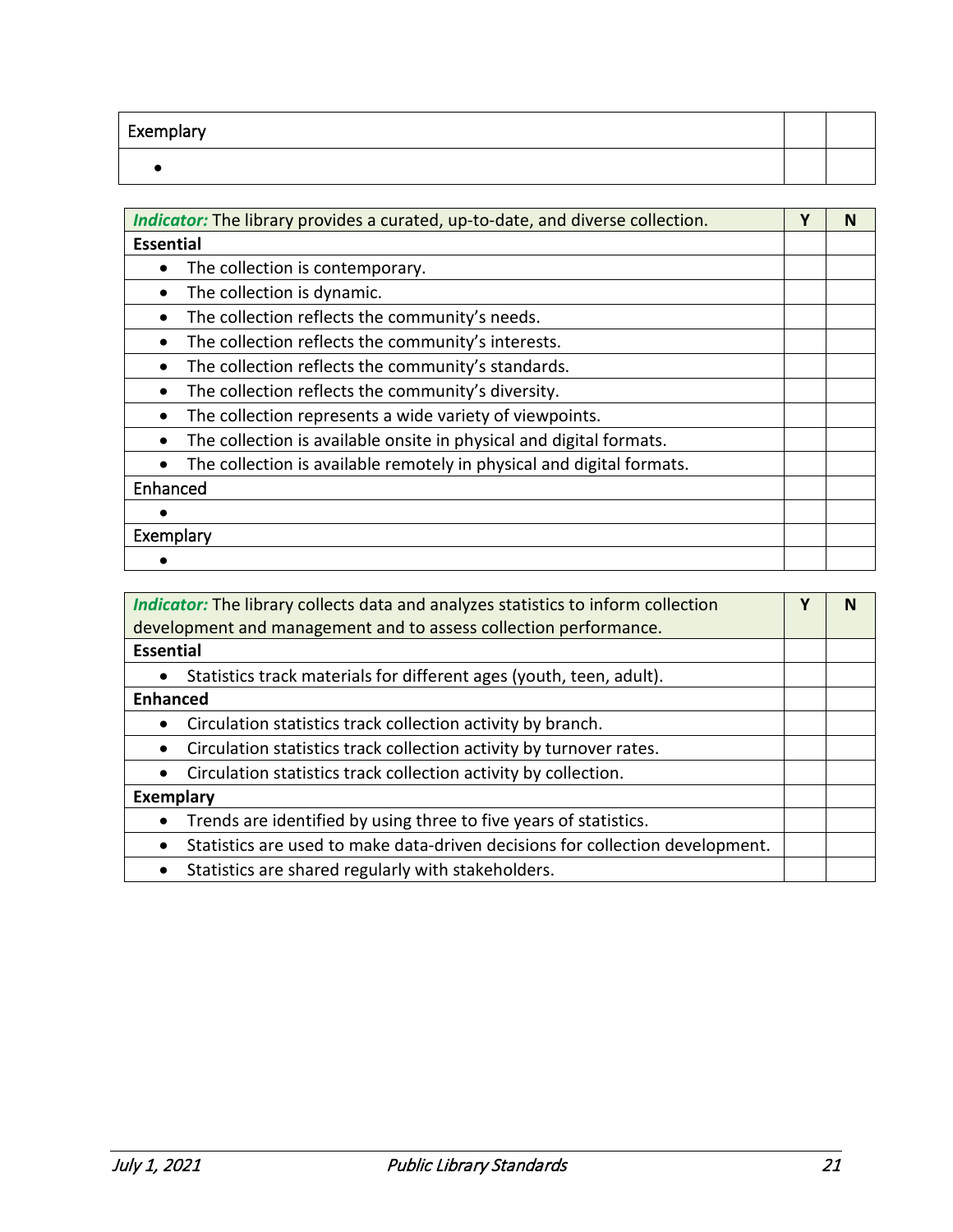| Exemplary | | |
|---|---|---|
| • | | |

| *Indicator:* The library provides a curated, up-to-date, and diverse collection. | Y | N |
|---|---|---|
| **Essential** | | |
| • The collection is contemporary. | | |
| • The collection is dynamic. | | |
| • The collection reflects the community's needs. | | |
| • The collection reflects the community's interests. | | |
| • The collection reflects the community's standards. | | |
| • The collection reflects the community's diversity. | | |
| • The collection represents a wide variety of viewpoints. | | |
| • The collection is available onsite in physical and digital formats. | | |
| • The collection is available remotely in physical and digital formats. | | |
| Enhanced | | |
| • | | |
| Exemplary | | |
| • | | |

| *Indicator:* The library collects data and analyzes statistics to inform collection development and management and to assess collection performance. | Y | N |
|---|---|---|
| **Essential** | | |
| • Statistics track materials for different ages (youth, teen, adult). | | |
| **Enhanced** | | |
| • Circulation statistics track collection activity by branch. | | |
| • Circulation statistics track collection activity by turnover rates. | | |
| • Circulation statistics track collection activity by collection. | | |
| **Exemplary** | | |
| • Trends are identified by using three to five years of statistics. | | |
| • Statistics are used to make data-driven decisions for collection development. | | |
| • Statistics are shared regularly with stakeholders. | | |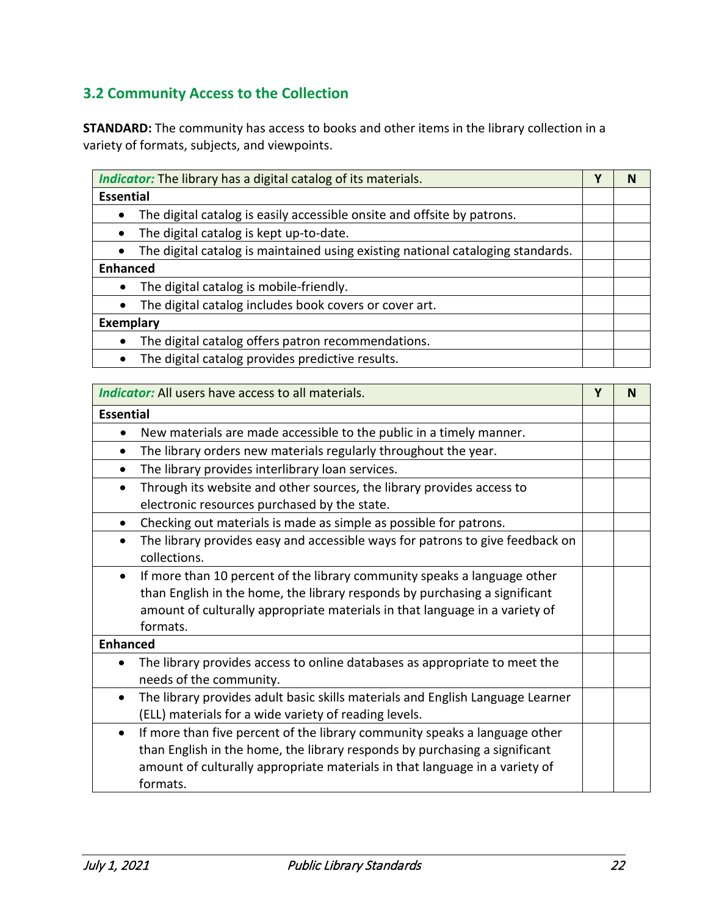## 3.2 Community Access to the Collection

**STANDARD:** The community has access to books and other items in the library collection in a variety of formats, subjects, and viewpoints.

| ***Indicator:*** The library has a digital catalog of its materials. | Y | N |
|---|---|---|
| **Essential** | | |
| • The digital catalog is easily accessible onsite and offsite by patrons. | | |
| • The digital catalog is kept up-to-date. | | |
| • The digital catalog is maintained using existing national cataloging standards. | | |
| **Enhanced** | | |
| • The digital catalog is mobile-friendly. | | |
| • The digital catalog includes book covers or cover art. | | |
| **Exemplary** | | |
| • The digital catalog offers patron recommendations. | | |
| • The digital catalog provides predictive results. | | |

| ***Indicator:*** All users have access to all materials. | Y | N |
|---|---|---|
| **Essential** | | |
| • New materials are made accessible to the public in a timely manner. | | |
| • The library orders new materials regularly throughout the year. | | |
| • The library provides interlibrary loan services. | | |
| • Through its website and other sources, the library provides access to electronic resources purchased by the state. | | |
| • Checking out materials is made as simple as possible for patrons. | | |
| • The library provides easy and accessible ways for patrons to give feedback on collections. | | |
| • If more than 10 percent of the library community speaks a language other than English in the home, the library responds by purchasing a significant amount of culturally appropriate materials in that language in a variety of formats. | | |
| **Enhanced** | | |
| • The library provides access to online databases as appropriate to meet the needs of the community. | | |
| • The library provides adult basic skills materials and English Language Learner (ELL) materials for a wide variety of reading levels. | | |
| • If more than five percent of the library community speaks a language other than English in the home, the library responds by purchasing a significant amount of culturally appropriate materials in that language in a variety of formats. | | |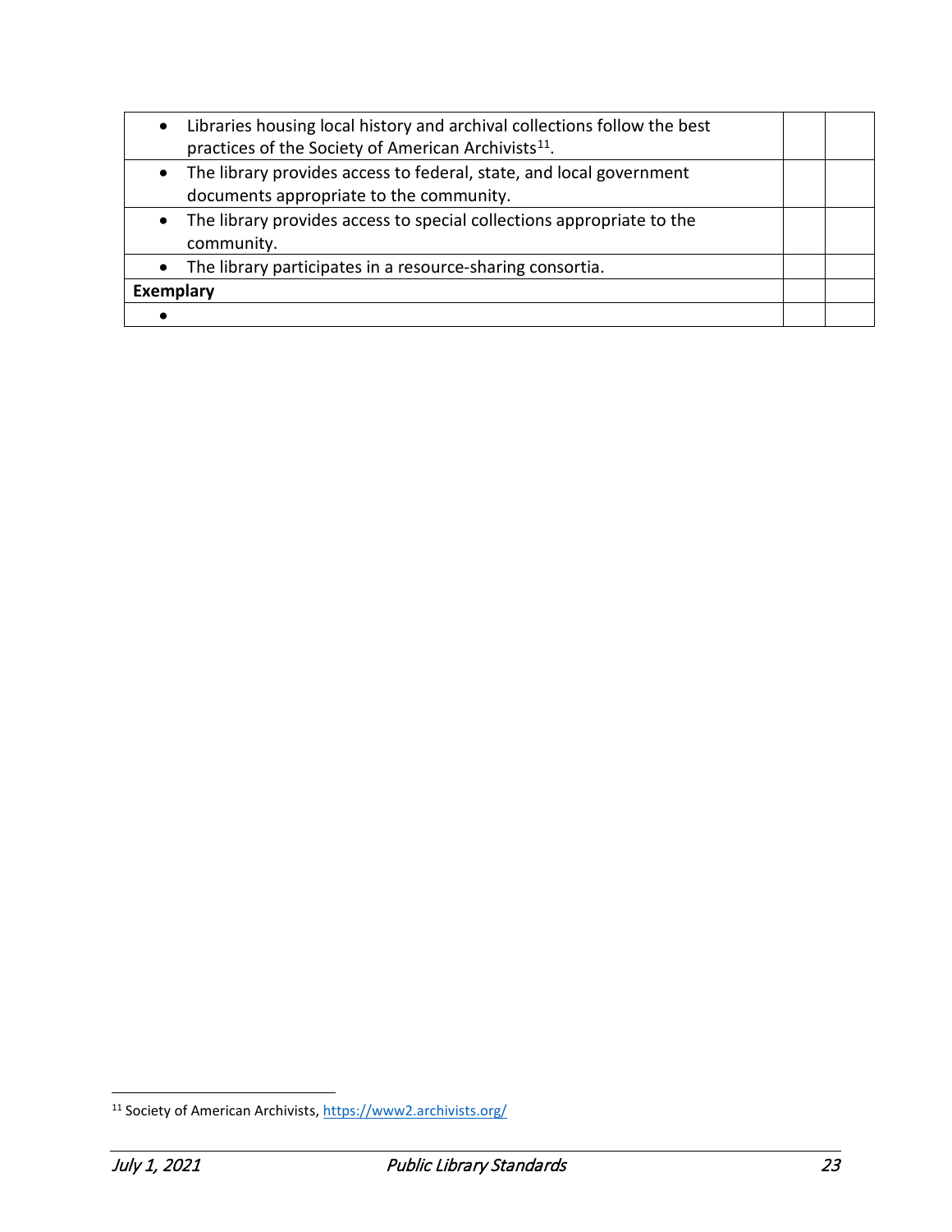| | | |
|---|---|---|
| • Libraries housing local history and archival collections follow the best practices of the Society of American Archivists[11]. | | |
| • The library provides access to federal, state, and local government documents appropriate to the community. | | |
| • The library provides access to special collections appropriate to the community. | | |
| • The library participates in a resource-sharing consortia. | | |
| **Exemplary** | | |
| • | | |

[11] Society of American Archivists, https://www2.archivists.org/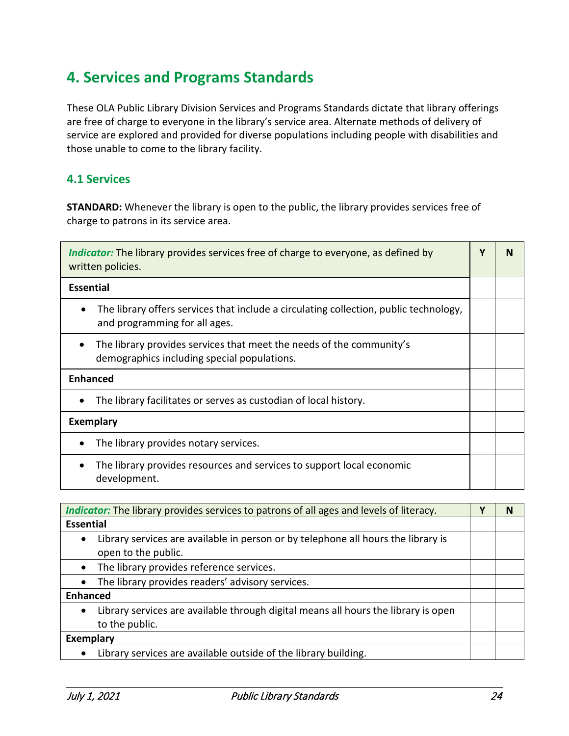## 4. Services and Programs Standards

These OLA Public Library Division Services and Programs Standards dictate that library offerings are free of charge to everyone in the library's service area. Alternate methods of delivery of service are explored and provided for diverse populations including people with disabilities and those unable to come to the library facility.

### 4.1 Services

**STANDARD:** Whenever the library is open to the public, the library provides services free of charge to patrons in its service area.

| *Indicator:* The library provides services free of charge to everyone, as defined by written policies. | Y | N |
|---|---|---|
| **Essential** | | |
| • The library offers services that include a circulating collection, public technology, and programming for all ages. | | |
| • The library provides services that meet the needs of the community's demographics including special populations. | | |
| **Enhanced** | | |
| • The library facilitates or serves as custodian of local history. | | |
| **Exemplary** | | |
| • The library provides notary services. | | |
| • The library provides resources and services to support local economic development. | | |

| *Indicator:* The library provides services to patrons of all ages and levels of literacy. | Y | N |
|---|---|---|
| **Essential** | | |
| • Library services are available in person or by telephone all hours the library is open to the public. | | |
| • The library provides reference services. | | |
| • The library provides readers' advisory services. | | |
| **Enhanced** | | |
| • Library services are available through digital means all hours the library is open to the public. | | |
| **Exemplary** | | |
| • Library services are available outside of the library building. | | |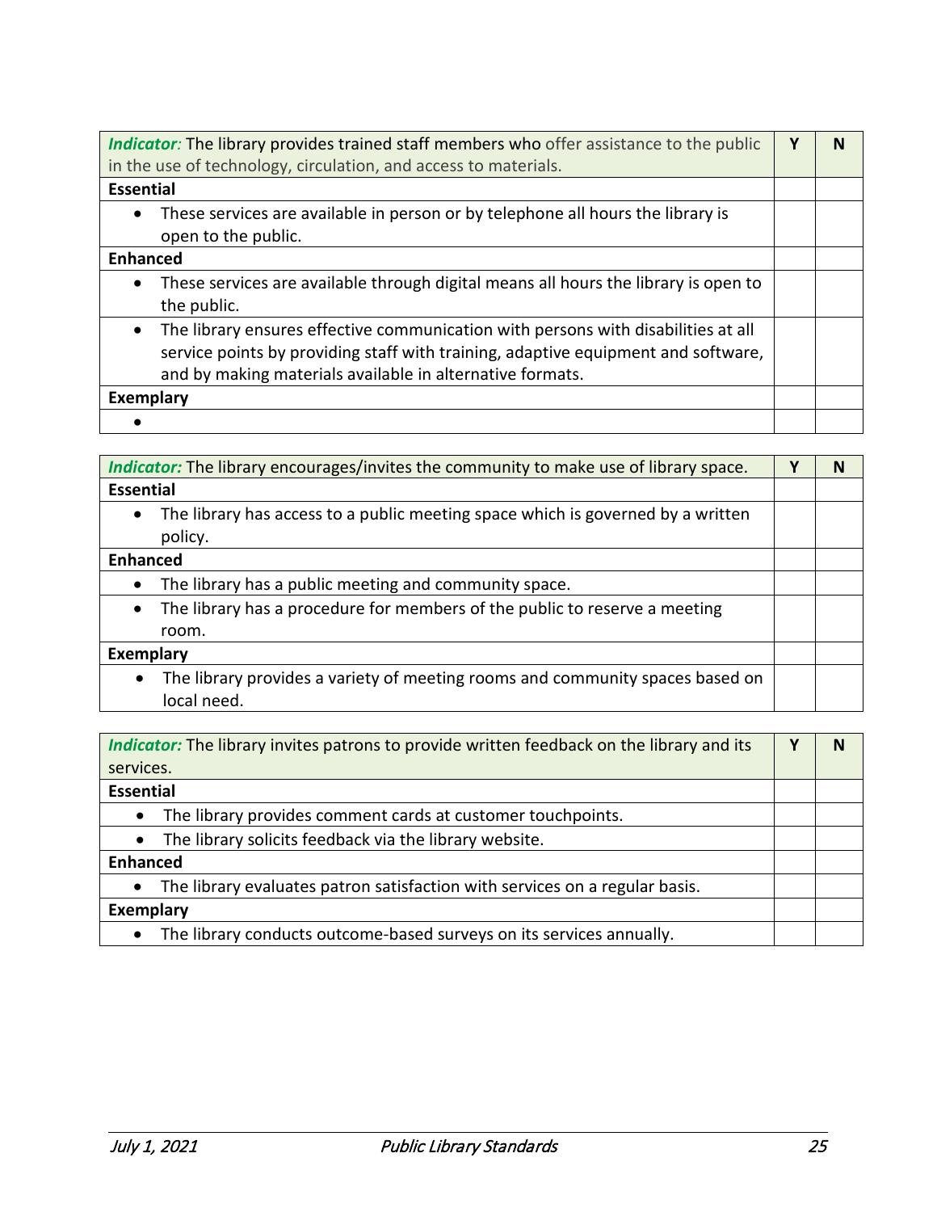| *Indicator:* The library provides trained staff members who offer assistance to the public in the use of technology, circulation, and access to materials. | Y | N |
|---|---|---|
| **Essential** | | |
| • These services are available in person or by telephone all hours the library is open to the public. | | |
| **Enhanced** | | |
| • These services are available through digital means all hours the library is open to the public. | | |
| • The library ensures effective communication with persons with disabilities at all service points by providing staff with training, adaptive equipment and software, and by making materials available in alternative formats. | | |
| **Exemplary** | | |
| • | | |

| *Indicator:* The library encourages/invites the community to make use of library space. | Y | N |
|---|---|---|
| **Essential** | | |
| • The library has access to a public meeting space which is governed by a written policy. | | |
| **Enhanced** | | |
| • The library has a public meeting and community space. | | |
| • The library has a procedure for members of the public to reserve a meeting room. | | |
| **Exemplary** | | |
| • The library provides a variety of meeting rooms and community spaces based on local need. | | |

| *Indicator:* The library invites patrons to provide written feedback on the library and its services. | Y | N |
|---|---|---|
| **Essential** | | |
| • The library provides comment cards at customer touchpoints. | | |
| • The library solicits feedback via the library website. | | |
| **Enhanced** | | |
| • The library evaluates patron satisfaction with services on a regular basis. | | |
| **Exemplary** | | |
| • The library conducts outcome-based surveys on its services annually. | | |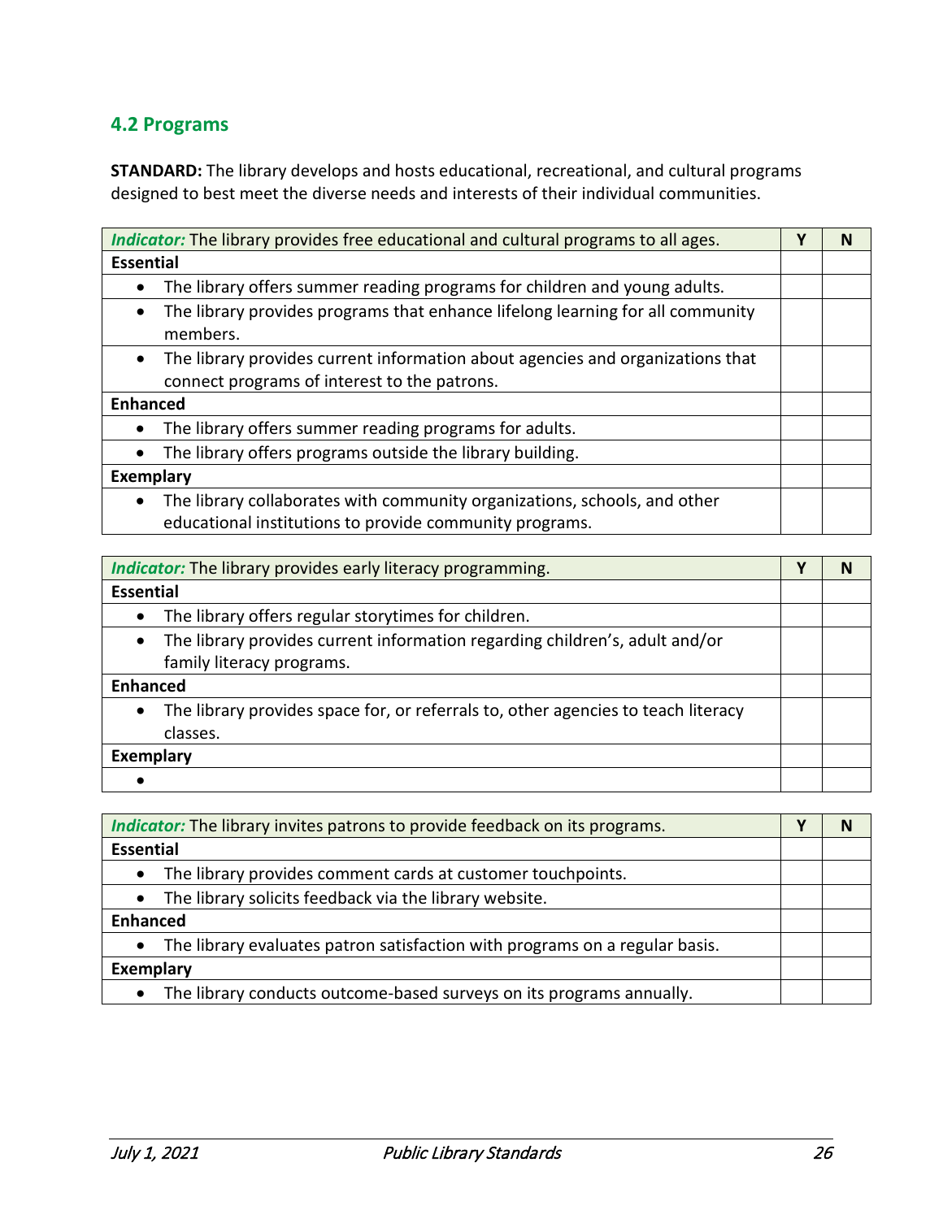## 4.2 Programs

**STANDARD:** The library develops and hosts educational, recreational, and cultural programs designed to best meet the diverse needs and interests of their individual communities.

| ***Indicator:*** The library provides free educational and cultural programs to all ages. | Y | N |
|---|---|---|
| **Essential** | | |
| • The library offers summer reading programs for children and young adults. | | |
| • The library provides programs that enhance lifelong learning for all community members. | | |
| • The library provides current information about agencies and organizations that connect programs of interest to the patrons. | | |
| **Enhanced** | | |
| • The library offers summer reading programs for adults. | | |
| • The library offers programs outside the library building. | | |
| **Exemplary** | | |
| • The library collaborates with community organizations, schools, and other educational institutions to provide community programs. | | |

| ***Indicator:*** The library provides early literacy programming. | Y | N |
|---|---|---|
| **Essential** | | |
| • The library offers regular storytimes for children. | | |
| • The library provides current information regarding children's, adult and/or family literacy programs. | | |
| **Enhanced** | | |
| • The library provides space for, or referrals to, other agencies to teach literacy classes. | | |
| **Exemplary** | | |
| • | | |

| ***Indicator:*** The library invites patrons to provide feedback on its programs. | Y | N |
|---|---|---|
| **Essential** | | |
| • The library provides comment cards at customer touchpoints. | | |
| • The library solicits feedback via the library website. | | |
| **Enhanced** | | |
| • The library evaluates patron satisfaction with programs on a regular basis. | | |
| **Exemplary** | | |
| • The library conducts outcome-based surveys on its programs annually. | | |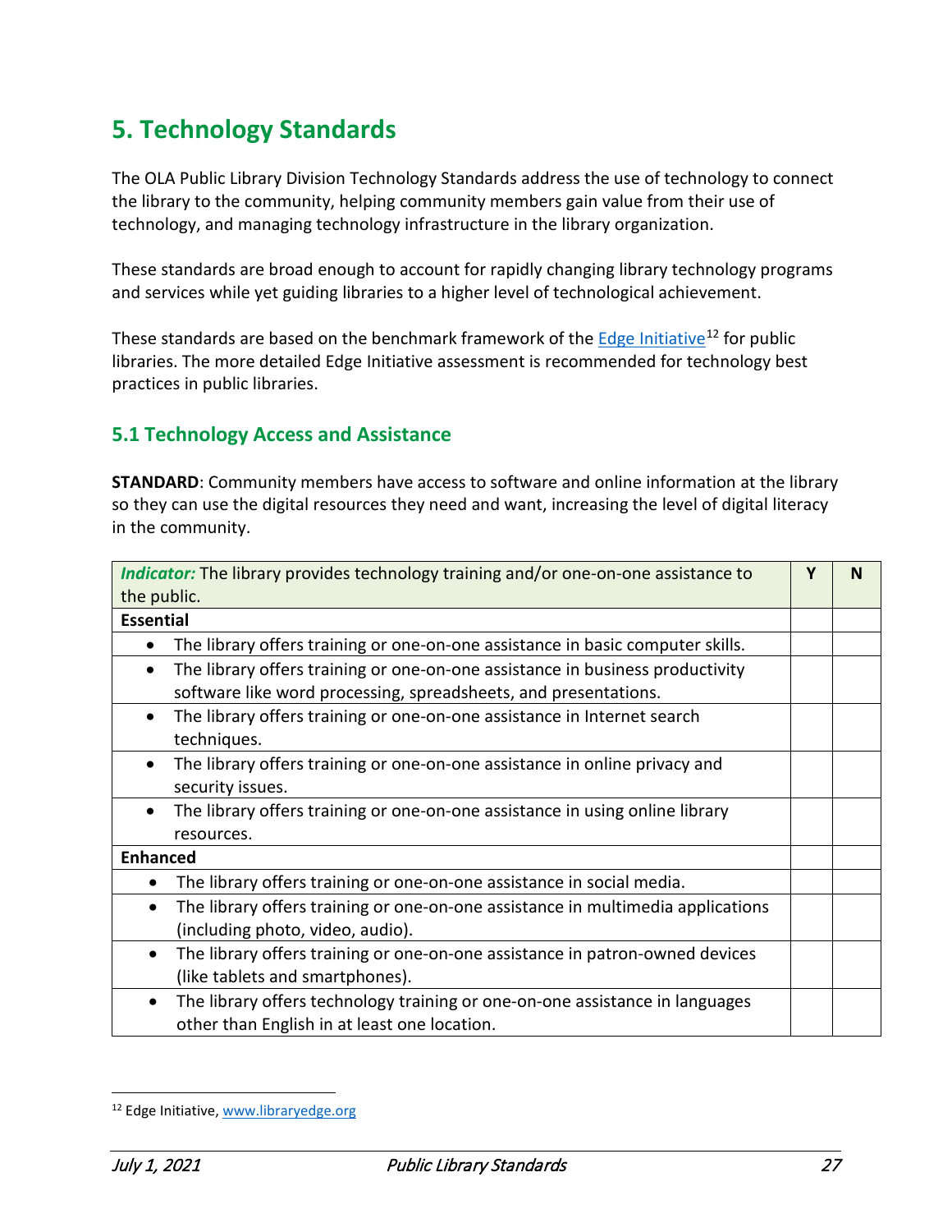# 5. Technology Standards

The OLA Public Library Division Technology Standards address the use of technology to connect the library to the community, helping community members gain value from their use of technology, and managing technology infrastructure in the library organization.

These standards are broad enough to account for rapidly changing library technology programs and services while yet guiding libraries to a higher level of technological achievement.

These standards are based on the benchmark framework of the Edge Initiative[12] for public libraries. The more detailed Edge Initiative assessment is recommended for technology best practices in public libraries.

## 5.1 Technology Access and Assistance

**STANDARD**: Community members have access to software and online information at the library so they can use the digital resources they need and want, increasing the level of digital literacy in the community.

| ***Indicator:*** The library provides technology training and/or one-on-one assistance to the public. | Y | N |
|---|---|---|
| **Essential** | | |
| • The library offers training or one-on-one assistance in basic computer skills. | | |
| • The library offers training or one-on-one assistance in business productivity software like word processing, spreadsheets, and presentations. | | |
| • The library offers training or one-on-one assistance in Internet search techniques. | | |
| • The library offers training or one-on-one assistance in online privacy and security issues. | | |
| • The library offers training or one-on-one assistance in using online library resources. | | |
| **Enhanced** | | |
| • The library offers training or one-on-one assistance in social media. | | |
| • The library offers training or one-on-one assistance in multimedia applications (including photo, video, audio). | | |
| • The library offers training or one-on-one assistance in patron-owned devices (like tablets and smartphones). | | |
| • The library offers technology training or one-on-one assistance in languages other than English in at least one location. | | |

[12] Edge Initiative, www.libraryedge.org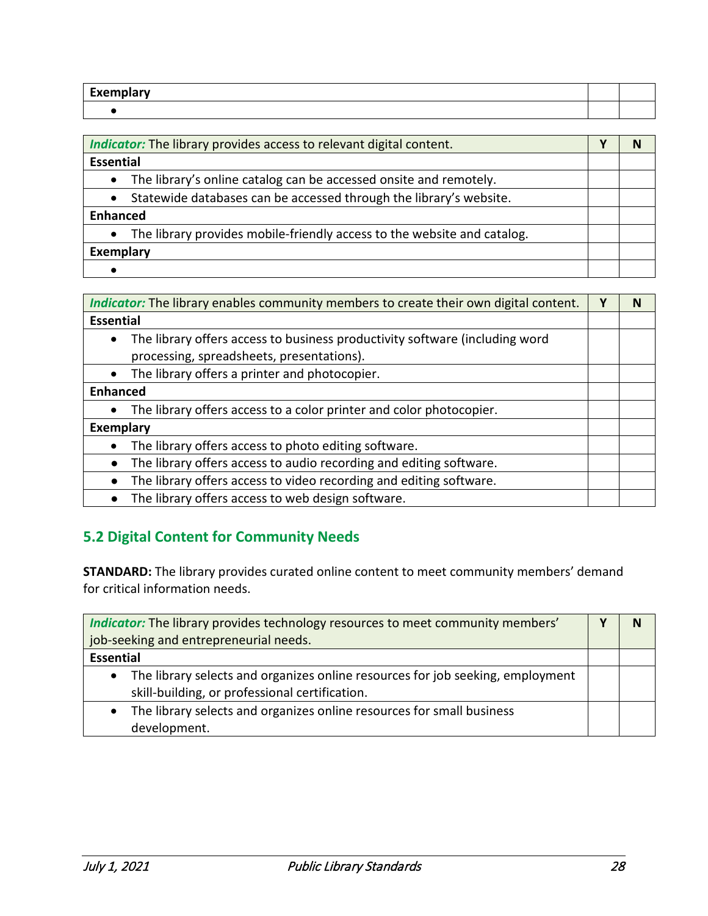| Exemplary | | |
|---|---|---|
| • | | |

| *Indicator:* The library provides access to relevant digital content. | Y | N |
|---|---|---|
| **Essential** | | |
| • The library's online catalog can be accessed onsite and remotely. | | |
| • Statewide databases can be accessed through the library's website. | | |
| **Enhanced** | | |
| • The library provides mobile-friendly access to the website and catalog. | | |
| **Exemplary** | | |
| • | | |

| *Indicator:* The library enables community members to create their own digital content. | Y | N |
|---|---|---|
| **Essential** | | |
| • The library offers access to business productivity software (including word processing, spreadsheets, presentations). | | |
| • The library offers a printer and photocopier. | | |
| **Enhanced** | | |
| • The library offers access to a color printer and color photocopier. | | |
| **Exemplary** | | |
| • The library offers access to photo editing software. | | |
| • The library offers access to audio recording and editing software. | | |
| • The library offers access to video recording and editing software. | | |
| • The library offers access to web design software. | | |

## 5.2 Digital Content for Community Needs

**STANDARD:** The library provides curated online content to meet community members' demand for critical information needs.

| *Indicator:* The library provides technology resources to meet community members' job-seeking and entrepreneurial needs. | Y | N |
|---|---|---|
| **Essential** | | |
| • The library selects and organizes online resources for job seeking, employment skill-building, or professional certification. | | |
| • The library selects and organizes online resources for small business development. | | |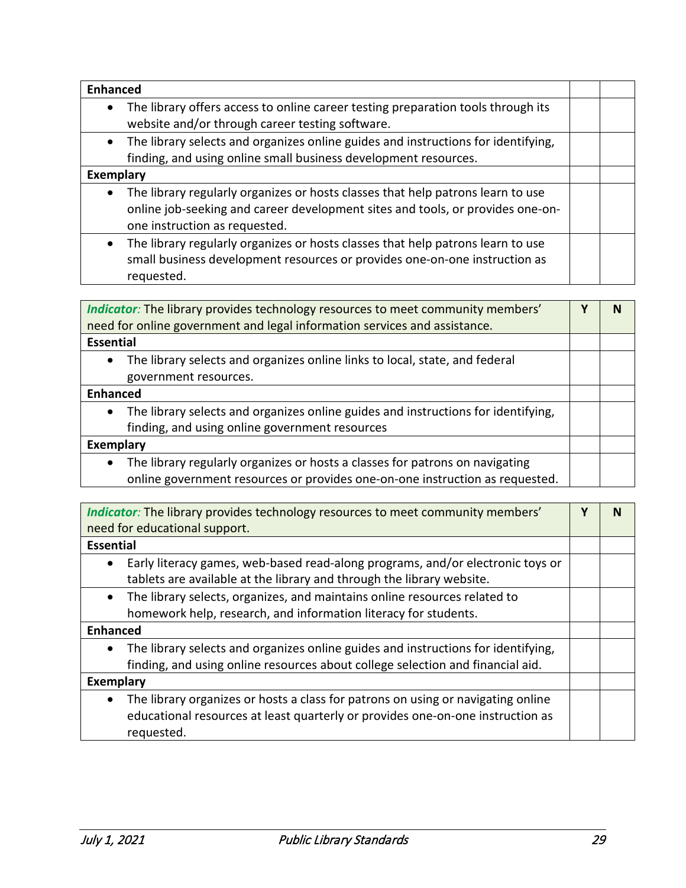| | | |
|---|---|---|
| **Enhanced** | | |
| • The library offers access to online career testing preparation tools through its website and/or through career testing software. | | |
| • The library selects and organizes online guides and instructions for identifying, finding, and using online small business development resources. | | |
| **Exemplary** | | |
| • The library regularly organizes or hosts classes that help patrons learn to use online job-seeking and career development sites and tools, or provides one-on-one instruction as requested. | | |
| • The library regularly organizes or hosts classes that help patrons learn to use small business development resources or provides one-on-one instruction as requested. | | |

| ***Indicator:*** The library provides technology resources to meet community members' need for online government and legal information services and assistance. | **Y** | **N** |
|---|---|---|
| **Essential** | | |
| • The library selects and organizes online links to local, state, and federal government resources. | | |
| **Enhanced** | | |
| • The library selects and organizes online guides and instructions for identifying, finding, and using online government resources | | |
| **Exemplary** | | |
| • The library regularly organizes or hosts a classes for patrons on navigating online government resources or provides one-on-one instruction as requested. | | |

| ***Indicator:*** The library provides technology resources to meet community members' need for educational support. | **Y** | **N** |
|---|---|---|
| **Essential** | | |
| • Early literacy games, web-based read-along programs, and/or electronic toys or tablets are available at the library and through the library website. | | |
| • The library selects, organizes, and maintains online resources related to homework help, research, and information literacy for students. | | |
| **Enhanced** | | |
| • The library selects and organizes online guides and instructions for identifying, finding, and using online resources about college selection and financial aid. | | |
| **Exemplary** | | |
| • The library organizes or hosts a class for patrons on using or navigating online educational resources at least quarterly or provides one-on-one instruction as requested. | | |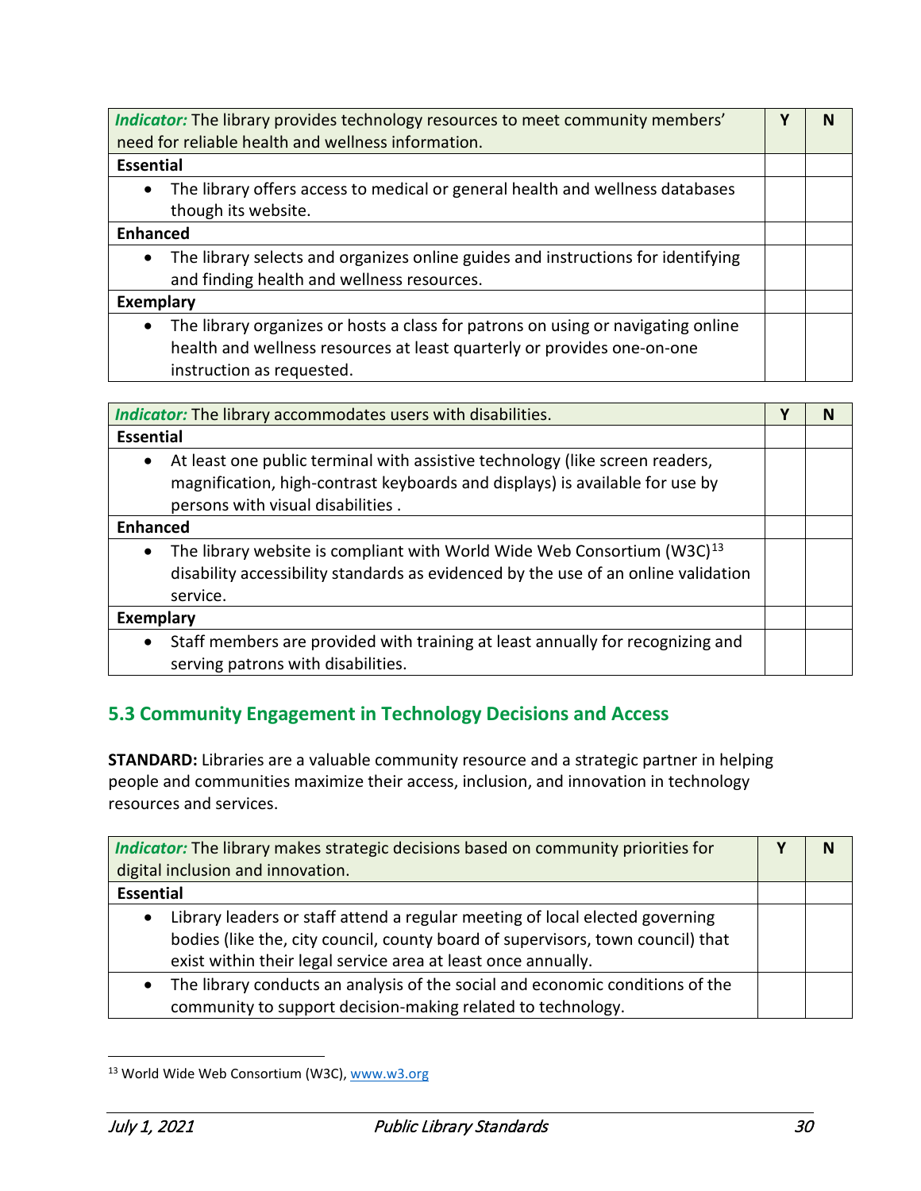| *Indicator:* The library provides technology resources to meet community members' need for reliable health and wellness information. | Y | N |
| --- | --- | --- |
| **Essential** | | |
| • The library offers access to medical or general health and wellness databases though its website. | | |
| **Enhanced** | | |
| • The library selects and organizes online guides and instructions for identifying and finding health and wellness resources. | | |
| **Exemplary** | | |
| • The library organizes or hosts a class for patrons on using or navigating online health and wellness resources at least quarterly or provides one-on-one instruction as requested. | | |

| *Indicator:* The library accommodates users with disabilities. | Y | N |
| --- | --- | --- |
| **Essential** | | |
| • At least one public terminal with assistive technology (like screen readers, magnification, high-contrast keyboards and displays) is available for use by persons with visual disabilities . | | |
| **Enhanced** | | |
| • The library website is compliant with World Wide Web Consortium (W3C)[13] disability accessibility standards as evidenced by the use of an online validation service. | | |
| **Exemplary** | | |
| • Staff members are provided with training at least annually for recognizing and serving patrons with disabilities. | | |

## 5.3 Community Engagement in Technology Decisions and Access

**STANDARD:** Libraries are a valuable community resource and a strategic partner in helping people and communities maximize their access, inclusion, and innovation in technology resources and services.

| *Indicator:* The library makes strategic decisions based on community priorities for digital inclusion and innovation. | Y | N |
| --- | --- | --- |
| **Essential** | | |
| • Library leaders or staff attend a regular meeting of local elected governing bodies (like the, city council, county board of supervisors, town council) that exist within their legal service area at least once annually. | | |
| • The library conducts an analysis of the social and economic conditions of the community to support decision-making related to technology. | | |

[13] World Wide Web Consortium (W3C), www.w3.org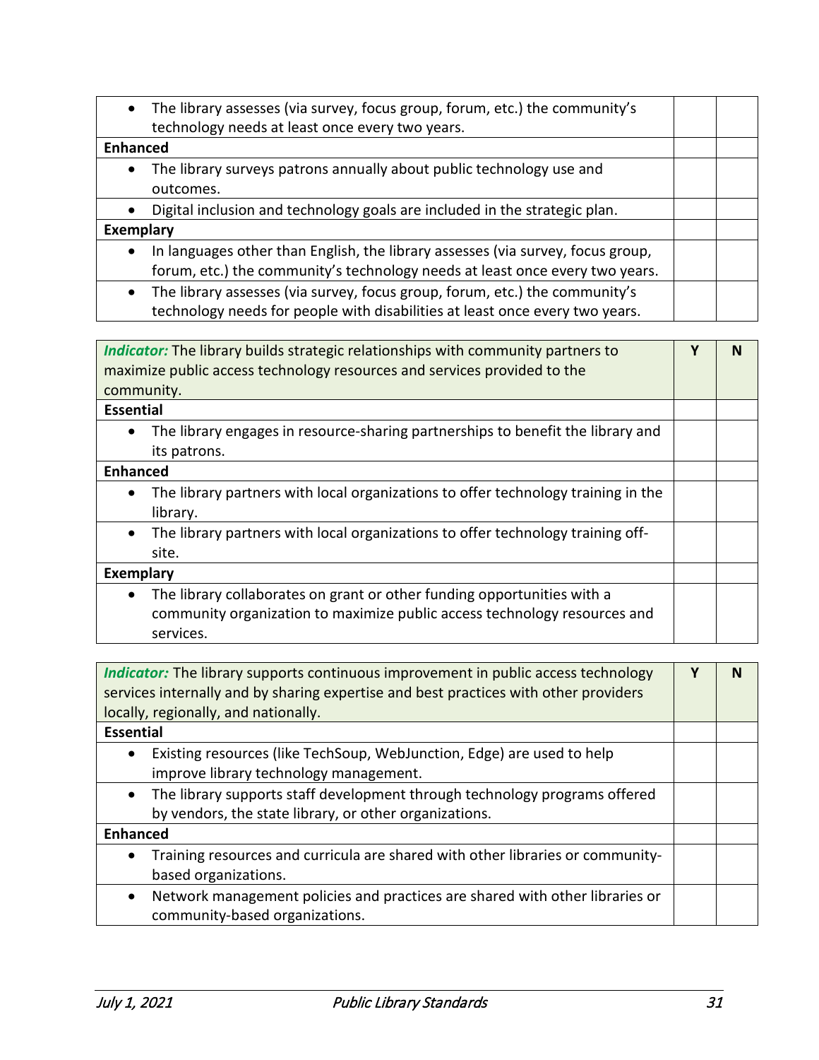| | | |
|---|---|---|
| • The library assesses (via survey, focus group, forum, etc.) the community's technology needs at least once every two years. | | |
| **Enhanced** | | |
| • The library surveys patrons annually about public technology use and outcomes. | | |
| • Digital inclusion and technology goals are included in the strategic plan. | | |
| **Exemplary** | | |
| • In languages other than English, the library assesses (via survey, focus group, forum, etc.) the community's technology needs at least once every two years. | | |
| • The library assesses (via survey, focus group, forum, etc.) the community's technology needs for people with disabilities at least once every two years. | | |

| ***Indicator:*** The library builds strategic relationships with community partners to maximize public access technology resources and services provided to the community. | Y | N |
|---|---|---|
| **Essential** | | |
| • The library engages in resource-sharing partnerships to benefit the library and its patrons. | | |
| **Enhanced** | | |
| • The library partners with local organizations to offer technology training in the library. | | |
| • The library partners with local organizations to offer technology training off-site. | | |
| **Exemplary** | | |
| • The library collaborates on grant or other funding opportunities with a community organization to maximize public access technology resources and services. | | |

| ***Indicator:*** The library supports continuous improvement in public access technology services internally and by sharing expertise and best practices with other providers locally, regionally, and nationally. | Y | N |
|---|---|---|
| **Essential** | | |
| • Existing resources (like TechSoup, WebJunction, Edge) are used to help improve library technology management. | | |
| • The library supports staff development through technology programs offered by vendors, the state library, or other organizations. | | |
| **Enhanced** | | |
| • Training resources and curricula are shared with other libraries or community-based organizations. | | |
| • Network management policies and practices are shared with other libraries or community-based organizations. | | |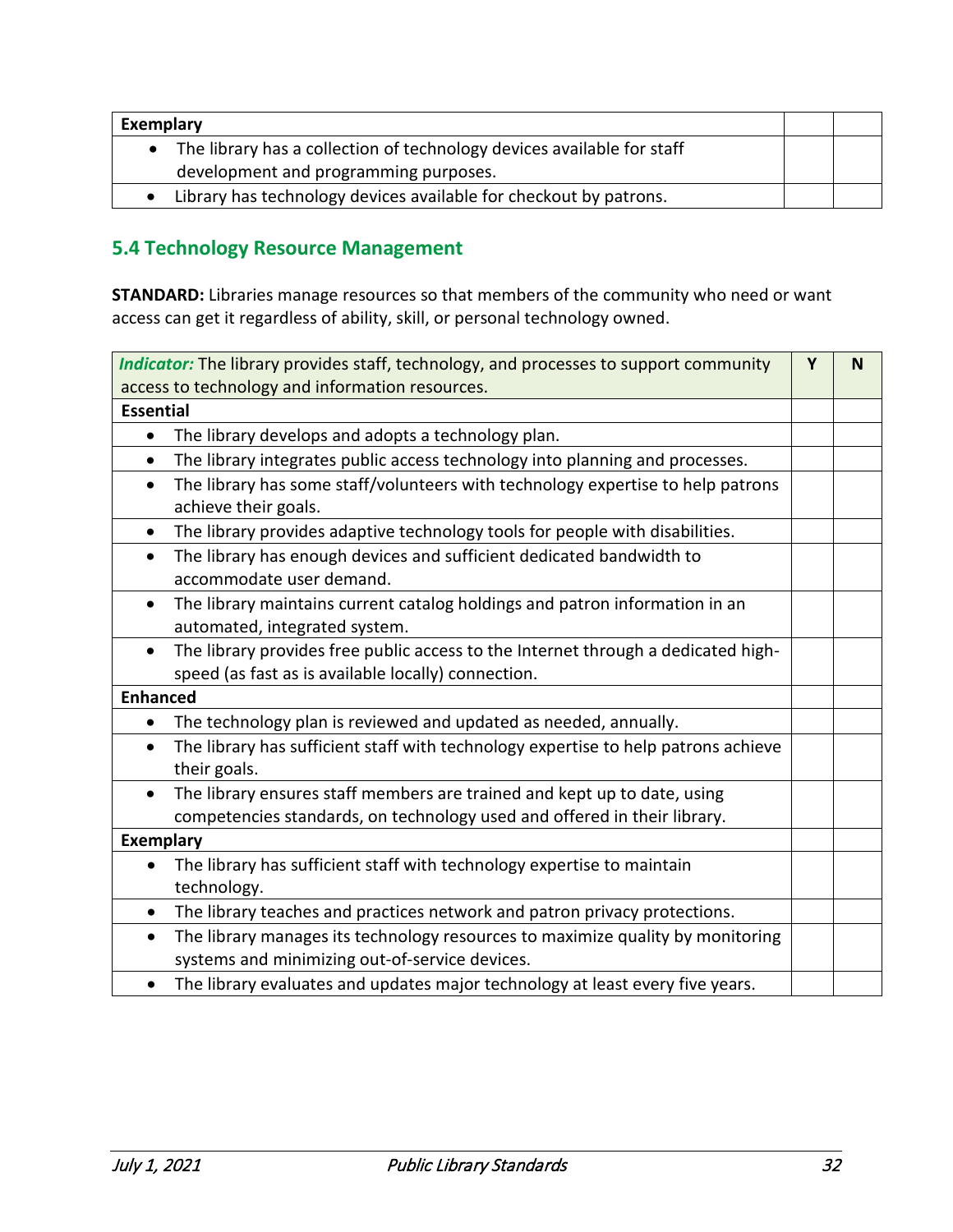| Exemplary | | |
|---|---|---|
| • The library has a collection of technology devices available for staff development and programming purposes. | | |
| • Library has technology devices available for checkout by patrons. | | |

## 5.4 Technology Resource Management

**STANDARD:** Libraries manage resources so that members of the community who need or want access can get it regardless of ability, skill, or personal technology owned.

| *Indicator:* The library provides staff, technology, and processes to support community access to technology and information resources. | Y | N |
|---|---|---|
| **Essential** | | |
| • The library develops and adopts a technology plan. | | |
| • The library integrates public access technology into planning and processes. | | |
| • The library has some staff/volunteers with technology expertise to help patrons achieve their goals. | | |
| • The library provides adaptive technology tools for people with disabilities. | | |
| • The library has enough devices and sufficient dedicated bandwidth to accommodate user demand. | | |
| • The library maintains current catalog holdings and patron information in an automated, integrated system. | | |
| • The library provides free public access to the Internet through a dedicated high-speed (as fast as is available locally) connection. | | |
| **Enhanced** | | |
| • The technology plan is reviewed and updated as needed, annually. | | |
| • The library has sufficient staff with technology expertise to help patrons achieve their goals. | | |
| • The library ensures staff members are trained and kept up to date, using competencies standards, on technology used and offered in their library. | | |
| **Exemplary** | | |
| • The library has sufficient staff with technology expertise to maintain technology. | | |
| • The library teaches and practices network and patron privacy protections. | | |
| • The library manages its technology resources to maximize quality by monitoring systems and minimizing out-of-service devices. | | |
| • The library evaluates and updates major technology at least every five years. | | |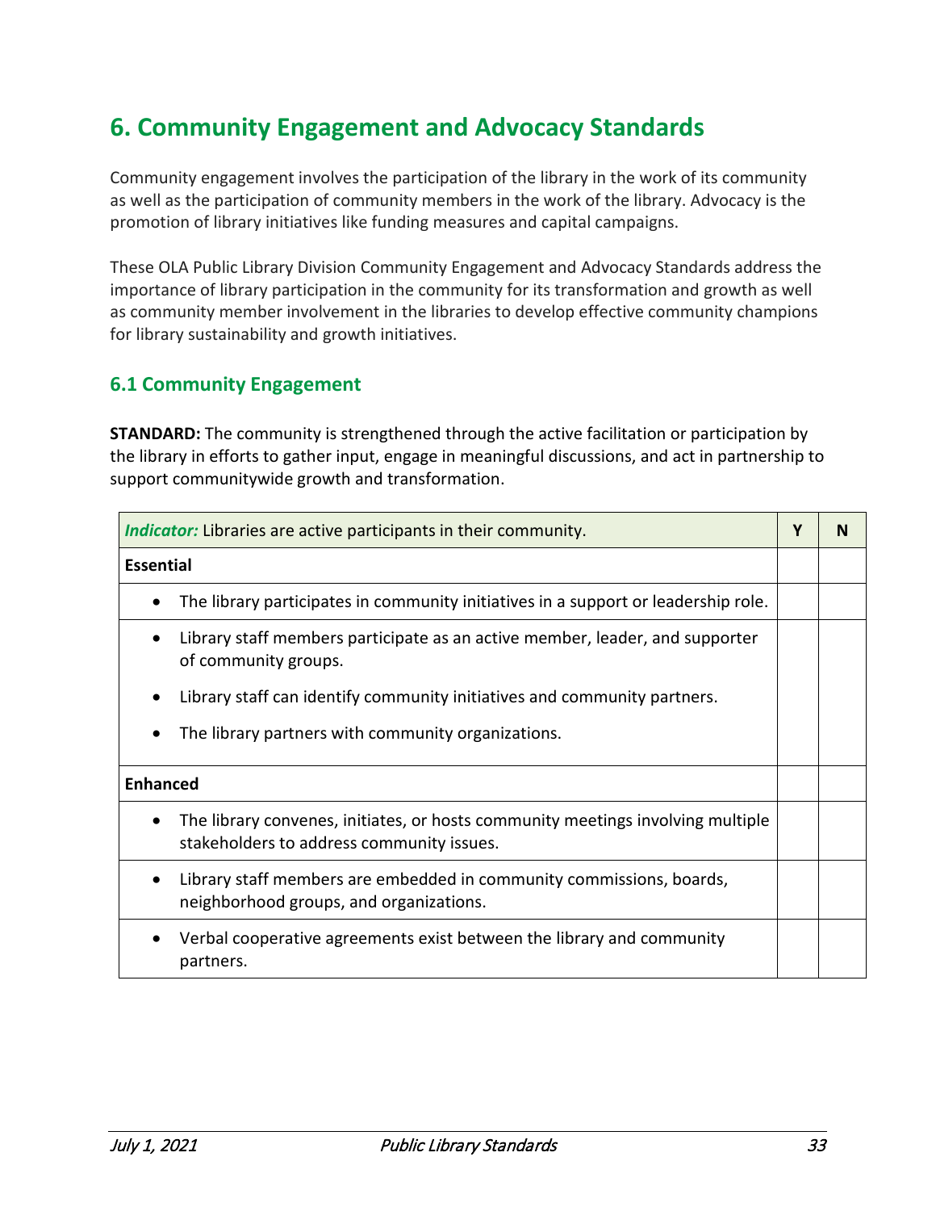# 6. Community Engagement and Advocacy Standards

Community engagement involves the participation of the library in the work of its community as well as the participation of community members in the work of the library. Advocacy is the promotion of library initiatives like funding measures and capital campaigns.

These OLA Public Library Division Community Engagement and Advocacy Standards address the importance of library participation in the community for its transformation and growth as well as community member involvement in the libraries to develop effective community champions for library sustainability and growth initiatives.

## 6.1 Community Engagement

**STANDARD:** The community is strengthened through the active facilitation or participation by the library in efforts to gather input, engage in meaningful discussions, and act in partnership to support communitywide growth and transformation.

| *Indicator:* Libraries are active participants in their community. | Y | N |
|---|---|---|
| **Essential** | | |
| • The library participates in community initiatives in a support or leadership role. | | |
| • Library staff members participate as an active member, leader, and supporter of community groups.<br>• Library staff can identify community initiatives and community partners.<br>• The library partners with community organizations. | | |
| **Enhanced** | | |
| • The library convenes, initiates, or hosts community meetings involving multiple stakeholders to address community issues. | | |
| • Library staff members are embedded in community commissions, boards, neighborhood groups, and organizations. | | |
| • Verbal cooperative agreements exist between the library and community partners. | | |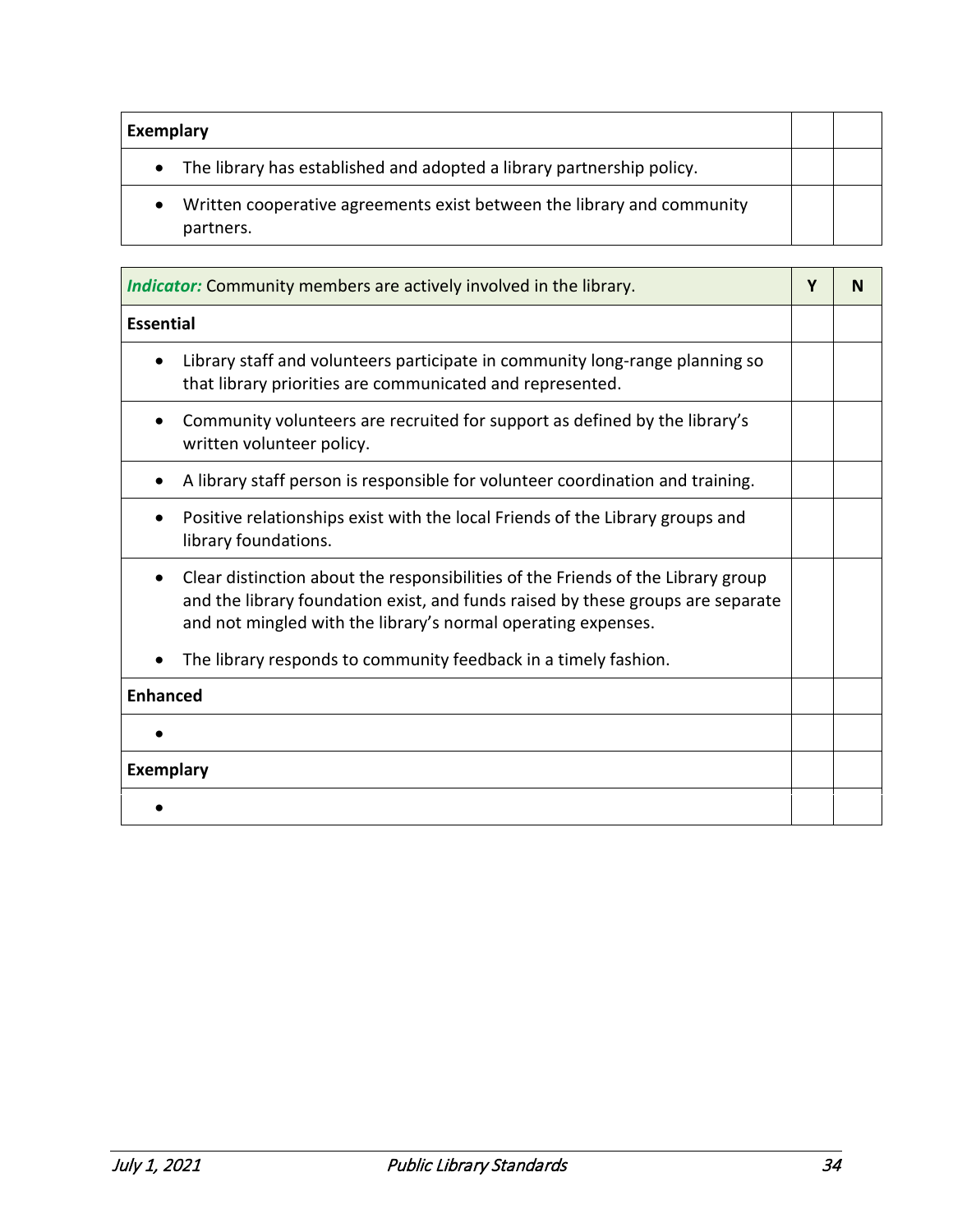| Exemplary | | |
|---|---|---|
| • The library has established and adopted a library partnership policy. | | |
| • Written cooperative agreements exist between the library and community partners. | | |

| ***Indicator:*** Community members are actively involved in the library. | **Y** | **N** |
|---|---|---|
| **Essential** | | |
| • Library staff and volunteers participate in community long-range planning so that library priorities are communicated and represented. | | |
| • Community volunteers are recruited for support as defined by the library's written volunteer policy. | | |
| • A library staff person is responsible for volunteer coordination and training. | | |
| • Positive relationships exist with the local Friends of the Library groups and library foundations. | | |
| • Clear distinction about the responsibilities of the Friends of the Library group and the library foundation exist, and funds raised by these groups are separate and not mingled with the library's normal operating expenses. • The library responds to community feedback in a timely fashion. | | |
| **Enhanced** | | |
| • | | |
| **Exemplary** | | |
| • | | |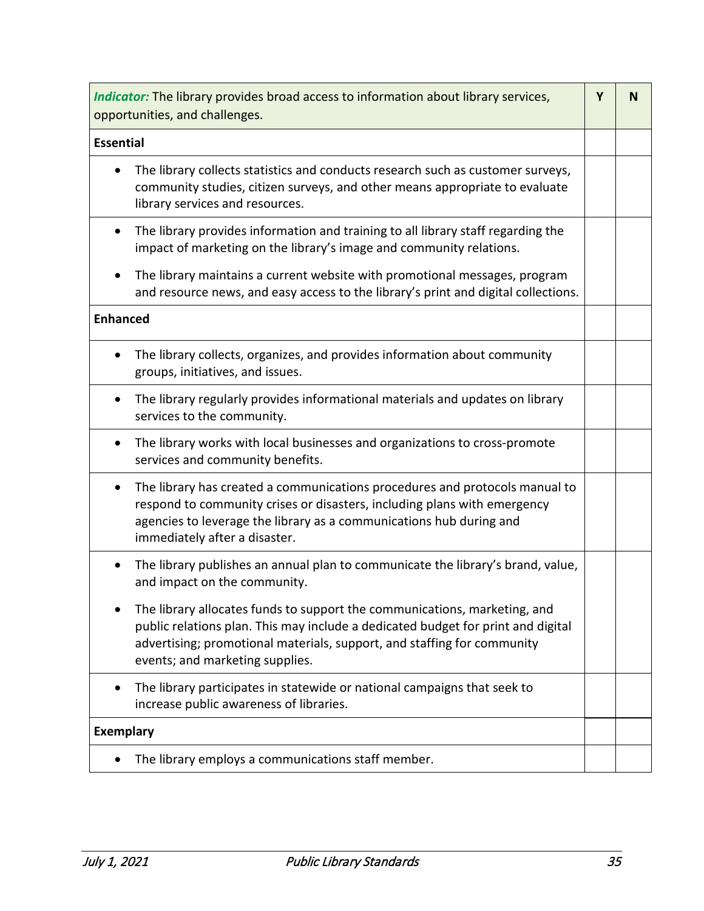| *Indicator:* The library provides broad access to information about library services, opportunities, and challenges. | Y | N |
|---|---|---|
| **Essential** | | |
| • The library collects statistics and conducts research such as customer surveys, community studies, citizen surveys, and other means appropriate to evaluate library services and resources. | | |
| • The library provides information and training to all library staff regarding the impact of marketing on the library's image and community relations.<br>• The library maintains a current website with promotional messages, program and resource news, and easy access to the library's print and digital collections. | | |
| **Enhanced** | | |
| • The library collects, organizes, and provides information about community groups, initiatives, and issues. | | |
| • The library regularly provides informational materials and updates on library services to the community. | | |
| • The library works with local businesses and organizations to cross-promote services and community benefits. | | |
| • The library has created a communications procedures and protocols manual to respond to community crises or disasters, including plans with emergency agencies to leverage the library as a communications hub during and immediately after a disaster. | | |
| • The library publishes an annual plan to communicate the library's brand, value, and impact on the community.<br>• The library allocates funds to support the communications, marketing, and public relations plan. This may include a dedicated budget for print and digital advertising; promotional materials, support, and staffing for community events; and marketing supplies. | | |
| • The library participates in statewide or national campaigns that seek to increase public awareness of libraries. | | |
| **Exemplary** | | |
| • The library employs a communications staff member. | | |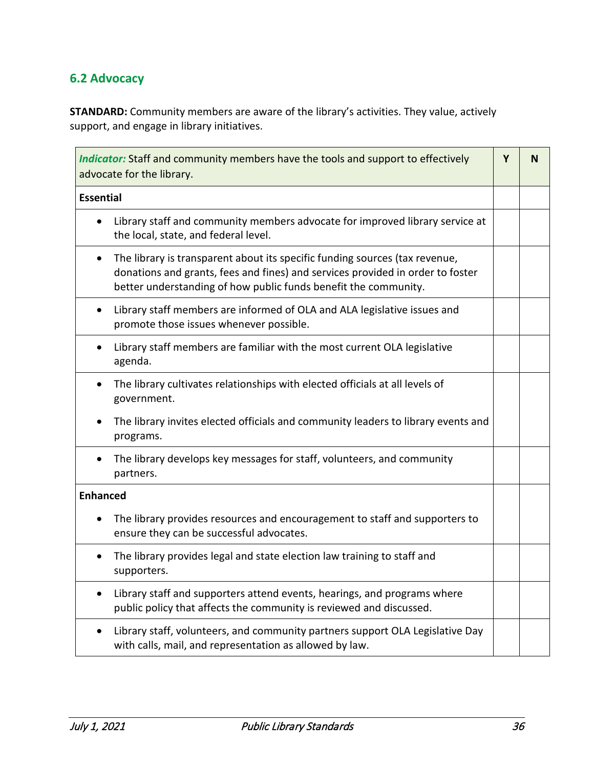## 6.2 Advocacy

**STANDARD:** Community members are aware of the library's activities. They value, actively support, and engage in library initiatives.

| ***Indicator:*** Staff and community members have the tools and support to effectively advocate for the library. | Y | N |
|---|---|---|
| **Essential** | | |
| • Library staff and community members advocate for improved library service at the local, state, and federal level. | | |
| • The library is transparent about its specific funding sources (tax revenue, donations and grants, fees and fines) and services provided in order to foster better understanding of how public funds benefit the community. | | |
| • Library staff members are informed of OLA and ALA legislative issues and promote those issues whenever possible. | | |
| • Library staff members are familiar with the most current OLA legislative agenda. | | |
| • The library cultivates relationships with elected officials at all levels of government. <br> • The library invites elected officials and community leaders to library events and programs. | | |
| • The library develops key messages for staff, volunteers, and community partners. | | |
| **Enhanced** <br> • The library provides resources and encouragement to staff and supporters to ensure they can be successful advocates. | | |
| • The library provides legal and state election law training to staff and supporters. | | |
| • Library staff and supporters attend events, hearings, and programs where public policy that affects the community is reviewed and discussed. | | |
| • Library staff, volunteers, and community partners support OLA Legislative Day with calls, mail, and representation as allowed by law. | | |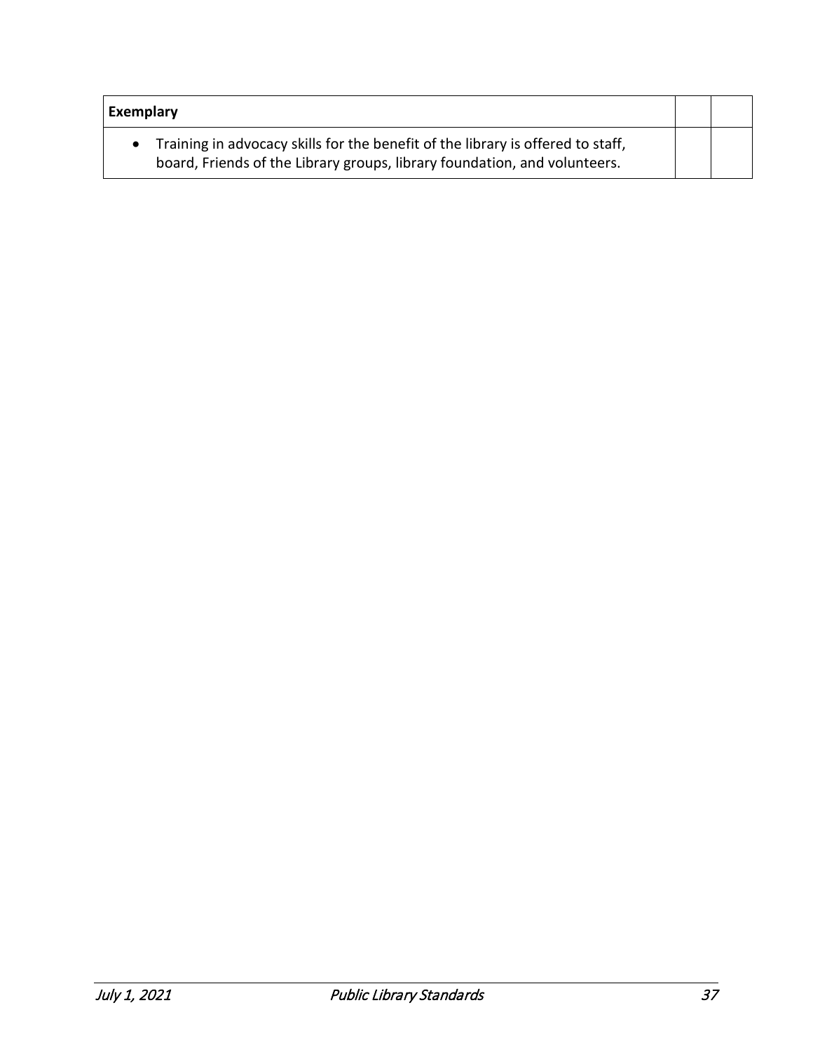| Exemplary | | |
|---|---|---|
| • Training in advocacy skills for the benefit of the library is offered to staff, board, Friends of the Library groups, library foundation, and volunteers. | | |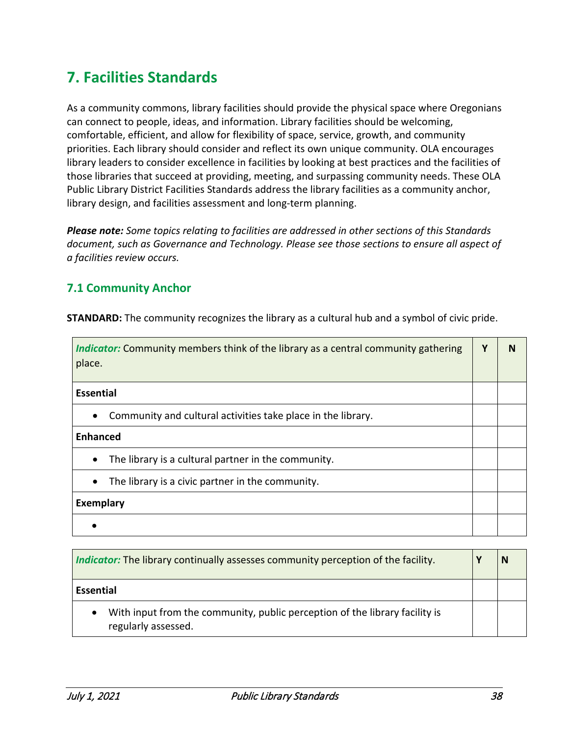## 7. Facilities Standards

As a community commons, library facilities should provide the physical space where Oregonians can connect to people, ideas, and information. Library facilities should be welcoming, comfortable, efficient, and allow for flexibility of space, service, growth, and community priorities. Each library should consider and reflect its own unique community. OLA encourages library leaders to consider excellence in facilities by looking at best practices and the facilities of those libraries that succeed at providing, meeting, and surpassing community needs. These OLA Public Library District Facilities Standards address the library facilities as a community anchor, library design, and facilities assessment and long-term planning.

***Please note:*** *Some topics relating to facilities are addressed in other sections of this Standards document, such as Governance and Technology. Please see those sections to ensure all aspect of a facilities review occurs.*

### 7.1 Community Anchor

**STANDARD:** The community recognizes the library as a cultural hub and a symbol of civic pride.

| ***Indicator:*** Community members think of the library as a central community gathering place. | Y | N |
|---|---|---|
| **Essential** | | |
| • Community and cultural activities take place in the library. | | |
| **Enhanced** | | |
| • The library is a cultural partner in the community. | | |
| • The library is a civic partner in the community. | | |
| **Exemplary** | | |
| • | | |

| ***Indicator:*** The library continually assesses community perception of the facility. | Y | N |
|---|---|---|
| **Essential** | | |
| • With input from the community, public perception of the library facility is regularly assessed. | | |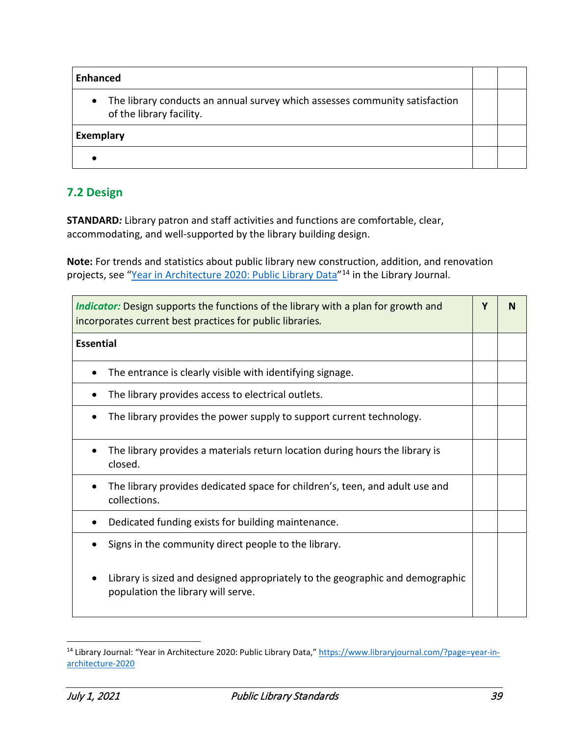| | | |
|---|---|---|
| **Enhanced** | | |
| • The library conducts an annual survey which assesses community satisfaction of the library facility. | | |
| **Exemplary** | | |
| • | | |

## 7.2 Design

**STANDARD*:*** Library patron and staff activities and functions are comfortable, clear, accommodating, and well-supported by the library building design.

**Note:** For trends and statistics about public library new construction, addition, and renovation projects, see "Year in Architecture 2020: Public Library Data"[14] in the Library Journal.

| ***Indicator:*** Design supports the functions of the library with a plan for growth and incorporates current best practices for public libraries*.* | **Y** | **N** |
|---|---|---|
| **Essential** | | |
| • The entrance is clearly visible with identifying signage. | | |
| • The library provides access to electrical outlets. | | |
| • The library provides the power supply to support current technology. | | |
| • The library provides a materials return location during hours the library is closed. | | |
| • The library provides dedicated space for children's, teen, and adult use and collections. | | |
| • Dedicated funding exists for building maintenance. | | |
| • Signs in the community direct people to the library.<br><br>• Library is sized and designed appropriately to the geographic and demographic population the library will serve. | | |

[14] Library Journal: "Year in Architecture 2020: Public Library Data," https://www.libraryjournal.com/?page=year-in-architecture-2020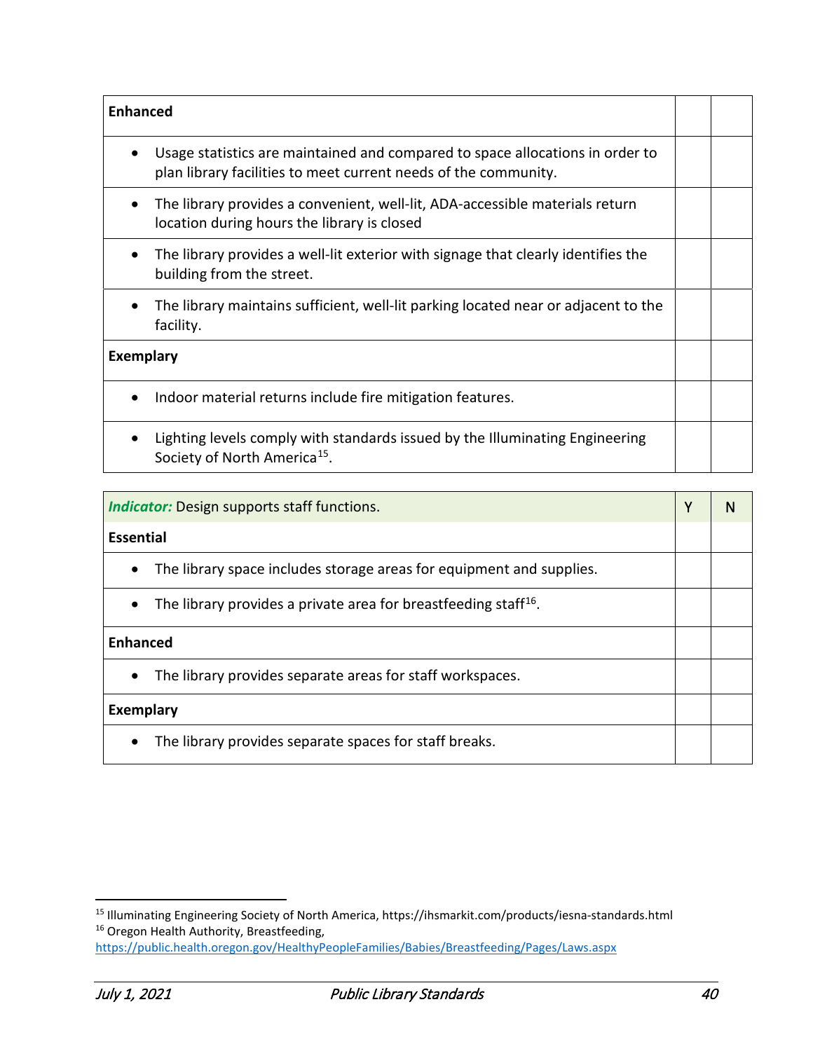| Enhanced | | |
|---|---|---|
| • Usage statistics are maintained and compared to space allocations in order to plan library facilities to meet current needs of the community. | | |
| • The library provides a convenient, well-lit, ADA-accessible materials return location during hours the library is closed | | |
| • The library provides a well-lit exterior with signage that clearly identifies the building from the street. | | |
| • The library maintains sufficient, well-lit parking located near or adjacent to the facility. | | |
| **Exemplary** | | |
| • Indoor material returns include fire mitigation features. | | |
| • Lighting levels comply with standards issued by the Illuminating Engineering Society of North America[15]. | | |

| ***Indicator:*** Design supports staff functions. | Y | N |
|---|---|---|
| **Essential** | | |
| • The library space includes storage areas for equipment and supplies. | | |
| • The library provides a private area for breastfeeding staff[16]. | | |
| **Enhanced** | | |
| • The library provides separate areas for staff workspaces. | | |
| **Exemplary** | | |
| • The library provides separate spaces for staff breaks. | | |

[15] Illuminating Engineering Society of North America, https://ihsmarkit.com/products/iesna-standards.html

[16] Oregon Health Authority, Breastfeeding, https://public.health.oregon.gov/HealthyPeopleFamilies/Babies/Breastfeeding/Pages/Laws.aspx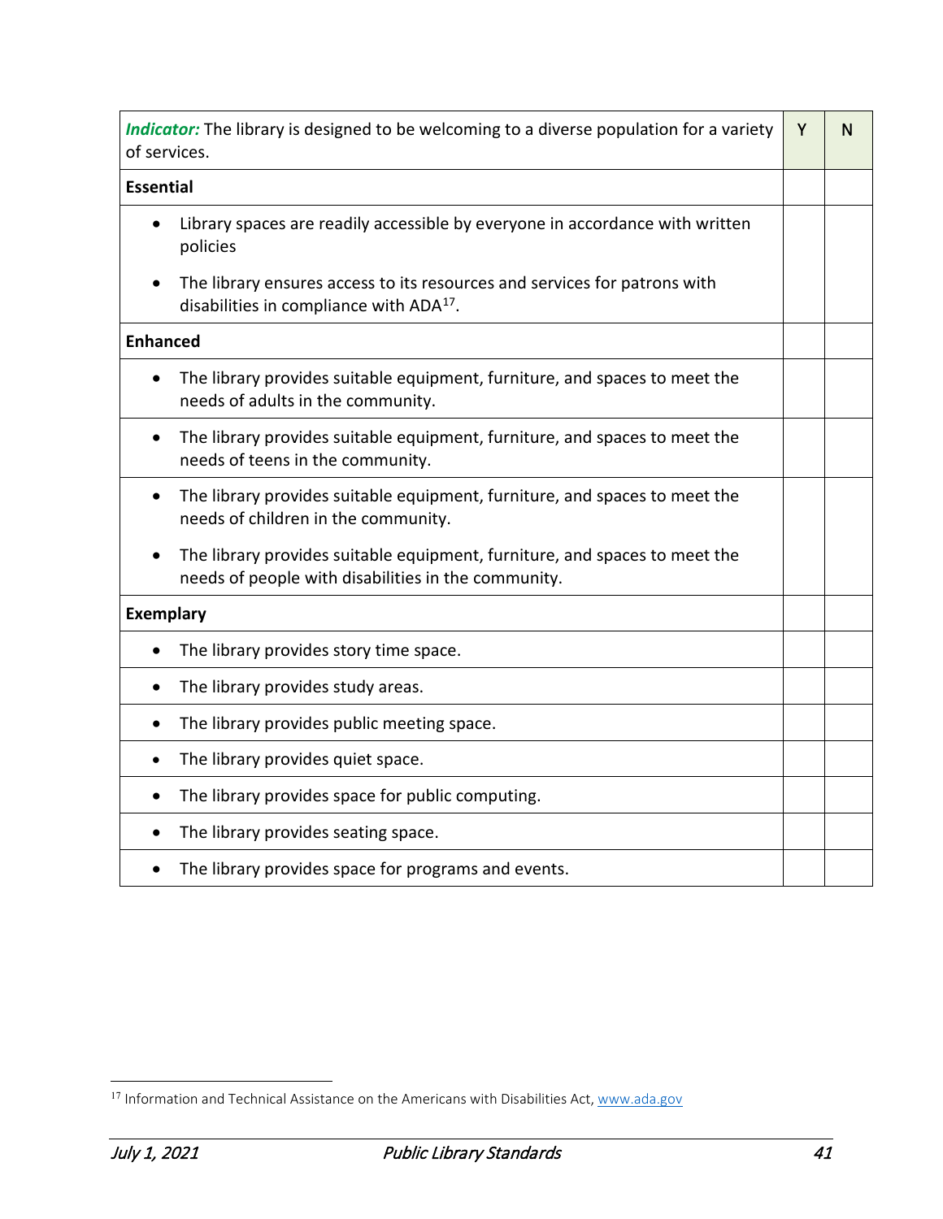| ***Indicator:*** The library is designed to be welcoming to a diverse population for a variety of services. | Y | N |
|---|---|---|
| **Essential** | | |
| • Library spaces are readily accessible by everyone in accordance with written policies<br>• The library ensures access to its resources and services for patrons with disabilities in compliance with ADA[17]. | | |
| **Enhanced** | | |
| • The library provides suitable equipment, furniture, and spaces to meet the needs of adults in the community. | | |
| • The library provides suitable equipment, furniture, and spaces to meet the needs of teens in the community. | | |
| • The library provides suitable equipment, furniture, and spaces to meet the needs of children in the community.<br>• The library provides suitable equipment, furniture, and spaces to meet the needs of people with disabilities in the community. | | |
| **Exemplary** | | |
| • The library provides story time space. | | |
| • The library provides study areas. | | |
| • The library provides public meeting space. | | |
| • The library provides quiet space. | | |
| • The library provides space for public computing. | | |
| • The library provides seating space. | | |
| • The library provides space for programs and events. | | |

[17] Information and Technical Assistance on the Americans with Disabilities Act, www.ada.gov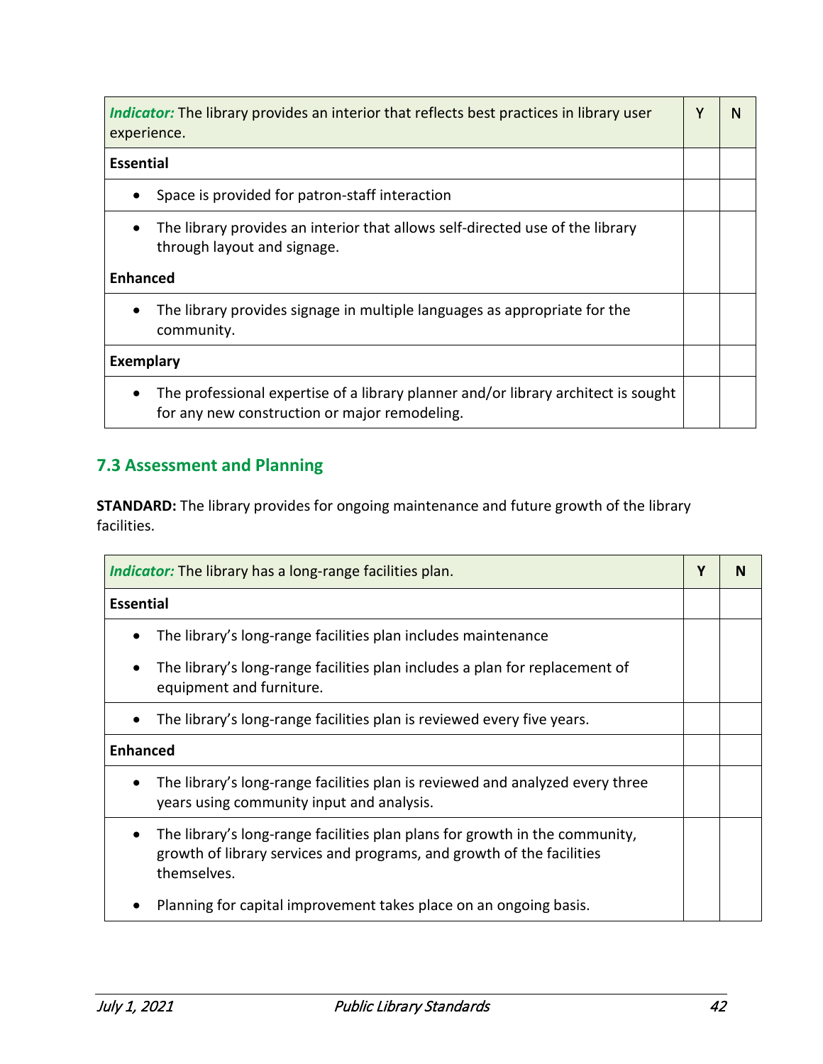| *Indicator:* The library provides an interior that reflects best practices in library user experience. | Y | N |
| --- | --- | --- |
| **Essential** | | |
| • Space is provided for patron-staff interaction | | |
| • The library provides an interior that allows self-directed use of the library through layout and signage. | | |
| **Enhanced** | | |
| • The library provides signage in multiple languages as appropriate for the community. | | |
| **Exemplary** | | |
| • The professional expertise of a library planner and/or library architect is sought for any new construction or major remodeling. | | |

## 7.3 Assessment and Planning

**STANDARD:** The library provides for ongoing maintenance and future growth of the library facilities.

| *Indicator:* The library has a long-range facilities plan. | Y | N |
| --- | --- | --- |
| **Essential** | | |
| • The library's long-range facilities plan includes maintenance<br>• The library's long-range facilities plan includes a plan for replacement of equipment and furniture. | | |
| • The library's long-range facilities plan is reviewed every five years. | | |
| **Enhanced** | | |
| • The library's long-range facilities plan is reviewed and analyzed every three years using community input and analysis. | | |
| • The library's long-range facilities plan plans for growth in the community, growth of library services and programs, and growth of the facilities themselves.<br>• Planning for capital improvement takes place on an ongoing basis. | | |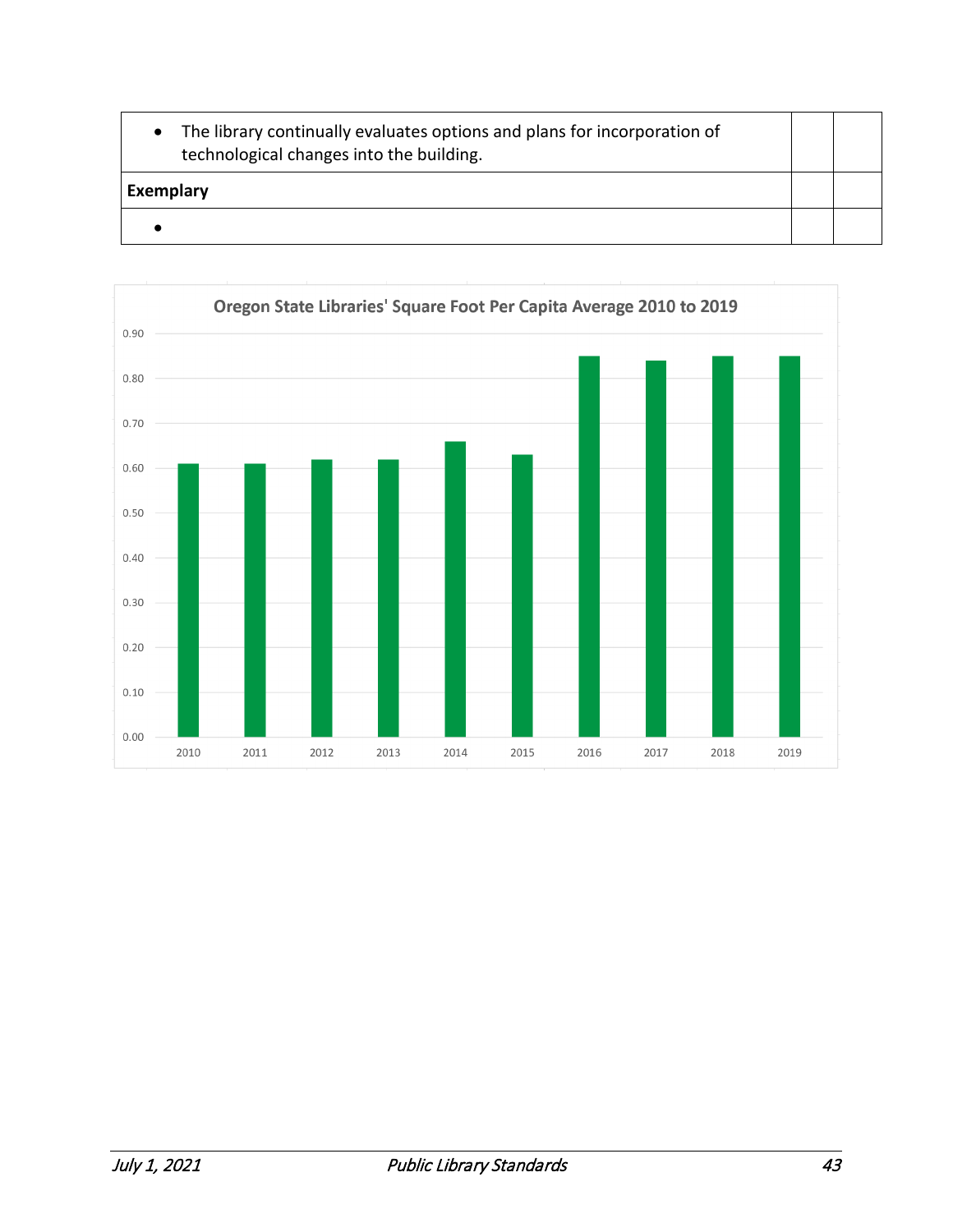| | | |
|---|---|---|
| • The library continually evaluates options and plans for incorporation of technological changes into the building. | | |
| **Exemplary** | | |
| • | | |

Oregon State Libraries' Square Foot Per Capita Average 2010 to 2019

0.90
0.80
0.70
0.60
0.50
0.40
0.30
0.20
0.10
0.00

2010
2011
2012
2013
2014
2015
2016
2017
2018
2019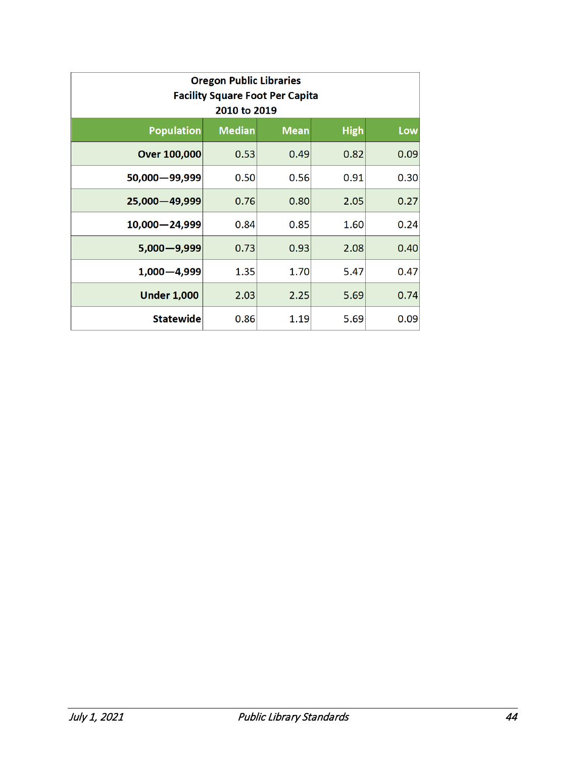| Oregon Public Libraries<br>Facility Square Foot Per Capita<br>2010 to 2019 | | | | |
|---|---|---|---|---|
| **Population** | **Median** | **Mean** | **High** | **Low** |
| **Over 100,000** | 0.53 | 0.49 | 0.82 | 0.09 |
| **50,000—99,999** | 0.50 | 0.56 | 0.91 | 0.30 |
| **25,000—49,999** | 0.76 | 0.80 | 2.05 | 0.27 |
| **10,000—24,999** | 0.84 | 0.85 | 1.60 | 0.24 |
| **5,000—9,999** | 0.73 | 0.93 | 2.08 | 0.40 |
| **1,000—4,999** | 1.35 | 1.70 | 5.47 | 0.47 |
| **Under 1,000** | 2.03 | 2.25 | 5.69 | 0.74 |
| **Statewide** | 0.86 | 1.19 | 5.69 | 0.09 |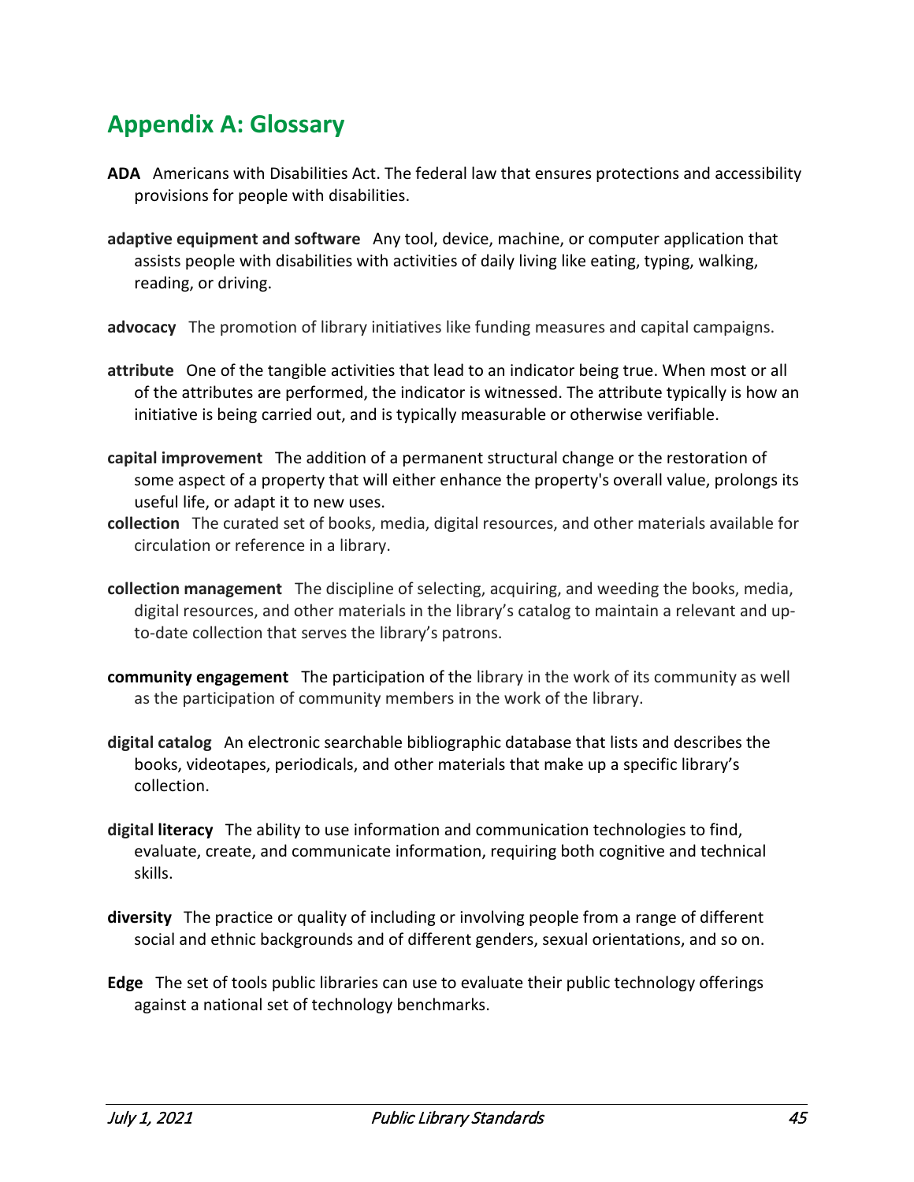## Appendix A: Glossary

**ADA** Americans with Disabilities Act. The federal law that ensures protections and accessibility provisions for people with disabilities.

**adaptive equipment and software** Any tool, device, machine, or computer application that assists people with disabilities with activities of daily living like eating, typing, walking, reading, or driving.

**advocacy** The promotion of library initiatives like funding measures and capital campaigns.

**attribute** One of the tangible activities that lead to an indicator being true. When most or all of the attributes are performed, the indicator is witnessed. The attribute typically is how an initiative is being carried out, and is typically measurable or otherwise verifiable.

**capital improvement** The addition of a permanent structural change or the restoration of some aspect of a property that will either enhance the property's overall value, prolongs its useful life, or adapt it to new uses.

**collection** The curated set of books, media, digital resources, and other materials available for circulation or reference in a library.

**collection management** The discipline of selecting, acquiring, and weeding the books, media, digital resources, and other materials in the library's catalog to maintain a relevant and up-to-date collection that serves the library's patrons.

**community engagement** The participation of the library in the work of its community as well as the participation of community members in the work of the library.

**digital catalog** An electronic searchable bibliographic database that lists and describes the books, videotapes, periodicals, and other materials that make up a specific library's collection.

**digital literacy** The ability to use information and communication technologies to find, evaluate, create, and communicate information, requiring both cognitive and technical skills.

**diversity** The practice or quality of including or involving people from a range of different social and ethnic backgrounds and of different genders, sexual orientations, and so on.

**Edge** The set of tools public libraries can use to evaluate their public technology offerings against a national set of technology benchmarks.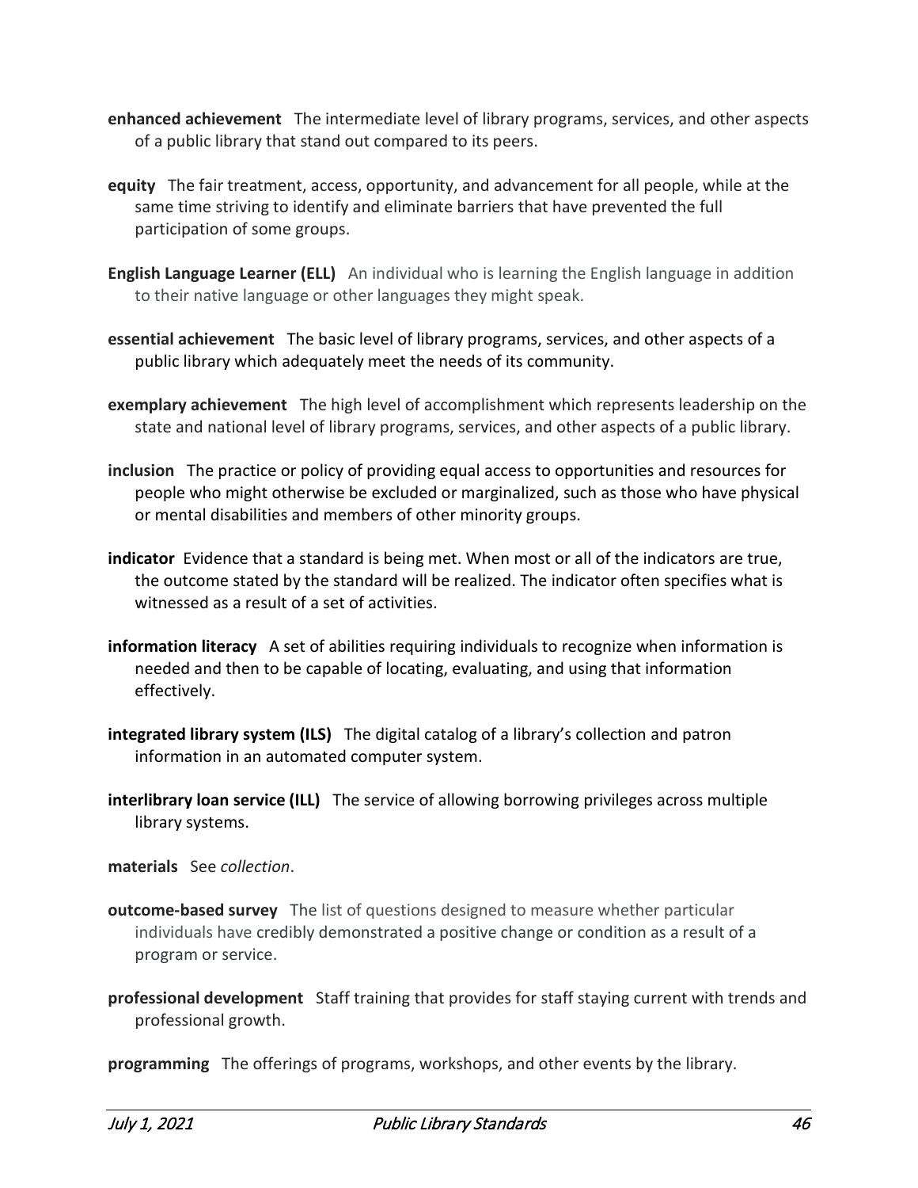**enhanced achievement** The intermediate level of library programs, services, and other aspects of a public library that stand out compared to its peers.

**equity** The fair treatment, access, opportunity, and advancement for all people, while at the same time striving to identify and eliminate barriers that have prevented the full participation of some groups.

**English Language Learner (ELL)** An individual who is learning the English language in addition to their native language or other languages they might speak.

**essential achievement** The basic level of library programs, services, and other aspects of a public library which adequately meet the needs of its community.

**exemplary achievement** The high level of accomplishment which represents leadership on the state and national level of library programs, services, and other aspects of a public library.

**inclusion** The practice or policy of providing equal access to opportunities and resources for people who might otherwise be excluded or marginalized, such as those who have physical or mental disabilities and members of other minority groups.

**indicator** Evidence that a standard is being met. When most or all of the indicators are true, the outcome stated by the standard will be realized. The indicator often specifies what is witnessed as a result of a set of activities.

**information literacy** A set of abilities requiring individuals to recognize when information is needed and then to be capable of locating, evaluating, and using that information effectively.

**integrated library system (ILS)** The digital catalog of a library's collection and patron information in an automated computer system.

**interlibrary loan service (ILL)** The service of allowing borrowing privileges across multiple library systems.

**materials** See *collection*.

**outcome-based survey** The list of questions designed to measure whether particular individuals have credibly demonstrated a positive change or condition as a result of a program or service.

**professional development** Staff training that provides for staff staying current with trends and professional growth.

**programming** The offerings of programs, workshops, and other events by the library.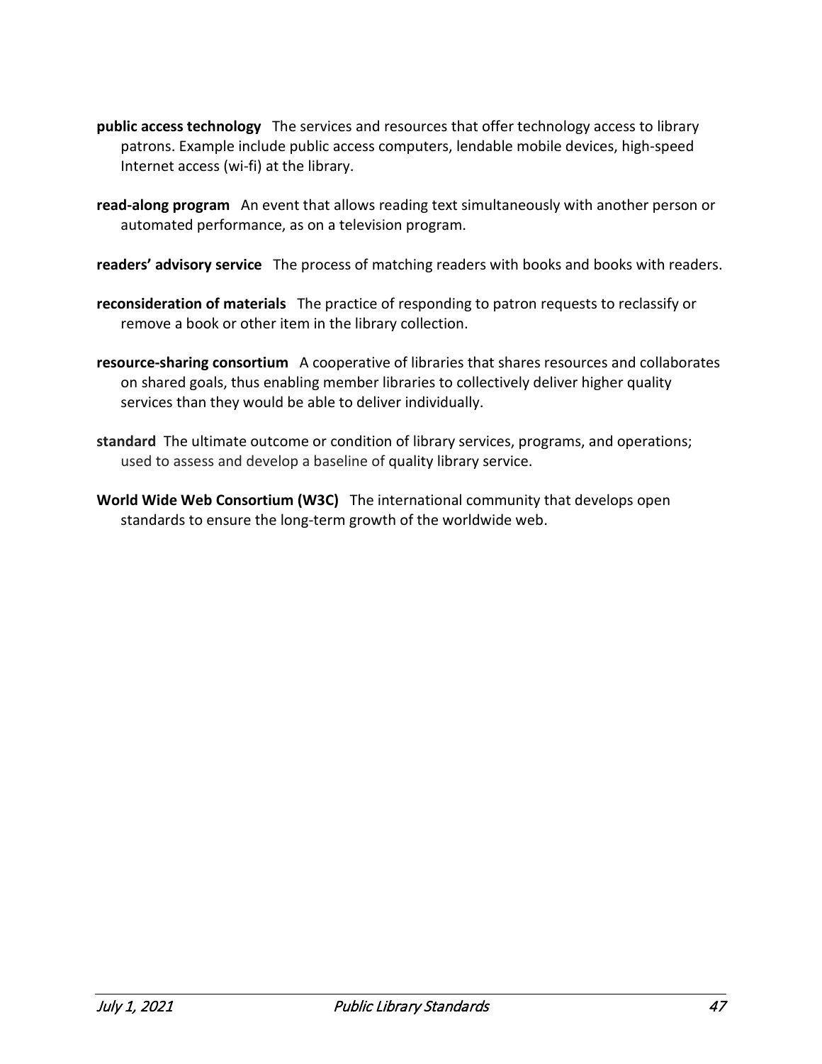**public access technology** The services and resources that offer technology access to library patrons. Example include public access computers, lendable mobile devices, high-speed Internet access (wi-fi) at the library.

**read-along program** An event that allows reading text simultaneously with another person or automated performance, as on a television program.

**readers' advisory service** The process of matching readers with books and books with readers.

**reconsideration of materials** The practice of responding to patron requests to reclassify or remove a book or other item in the library collection.

**resource-sharing consortium** A cooperative of libraries that shares resources and collaborates on shared goals, thus enabling member libraries to collectively deliver higher quality services than they would be able to deliver individually.

**standard** The ultimate outcome or condition of library services, programs, and operations; used to assess and develop a baseline of quality library service.

**World Wide Web Consortium (W3C)** The international community that develops open standards to ensure the long-term growth of the worldwide web.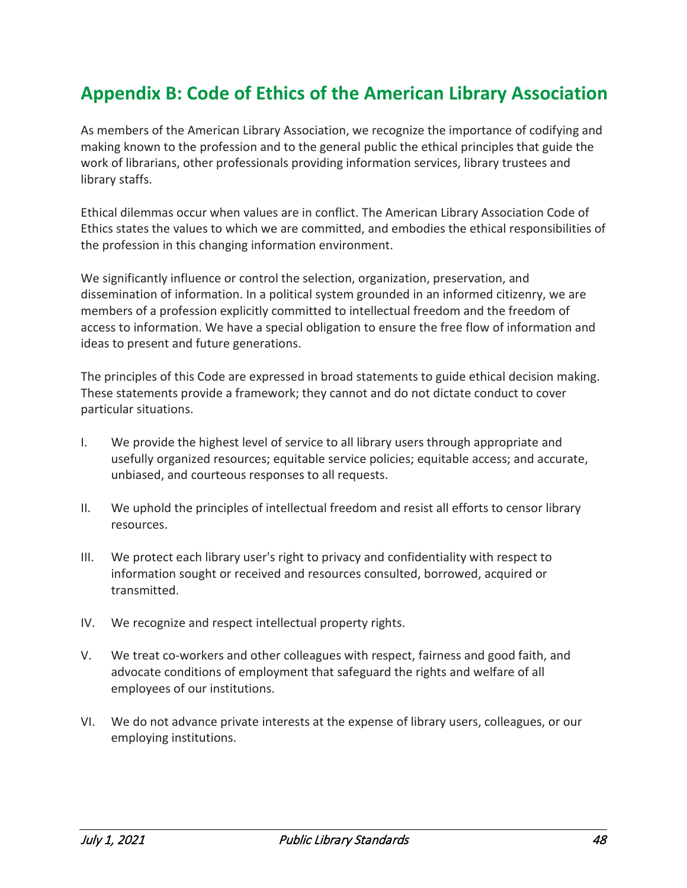## Appendix B: Code of Ethics of the American Library Association

As members of the American Library Association, we recognize the importance of codifying and making known to the profession and to the general public the ethical principles that guide the work of librarians, other professionals providing information services, library trustees and library staffs.

Ethical dilemmas occur when values are in conflict. The American Library Association Code of Ethics states the values to which we are committed, and embodies the ethical responsibilities of the profession in this changing information environment.

We significantly influence or control the selection, organization, preservation, and dissemination of information. In a political system grounded in an informed citizenry, we are members of a profession explicitly committed to intellectual freedom and the freedom of access to information. We have a special obligation to ensure the free flow of information and ideas to present and future generations.

The principles of this Code are expressed in broad statements to guide ethical decision making. These statements provide a framework; they cannot and do not dictate conduct to cover particular situations.

I. We provide the highest level of service to all library users through appropriate and usefully organized resources; equitable service policies; equitable access; and accurate, unbiased, and courteous responses to all requests.

II. We uphold the principles of intellectual freedom and resist all efforts to censor library resources.

III. We protect each library user's right to privacy and confidentiality with respect to information sought or received and resources consulted, borrowed, acquired or transmitted.

IV. We recognize and respect intellectual property rights.

V. We treat co-workers and other colleagues with respect, fairness and good faith, and advocate conditions of employment that safeguard the rights and welfare of all employees of our institutions.

VI. We do not advance private interests at the expense of library users, colleagues, or our employing institutions.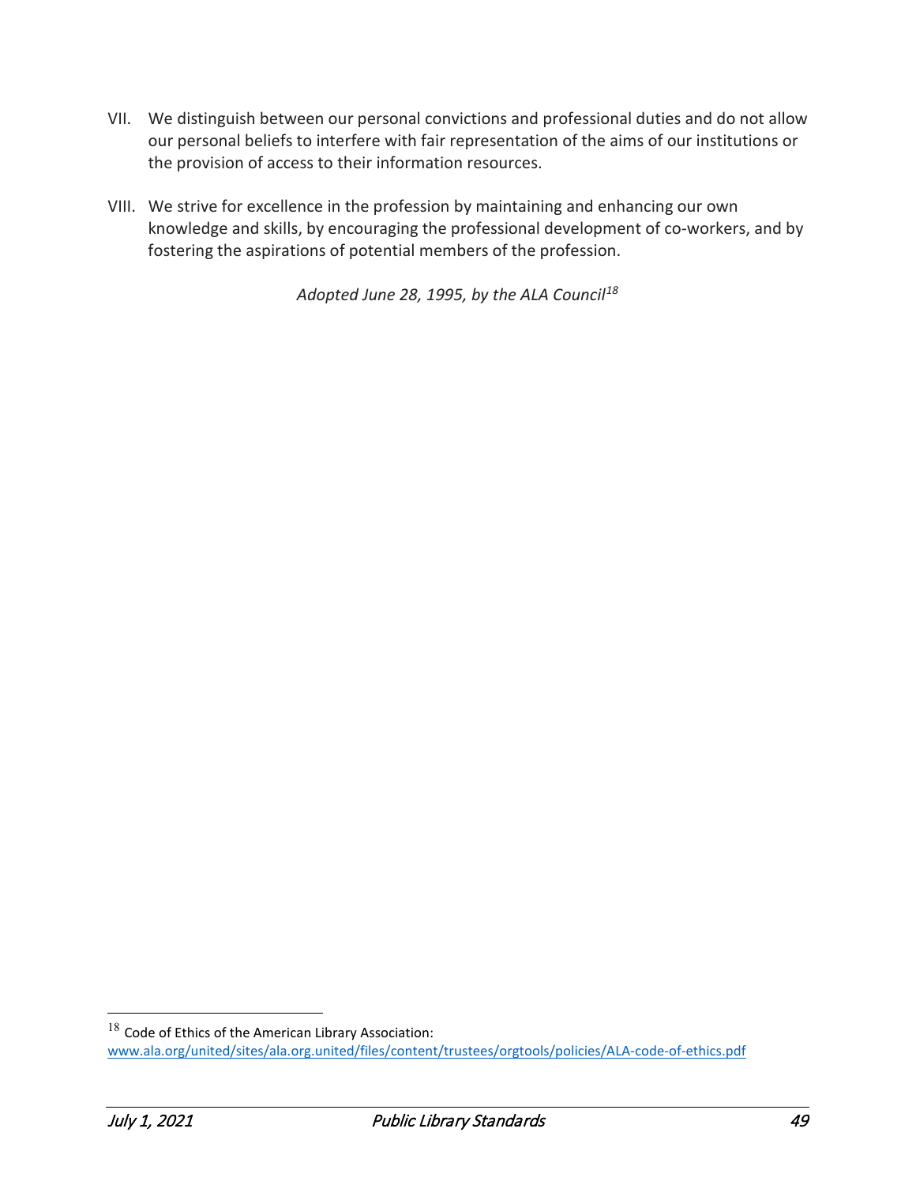VII. We distinguish between our personal convictions and professional duties and do not allow our personal beliefs to interfere with fair representation of the aims of our institutions or the provision of access to their information resources.

VIII. We strive for excellence in the profession by maintaining and enhancing our own knowledge and skills, by encouraging the professional development of co-workers, and by fostering the aspirations of potential members of the profession.

*Adopted June 28, 1995, by the ALA Council*[18]

---

[18] Code of Ethics of the American Library Association: www.ala.org/united/sites/ala.org.united/files/content/trustees/orgtools/policies/ALA-code-of-ethics.pdf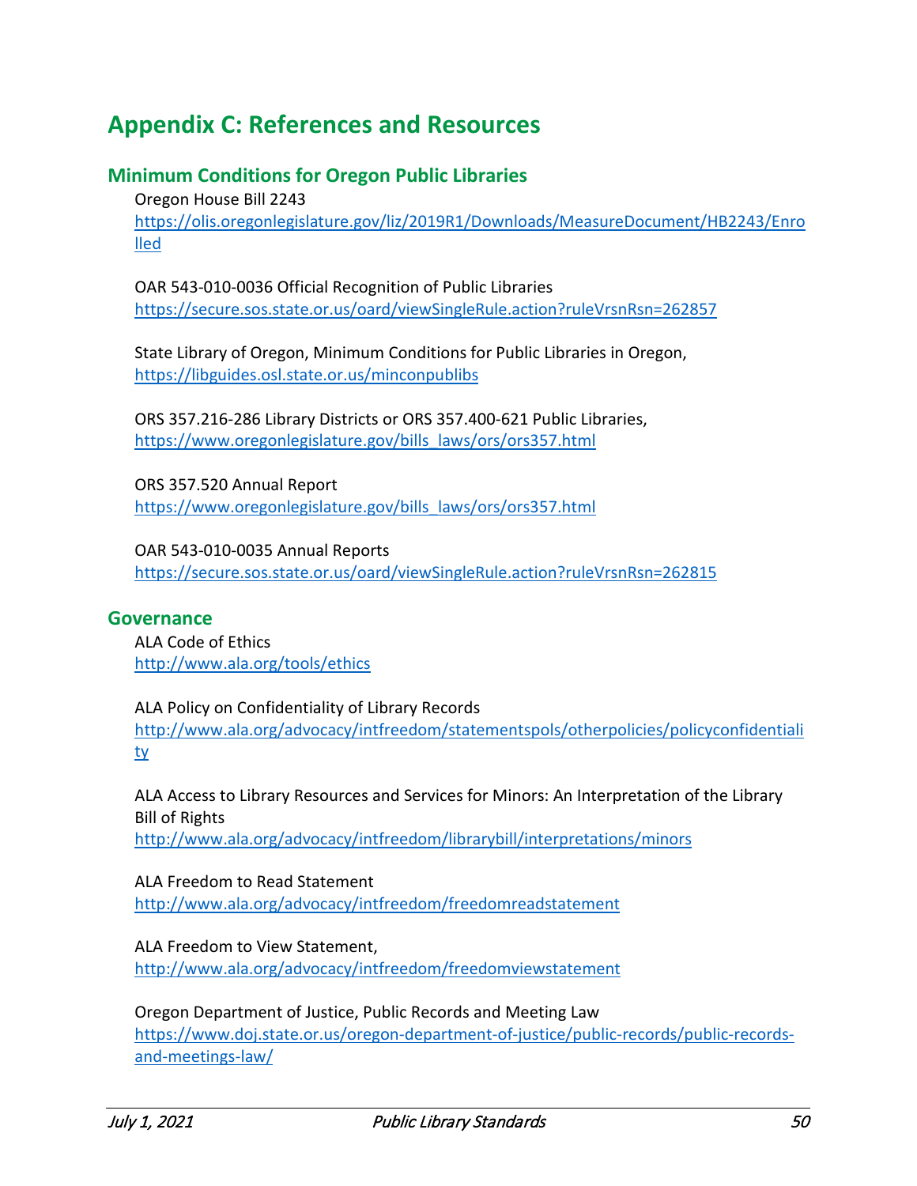# Appendix C: References and Resources

## Minimum Conditions for Oregon Public Libraries

Oregon House Bill 2243
https://olis.oregonlegislature.gov/liz/2019R1/Downloads/MeasureDocument/HB2243/Enrolled

OAR 543-010-0036 Official Recognition of Public Libraries
https://secure.sos.state.or.us/oard/viewSingleRule.action?ruleVrsnRsn=262857

State Library of Oregon, Minimum Conditions for Public Libraries in Oregon,
https://libguides.osl.state.or.us/minconpublibs

ORS 357.216-286 Library Districts or ORS 357.400-621 Public Libraries,
https://www.oregonlegislature.gov/bills_laws/ors/ors357.html

ORS 357.520 Annual Report
https://www.oregonlegislature.gov/bills_laws/ors/ors357.html

OAR 543-010-0035 Annual Reports
https://secure.sos.state.or.us/oard/viewSingleRule.action?ruleVrsnRsn=262815

## Governance

ALA Code of Ethics
http://www.ala.org/tools/ethics

ALA Policy on Confidentiality of Library Records
http://www.ala.org/advocacy/intfreedom/statementspols/otherpolicies/policyconfidentiality

ALA Access to Library Resources and Services for Minors: An Interpretation of the Library Bill of Rights
http://www.ala.org/advocacy/intfreedom/librarybill/interpretations/minors

ALA Freedom to Read Statement
http://www.ala.org/advocacy/intfreedom/freedomreadstatement

ALA Freedom to View Statement,
http://www.ala.org/advocacy/intfreedom/freedomviewstatement

Oregon Department of Justice, Public Records and Meeting Law
https://www.doj.state.or.us/oregon-department-of-justice/public-records/public-records-and-meetings-law/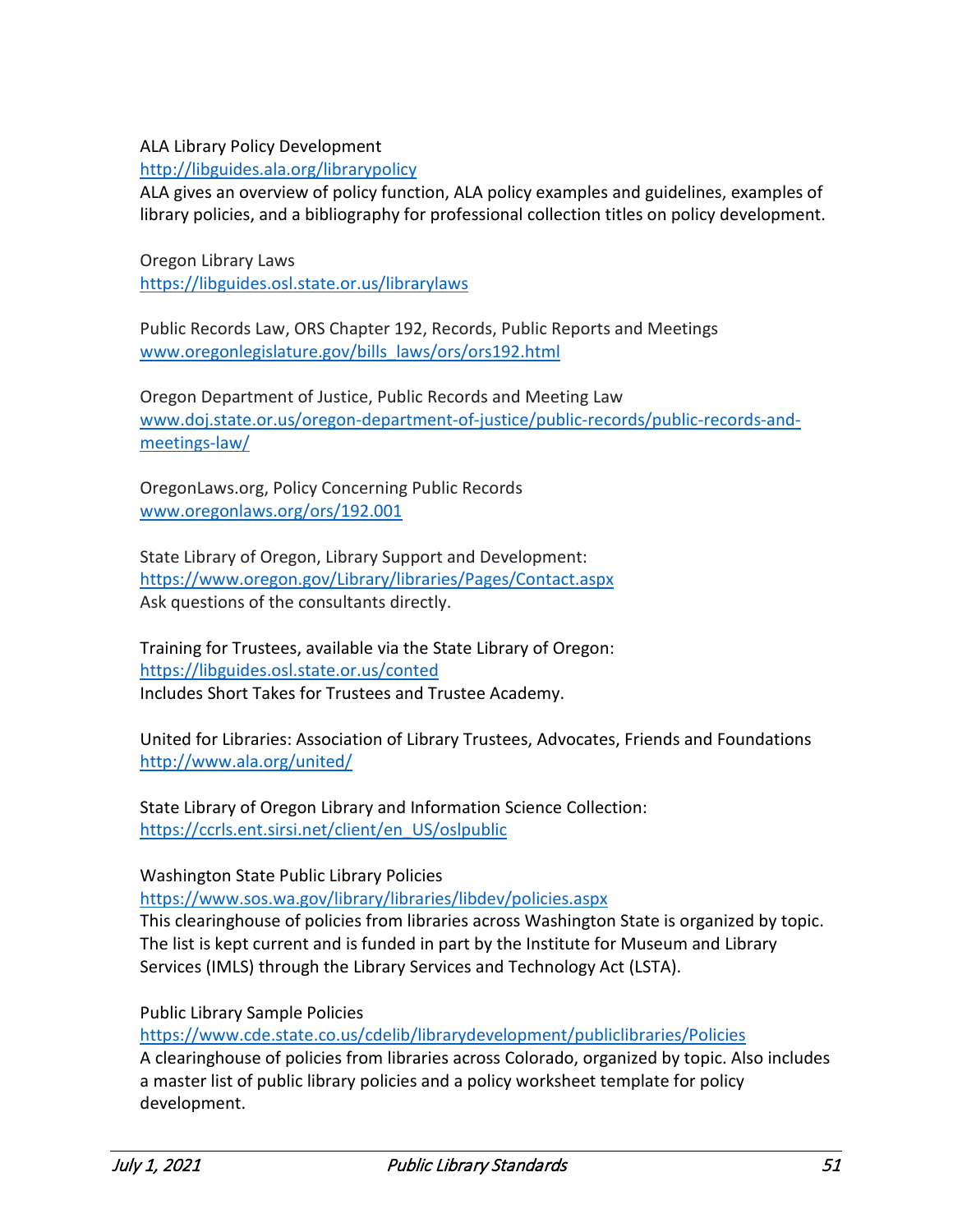ALA Library Policy Development
http://libguides.ala.org/librarypolicy
ALA gives an overview of policy function, ALA policy examples and guidelines, examples of library policies, and a bibliography for professional collection titles on policy development.

Oregon Library Laws
https://libguides.osl.state.or.us/librarylaws

Public Records Law, ORS Chapter 192, Records, Public Reports and Meetings
www.oregonlegislature.gov/bills_laws/ors/ors192.html

Oregon Department of Justice, Public Records and Meeting Law
www.doj.state.or.us/oregon-department-of-justice/public-records/public-records-and-meetings-law/

OregonLaws.org, Policy Concerning Public Records
www.oregonlaws.org/ors/192.001

State Library of Oregon, Library Support and Development:
https://www.oregon.gov/Library/libraries/Pages/Contact.aspx
Ask questions of the consultants directly.

Training for Trustees, available via the State Library of Oregon:
https://libguides.osl.state.or.us/conted
Includes Short Takes for Trustees and Trustee Academy.

United for Libraries: Association of Library Trustees, Advocates, Friends and Foundations
http://www.ala.org/united/

State Library of Oregon Library and Information Science Collection:
https://ccrls.ent.sirsi.net/client/en_US/oslpublic

Washington State Public Library Policies
https://www.sos.wa.gov/library/libraries/libdev/policies.aspx
This clearinghouse of policies from libraries across Washington State is organized by topic. The list is kept current and is funded in part by the Institute for Museum and Library Services (IMLS) through the Library Services and Technology Act (LSTA).

Public Library Sample Policies
https://www.cde.state.co.us/cdelib/librarydevelopment/publiclibraries/Policies
A clearinghouse of policies from libraries across Colorado, organized by topic. Also includes a master list of public library policies and a policy worksheet template for policy development.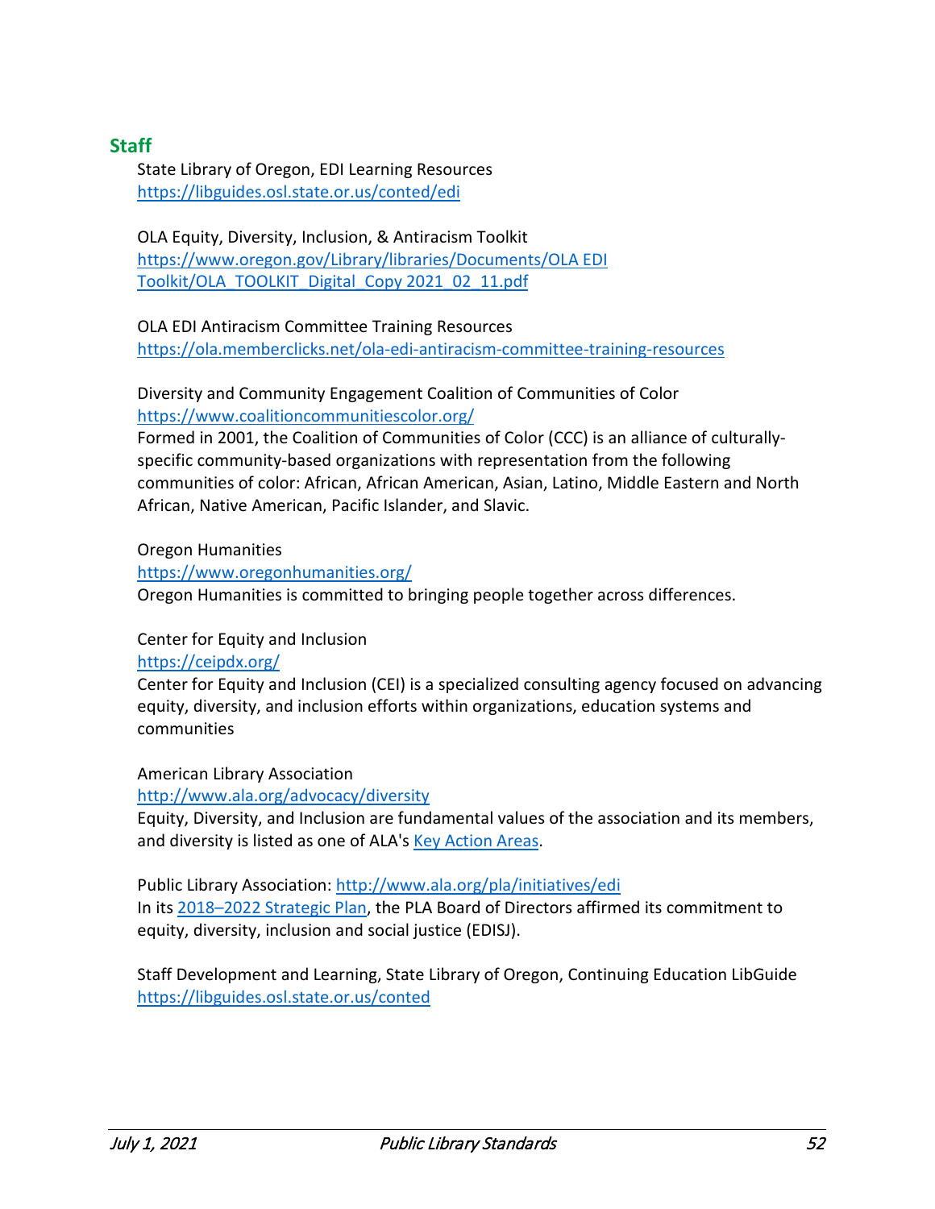## Staff

State Library of Oregon, EDI Learning Resources
https://libguides.osl.state.or.us/conted/edi

OLA Equity, Diversity, Inclusion, & Antiracism Toolkit
https://www.oregon.gov/Library/libraries/Documents/OLA EDI Toolkit/OLA_TOOLKIT_Digital_Copy 2021_02_11.pdf

OLA EDI Antiracism Committee Training Resources
https://ola.memberclicks.net/ola-edi-antiracism-committee-training-resources

Diversity and Community Engagement Coalition of Communities of Color
https://www.coalitioncommunitiescolor.org/
Formed in 2001, the Coalition of Communities of Color (CCC) is an alliance of culturally-specific community-based organizations with representation from the following communities of color: African, African American, Asian, Latino, Middle Eastern and North African, Native American, Pacific Islander, and Slavic.

Oregon Humanities
https://www.oregonhumanities.org/
Oregon Humanities is committed to bringing people together across differences.

Center for Equity and Inclusion
https://ceipdx.org/
Center for Equity and Inclusion (CEI) is a specialized consulting agency focused on advancing equity, diversity, and inclusion efforts within organizations, education systems and communities

American Library Association
http://www.ala.org/advocacy/diversity
Equity, Diversity, and Inclusion are fundamental values of the association and its members, and diversity is listed as one of ALA's Key Action Areas.

Public Library Association: http://www.ala.org/pla/initiatives/edi
In its 2018–2022 Strategic Plan, the PLA Board of Directors affirmed its commitment to equity, diversity, inclusion and social justice (EDISJ).

Staff Development and Learning, State Library of Oregon, Continuing Education LibGuide
https://libguides.osl.state.or.us/conted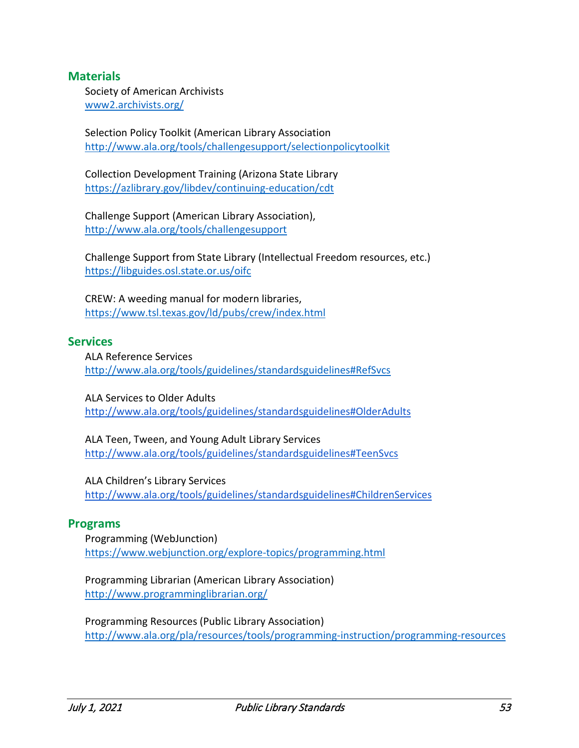## Materials

Society of American Archivists
www2.archivists.org/

Selection Policy Toolkit (American Library Association
http://www.ala.org/tools/challengesupport/selectionpolicytoolkit

Collection Development Training (Arizona State Library
https://azlibrary.gov/libdev/continuing-education/cdt

Challenge Support (American Library Association),
http://www.ala.org/tools/challengesupport

Challenge Support from State Library (Intellectual Freedom resources, etc.)
https://libguides.osl.state.or.us/oifc

CREW: A weeding manual for modern libraries,
https://www.tsl.texas.gov/ld/pubs/crew/index.html

## Services

ALA Reference Services
http://www.ala.org/tools/guidelines/standardsguidelines#RefSvcs

ALA Services to Older Adults
http://www.ala.org/tools/guidelines/standardsguidelines#OlderAdults

ALA Teen, Tween, and Young Adult Library Services
http://www.ala.org/tools/guidelines/standardsguidelines#TeenSvcs

ALA Children's Library Services
http://www.ala.org/tools/guidelines/standardsguidelines#ChildrenServices

## Programs

Programming (WebJunction)
https://www.webjunction.org/explore-topics/programming.html

Programming Librarian (American Library Association)
http://www.programminglibrarian.org/

Programming Resources (Public Library Association)
http://www.ala.org/pla/resources/tools/programming-instruction/programming-resources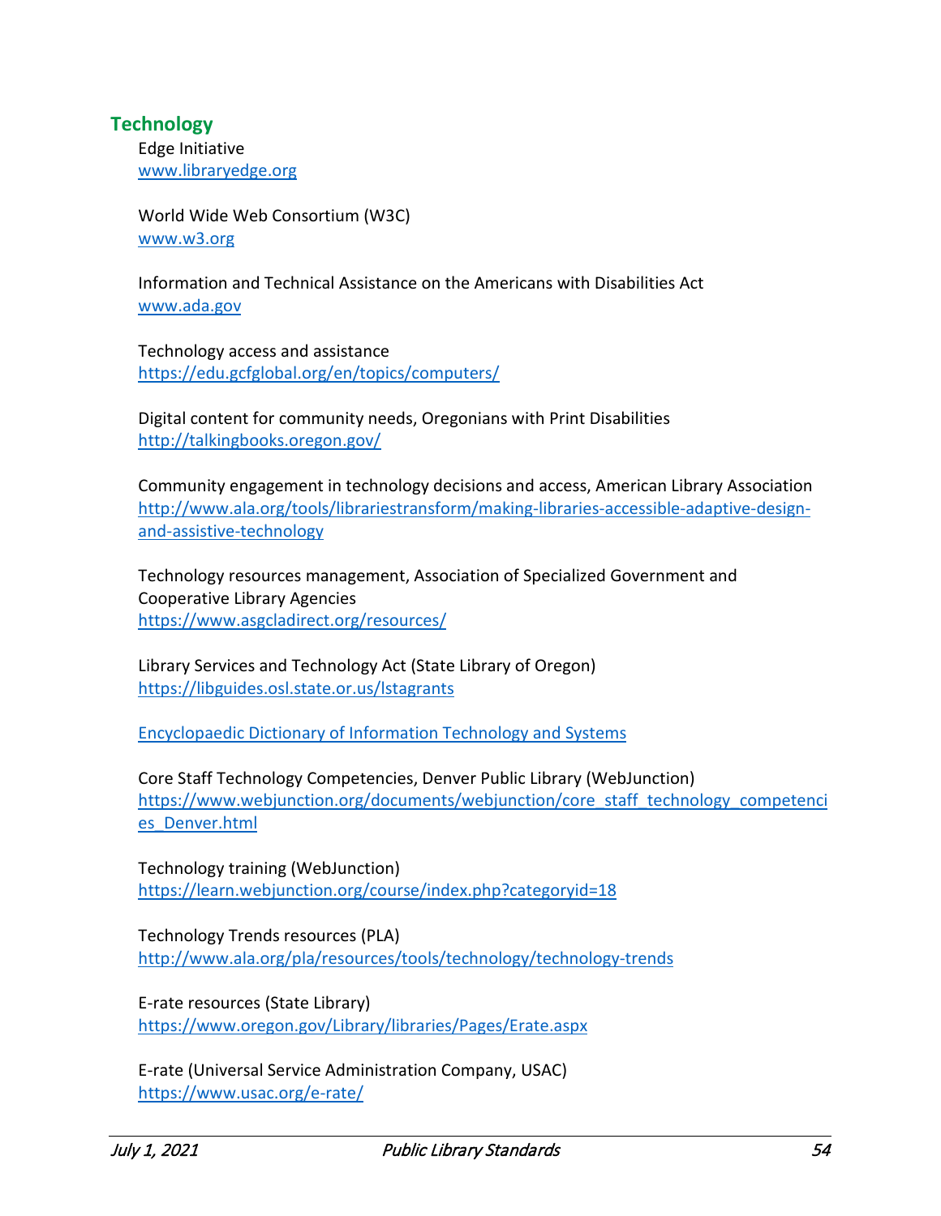## Technology

Edge Initiative
www.libraryedge.org

World Wide Web Consortium (W3C)
www.w3.org

Information and Technical Assistance on the Americans with Disabilities Act
www.ada.gov

Technology access and assistance
https://edu.gcfglobal.org/en/topics/computers/

Digital content for community needs, Oregonians with Print Disabilities
http://talkingbooks.oregon.gov/

Community engagement in technology decisions and access, American Library Association
http://www.ala.org/tools/librariestransform/making-libraries-accessible-adaptive-design-and-assistive-technology

Technology resources management, Association of Specialized Government and Cooperative Library Agencies
https://www.asgcladirect.org/resources/

Library Services and Technology Act (State Library of Oregon)
https://libguides.osl.state.or.us/lstagrants

Encyclopaedic Dictionary of Information Technology and Systems

Core Staff Technology Competencies, Denver Public Library (WebJunction)
https://www.webjunction.org/documents/webjunction/core_staff_technology_competencies_Denver.html

Technology training (WebJunction)
https://learn.webjunction.org/course/index.php?categoryid=18

Technology Trends resources (PLA)
http://www.ala.org/pla/resources/tools/technology/technology-trends

E-rate resources (State Library)
https://www.oregon.gov/Library/libraries/Pages/Erate.aspx

E-rate (Universal Service Administration Company, USAC)
https://www.usac.org/e-rate/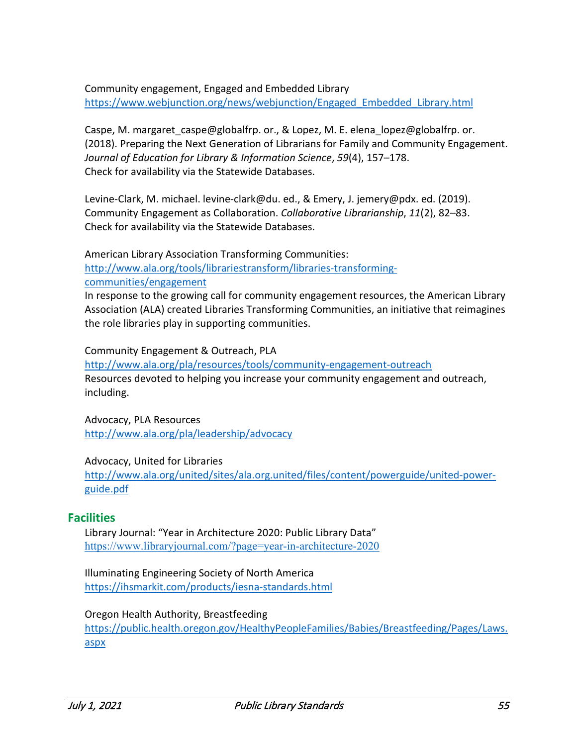Community engagement, Engaged and Embedded Library
https://www.webjunction.org/news/webjunction/Engaged_Embedded_Library.html

Caspe, M. margaret_caspe@globalfrp. or., & Lopez, M. E. elena_lopez@globalfrp. or. (2018). Preparing the Next Generation of Librarians for Family and Community Engagement. *Journal of Education for Library & Information Science*, *59*(4), 157–178.
Check for availability via the Statewide Databases.

Levine-Clark, M. michael. levine-clark@du. ed., & Emery, J. jemery@pdx. ed. (2019). Community Engagement as Collaboration. *Collaborative Librarianship*, *11*(2), 82–83.
Check for availability via the Statewide Databases.

American Library Association Transforming Communities:
http://www.ala.org/tools/librariestransform/libraries-transforming-communities/engagement
In response to the growing call for community engagement resources, the American Library Association (ALA) created Libraries Transforming Communities, an initiative that reimagines the role libraries play in supporting communities.

Community Engagement & Outreach, PLA
http://www.ala.org/pla/resources/tools/community-engagement-outreach
Resources devoted to helping you increase your community engagement and outreach, including.

Advocacy, PLA Resources
http://www.ala.org/pla/leadership/advocacy

Advocacy, United for Libraries
http://www.ala.org/united/sites/ala.org.united/files/content/powerguide/united-power-guide.pdf

## Facilities

Library Journal: "Year in Architecture 2020: Public Library Data"
https://www.libraryjournal.com/?page=year-in-architecture-2020

Illuminating Engineering Society of North America
https://ihsmarkit.com/products/iesna-standards.html

Oregon Health Authority, Breastfeeding
https://public.health.oregon.gov/HealthyPeopleFamilies/Babies/Breastfeeding/Pages/Laws.aspx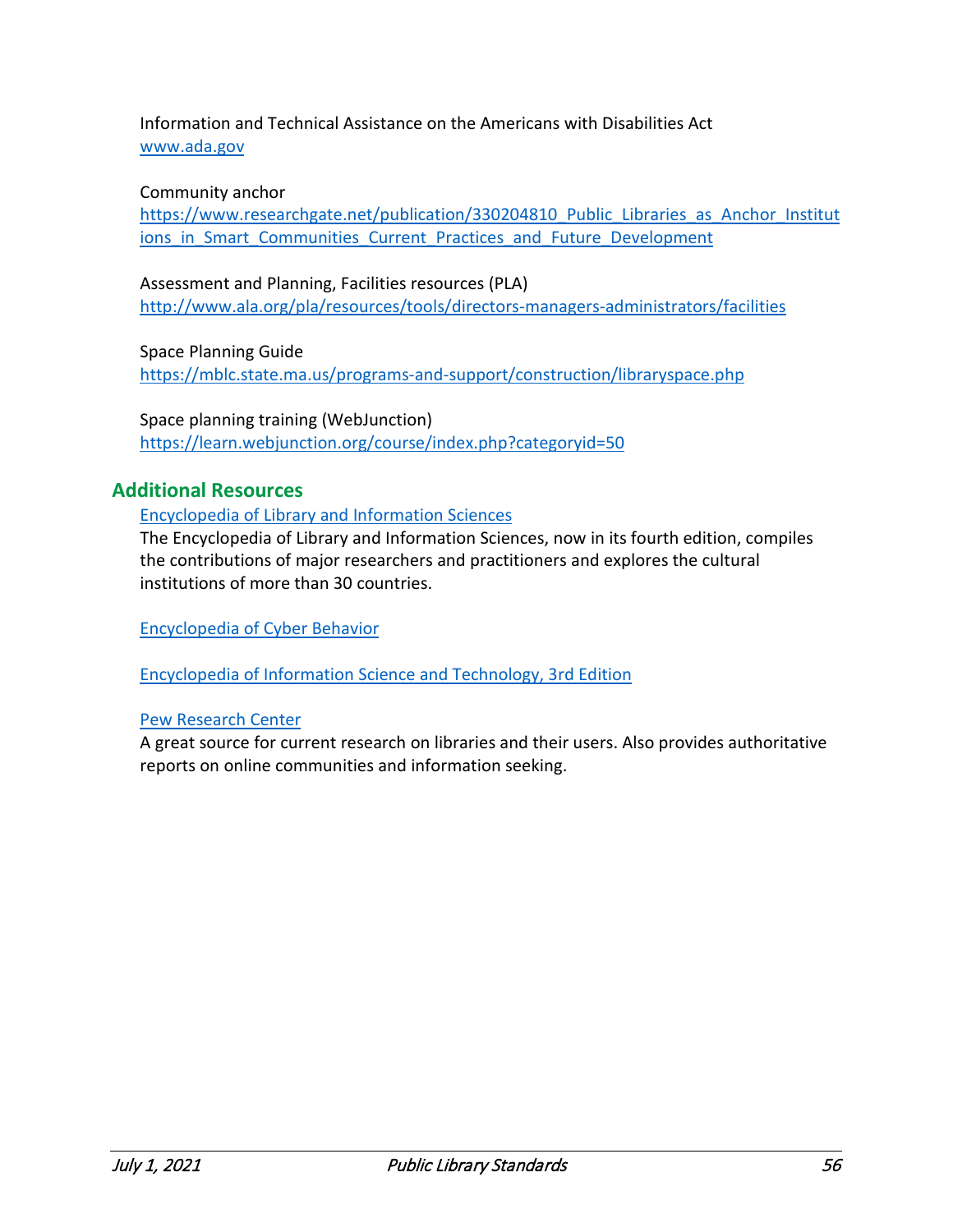Information and Technical Assistance on the Americans with Disabilities Act
[www.ada.gov](http://www.ada.gov)

Community anchor
[https://www.researchgate.net/publication/330204810_Public_Libraries_as_Anchor_Institutions_in_Smart_Communities_Current_Practices_and_Future_Development](https://www.researchgate.net/publication/330204810_Public_Libraries_as_Anchor_Institutions_in_Smart_Communities_Current_Practices_and_Future_Development)

Assessment and Planning, Facilities resources (PLA)
[http://www.ala.org/pla/resources/tools/directors-managers-administrators/facilities](http://www.ala.org/pla/resources/tools/directors-managers-administrators/facilities)

Space Planning Guide
[https://mblc.state.ma.us/programs-and-support/construction/libraryspace.php](https://mblc.state.ma.us/programs-and-support/construction/libraryspace.php)

Space planning training (WebJunction)
[https://learn.webjunction.org/course/index.php?categoryid=50](https://learn.webjunction.org/course/index.php?categoryid=50)

## Additional Resources

Encyclopedia of Library and Information Sciences
The Encyclopedia of Library and Information Sciences, now in its fourth edition, compiles the contributions of major researchers and practitioners and explores the cultural institutions of more than 30 countries.

Encyclopedia of Cyber Behavior

Encyclopedia of Information Science and Technology, 3rd Edition

Pew Research Center
A great source for current research on libraries and their users. Also provides authoritative reports on online communities and information seeking.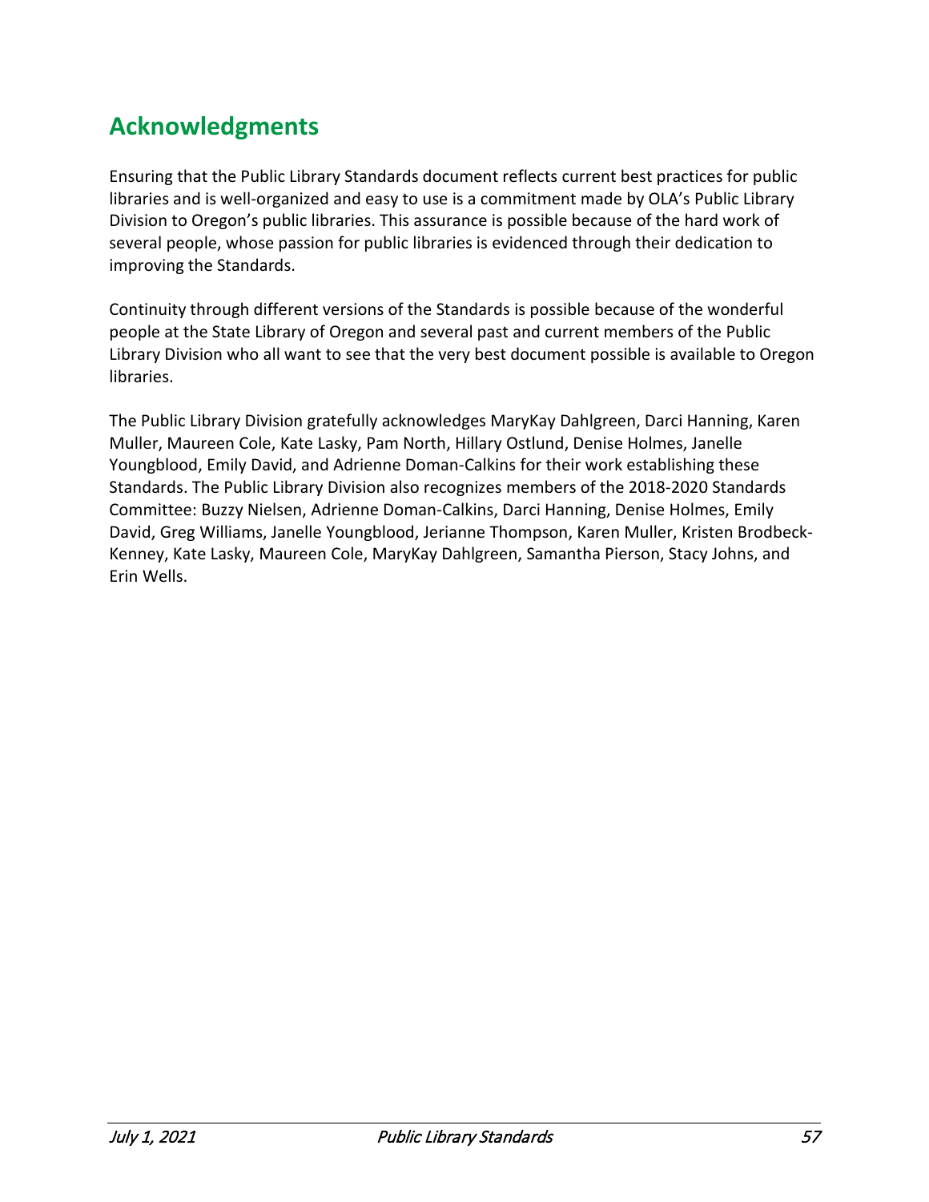# Acknowledgments

Ensuring that the Public Library Standards document reflects current best practices for public libraries and is well-organized and easy to use is a commitment made by OLA's Public Library Division to Oregon's public libraries. This assurance is possible because of the hard work of several people, whose passion for public libraries is evidenced through their dedication to improving the Standards.

Continuity through different versions of the Standards is possible because of the wonderful people at the State Library of Oregon and several past and current members of the Public Library Division who all want to see that the very best document possible is available to Oregon libraries.

The Public Library Division gratefully acknowledges MaryKay Dahlgreen, Darci Hanning, Karen Muller, Maureen Cole, Kate Lasky, Pam North, Hillary Ostlund, Denise Holmes, Janelle Youngblood, Emily David, and Adrienne Doman-Calkins for their work establishing these Standards. The Public Library Division also recognizes members of the 2018-2020 Standards Committee: Buzzy Nielsen, Adrienne Doman-Calkins, Darci Hanning, Denise Holmes, Emily David, Greg Williams, Janelle Youngblood, Jerianne Thompson, Karen Muller, Kristen Brodbeck-Kenney, Kate Lasky, Maureen Cole, MaryKay Dahlgreen, Samantha Pierson, Stacy Johns, and Erin Wells.